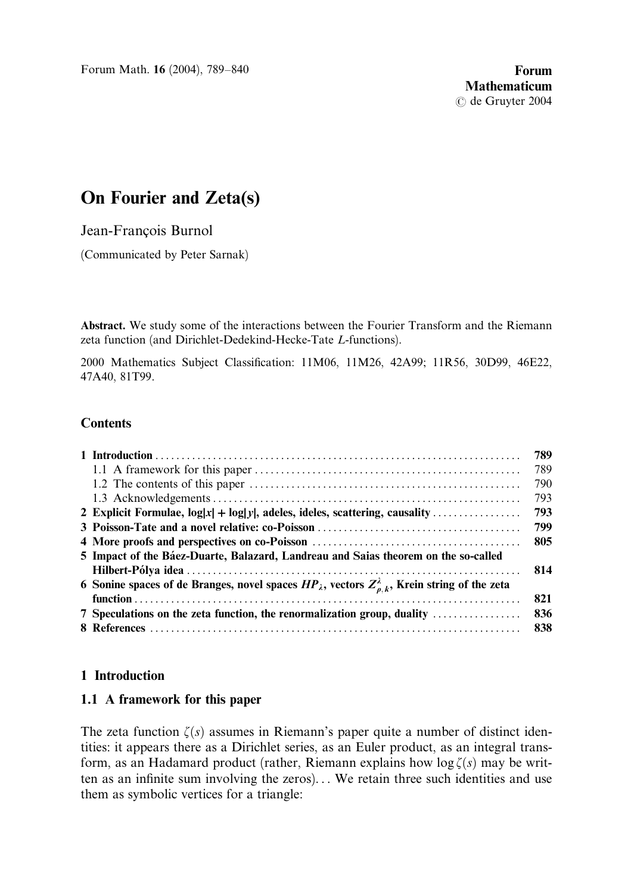# On Fourier and Zeta(s)

Jean-François Burnol

(Communicated by Peter Sarnak)

**Abstract.** We study some of the interactions between the Fourier Transform and the Riemann zeta function (and Dirichlet-Dedekind-Hecke-Tate $L$-functions).

2000 Mathematics Subject Classification: 11M06, 11M26, 42A99; 11R56, 30D99, 46E22, 47A40, 81T99.

## Contents

| | |
|---|---|
| **1 Introduction** | **789** |
| 1.1 A framework for this paper | 789 |
| 1.2 The contents of this paper | 790 |
| 1.3 Acknowledgements | 793 |
| **2 Explicit Formulae, $\log\lvert x\rvert + \log\lvert y\rvert$, adeles, ideles, scattering, causality** | **793** |
| **3 Poisson-Tate and a novel relative: co-Poisson** | **799** |
| **4 More proofs and perspectives on co-Poisson** | **805** |
| **5 Impact of the Báez-Duarte, Balazard, Landreau and Saias theorem on the so-called Hilbert-Pólya idea** | **814** |
| **6 Sonine spaces of de Branges, novel spaces $HP_\lambda$, vectors $Z^\lambda_{\rho,k}$, Krein string of the zeta function** | **821** |
| **7 Speculations on the zeta function, the renormalization group, duality** | **836** |
| **8 References** | **838** |

## 1 Introduction

### 1.1 A framework for this paper

The zeta function $\zeta(s)$ assumes in Riemann's paper quite a number of distinct identities: it appears there as a Dirichlet series, as an Euler product, as an integral transform, as an Hadamard product (rather, Riemann explains how $\log\zeta(s)$ may be written as an infinite sum involving the zeros)... We retain three such identities and use them as symbolic vertices for a triangle: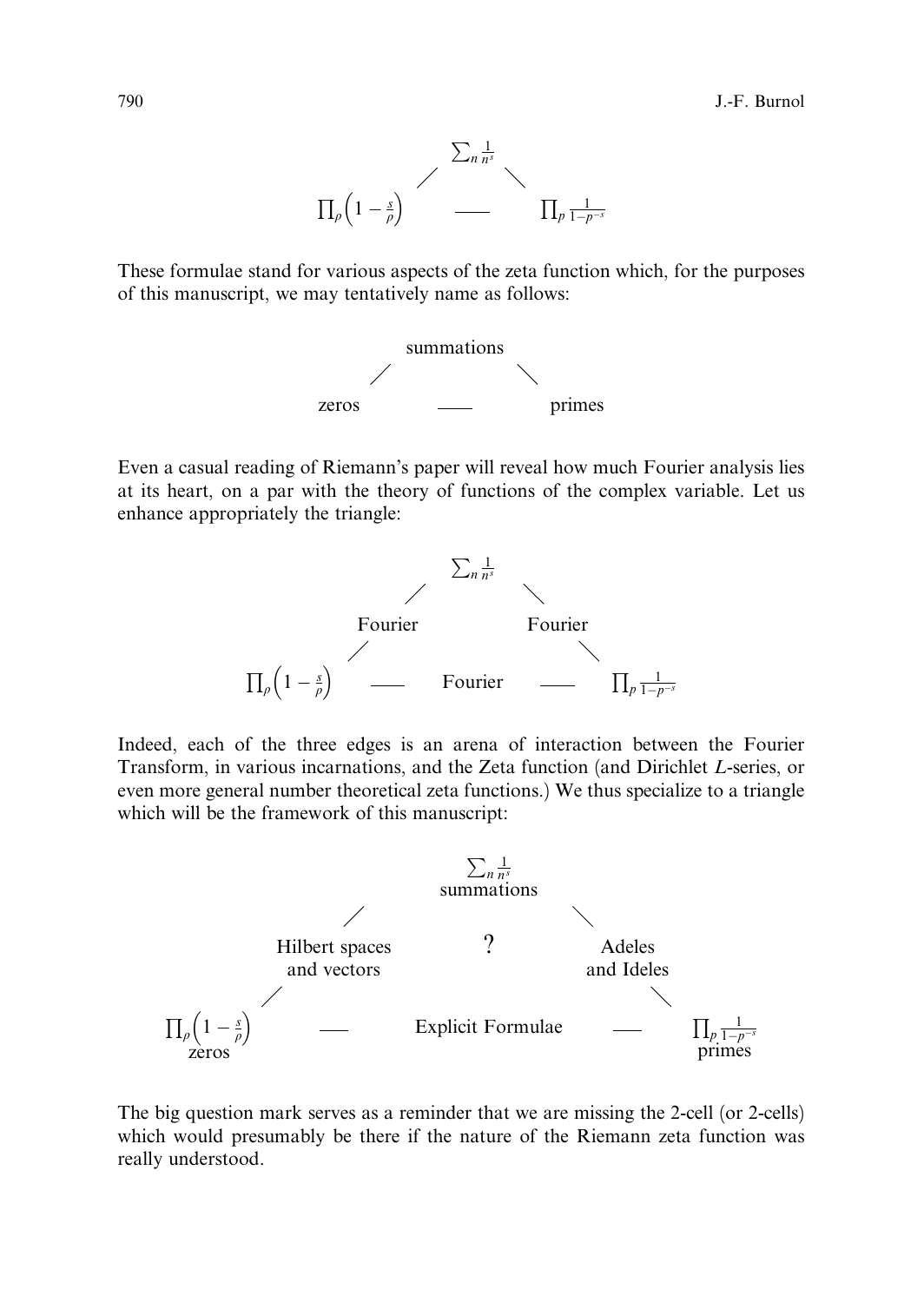$$
\begin{array}{ccccc}
 & & \sum_n \frac{1}{n^s} & & \\
 & / & & \backslash & \\
\prod_\rho \left(1 - \frac{s}{\rho}\right) & & \text{——} & & \prod_p \frac{1}{1-p^{-s}}
\end{array}
$$

These formulae stand for various aspects of the zeta function which, for the purposes of this manuscript, we may tentatively name as follows:

$$
\begin{array}{ccccc}
 & & \text{summations} & & \\
 & / & & \backslash & \\
\text{zeros} & & \text{——} & & \text{primes}
\end{array}
$$

Even a casual reading of Riemann's paper will reveal how much Fourier analysis lies at its heart, on a par with the theory of functions of the complex variable. Let us enhance appropriately the triangle:

$$
\begin{array}{ccccccc}
 & & & \sum_n \frac{1}{n^s} & & & \\
 & & / & & \backslash & & \\
 & \text{Fourier} & & & & \text{Fourier} & \\
 & / & & & & & \backslash \\
\prod_\rho \left(1 - \frac{s}{\rho}\right) & \text{——} & & \text{Fourier} & & \text{——} & \prod_p \frac{1}{1-p^{-s}}
\end{array}
$$

Indeed, each of the three edges is an arena of interaction between the Fourier Transform, in various incarnations, and the Zeta function (and Dirichlet $L$-series, or even more general number theoretical zeta functions.) We thus specialize to a triangle which will be the framework of this manuscript:

$$
\begin{array}{ccccccc}
 & & & \sum_n \frac{1}{n^s} & & & \\
 & & & \text{summations} & & & \\
 & & / & & \backslash & & \\
 & \text{Hilbert spaces and vectors} & & ? & & \text{Adeles and Ideles} & \\
 & / & & & & & \backslash \\
\prod_\rho \left(1 - \frac{s}{\rho}\right) & \text{——} & & \text{Explicit Formulae} & & \text{——} & \prod_p \frac{1}{1-p^{-s}} \\
\text{zeros} & & & & & & \text{primes}
\end{array}
$$

The big question mark serves as a reminder that we are missing the 2-cell (or 2-cells) which would presumably be there if the nature of the Riemann zeta function was really understood.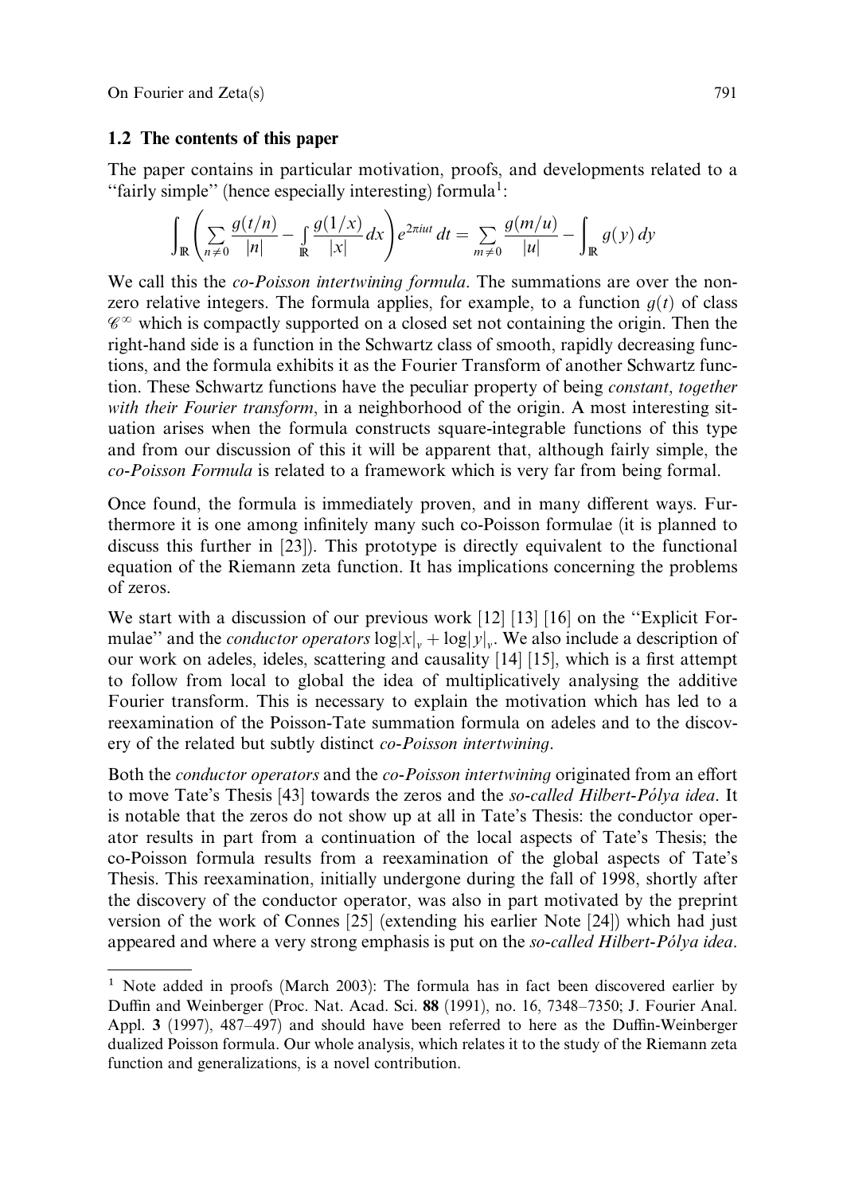### 1.2 The contents of this paper

The paper contains in particular motivation, proofs, and developments related to a "fairly simple" (hence especially interesting) formula[1]:

$$\int_{\mathbb{R}} \left( \sum_{n \neq 0} \frac{g(t/n)}{|n|} - \int_{\mathbb{R}} \frac{g(1/x)}{|x|} dx \right) e^{2\pi i u t} \, dt = \sum_{m \neq 0} \frac{g(m/u)}{|u|} - \int_{\mathbb{R}} g(y) \, dy$$

We call this the *co-Poisson intertwining formula*. The summations are over the non-zero relative integers. The formula applies, for example, to a function $g(t)$ of class $\mathscr{C}^\infty$ which is compactly supported on a closed set not containing the origin. Then the right-hand side is a function in the Schwartz class of smooth, rapidly decreasing functions, and the formula exhibits it as the Fourier Transform of another Schwartz function. These Schwartz functions have the peculiar property of being *constant, together with their Fourier transform*, in a neighborhood of the origin. A most interesting situation arises when the formula constructs square-integrable functions of this type and from our discussion of this it will be apparent that, although fairly simple, the *co-Poisson Formula* is related to a framework which is very far from being formal.

Once found, the formula is immediately proven, and in many different ways. Furthermore it is one among infinitely many such co-Poisson formulae (it is planned to discuss this further in [23]). This prototype is directly equivalent to the functional equation of the Riemann zeta function. It has implications concerning the problems of zeros.

We start with a discussion of our previous work [12] [13] [16] on the "Explicit Formulae" and the *conductor operators* $\log|x|_v + \log|y|_v$. We also include a description of our work on adeles, ideles, scattering and causality [14] [15], which is a first attempt to follow from local to global the idea of multiplicatively analysing the additive Fourier transform. This is necessary to explain the motivation which has led to a reexamination of the Poisson-Tate summation formula on adeles and to the discovery of the related but subtly distinct *co-Poisson intertwining*.

Both the *conductor operators* and the *co-Poisson intertwining* originated from an effort to move Tate's Thesis [43] towards the zeros and the *so-called Hilbert-Pólya idea*. It is notable that the zeros do not show up at all in Tate's Thesis: the conductor operator results in part from a continuation of the local aspects of Tate's Thesis; the co-Poisson formula results from a reexamination of the global aspects of Tate's Thesis. This reexamination, initially undergone during the fall of 1998, shortly after the discovery of the conductor operator, was also in part motivated by the preprint version of the work of Connes [25] (extending his earlier Note [24]) which had just appeared and where a very strong emphasis is put on the *so-called Hilbert-Pólya idea*.

---

[1] Note added in proofs (March 2003): The formula has in fact been discovered earlier by Duffin and Weinberger (Proc. Nat. Acad. Sci. **88** (1991), no. 16, 7348–7350; J. Fourier Anal. Appl. **3** (1997), 487–497) and should have been referred to here as the Duffin-Weinberger dualized Poisson formula. Our whole analysis, which relates it to the study of the Riemann zeta function and generalizations, is a novel contribution.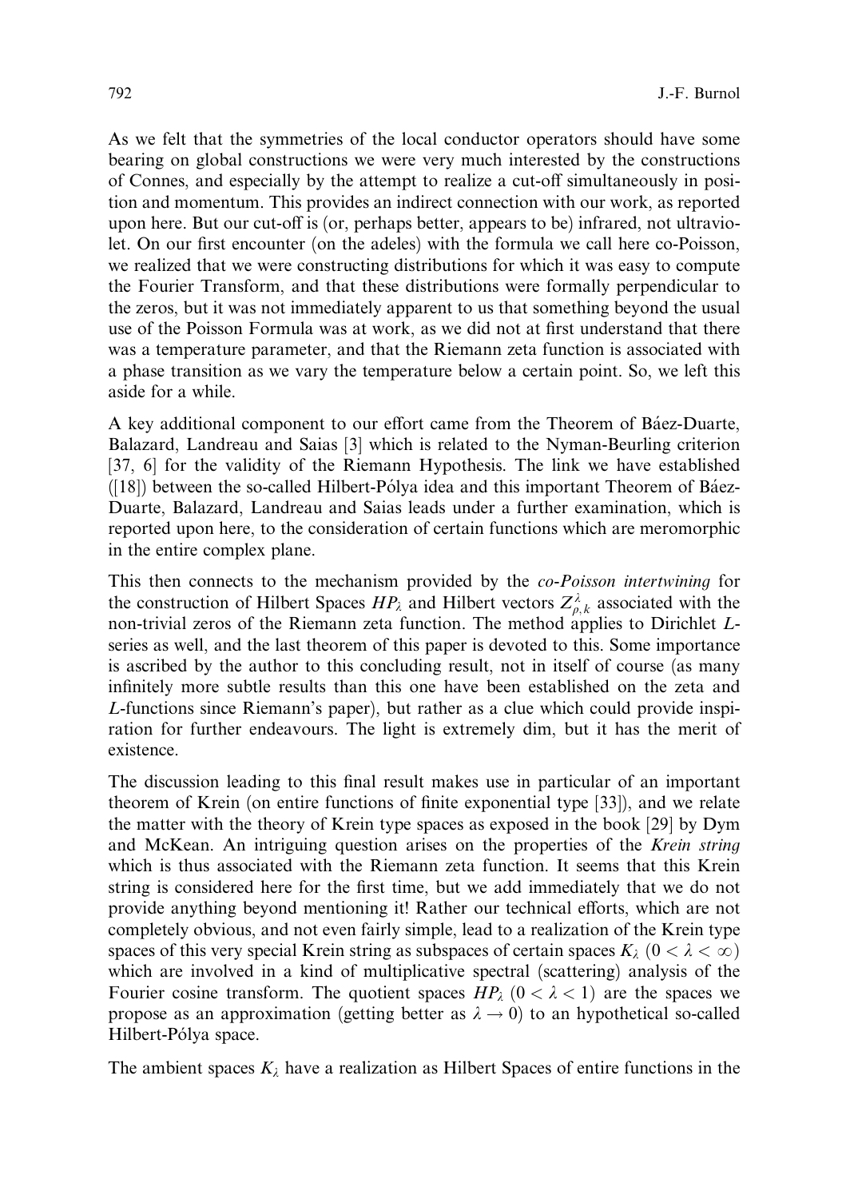As we felt that the symmetries of the local conductor operators should have some bearing on global constructions we were very much interested by the constructions of Connes, and especially by the attempt to realize a cut-off simultaneously in position and momentum. This provides an indirect connection with our work, as reported upon here. But our cut-off is (or, perhaps better, appears to be) infrared, not ultraviolet. On our first encounter (on the adeles) with the formula we call here co-Poisson, we realized that we were constructing distributions for which it was easy to compute the Fourier Transform, and that these distributions were formally perpendicular to the zeros, but it was not immediately apparent to us that something beyond the usual use of the Poisson Formula was at work, as we did not at first understand that there was a temperature parameter, and that the Riemann zeta function is associated with a phase transition as we vary the temperature below a certain point. So, we left this aside for a while.

A key additional component to our effort came from the Theorem of Báez-Duarte, Balazard, Landreau and Saias [3] which is related to the Nyman-Beurling criterion [37, 6] for the validity of the Riemann Hypothesis. The link we have established ([18]) between the so-called Hilbert-Pólya idea and this important Theorem of Báez-Duarte, Balazard, Landreau and Saias leads under a further examination, which is reported upon here, to the consideration of certain functions which are meromorphic in the entire complex plane.

This then connects to the mechanism provided by the *co-Poisson intertwining* for the construction of Hilbert Spaces $HP_\lambda$ and Hilbert vectors $Z^\lambda_{\rho,k}$ associated with the non-trivial zeros of the Riemann zeta function. The method applies to Dirichlet $L$-series as well, and the last theorem of this paper is devoted to this. Some importance is ascribed by the author to this concluding result, not in itself of course (as many infinitely more subtle results than this one have been established on the zeta and $L$-functions since Riemann's paper), but rather as a clue which could provide inspiration for further endeavours. The light is extremely dim, but it has the merit of existence.

The discussion leading to this final result makes use in particular of an important theorem of Krein (on entire functions of finite exponential type [33]), and we relate the matter with the theory of Krein type spaces as exposed in the book [29] by Dym and McKean. An intriguing question arises on the properties of the *Krein string* which is thus associated with the Riemann zeta function. It seems that this Krein string is considered here for the first time, but we add immediately that we do not provide anything beyond mentioning it! Rather our technical efforts, which are not completely obvious, and not even fairly simple, lead to a realization of the Krein type spaces of this very special Krein string as subspaces of certain spaces $K_\lambda$ $(0 < \lambda < \infty)$ which are involved in a kind of multiplicative spectral (scattering) analysis of the Fourier cosine transform. The quotient spaces $HP_\lambda$ $(0 < \lambda < 1)$ are the spaces we propose as an approximation (getting better as $\lambda \to 0$) to an hypothetical so-called Hilbert-Pólya space.

The ambient spaces $K_\lambda$ have a realization as Hilbert Spaces of entire functions in the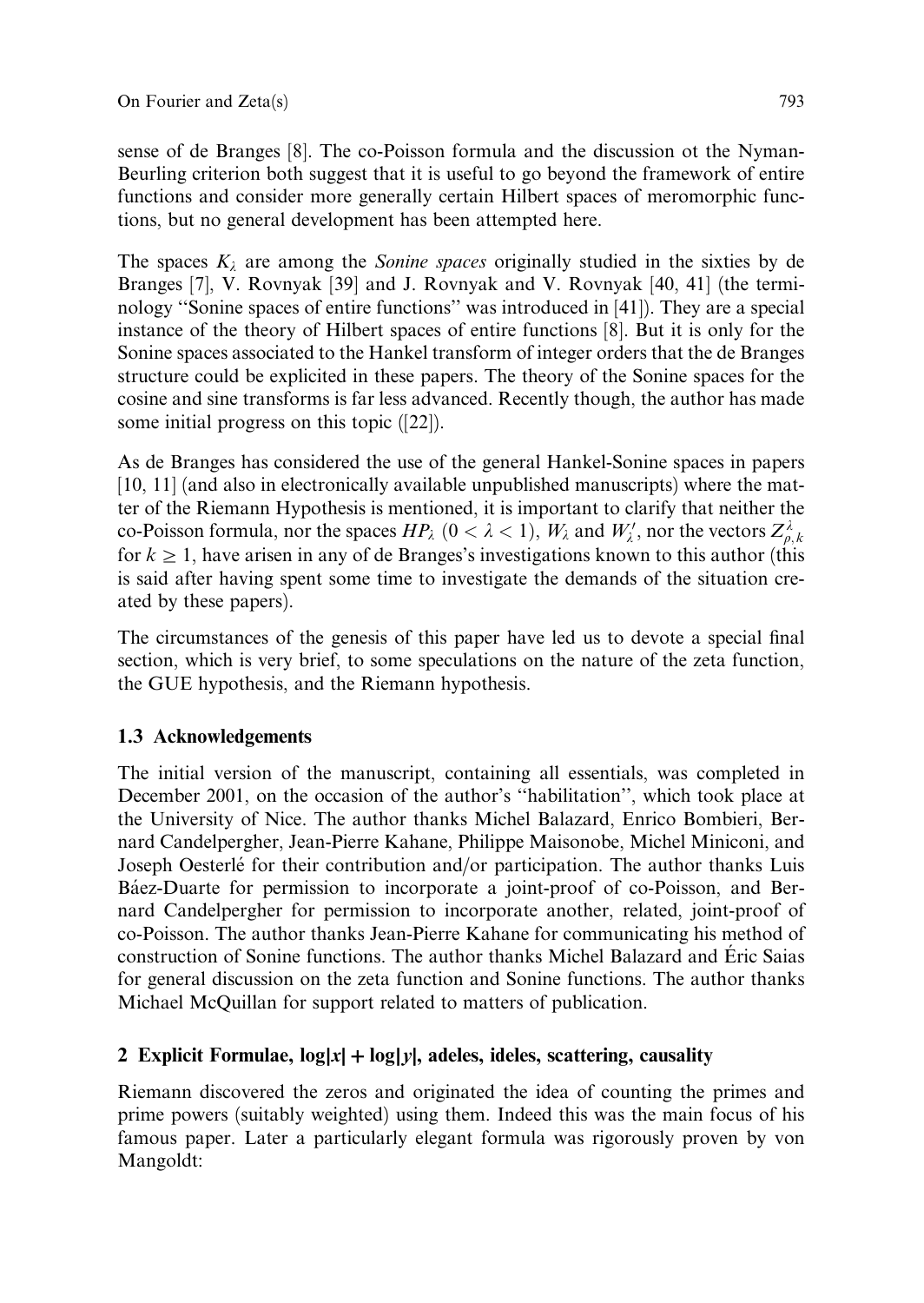sense of de Branges [8]. The co-Poisson formula and the discussion ot the Nyman-Beurling criterion both suggest that it is useful to go beyond the framework of entire functions and consider more generally certain Hilbert spaces of meromorphic functions, but no general development has been attempted here.

The spaces $K_\lambda$ are among the *Sonine spaces* originally studied in the sixties by de Branges [7], V. Rovnyak [39] and J. Rovnyak and V. Rovnyak [40, 41] (the terminology "Sonine spaces of entire functions" was introduced in [41]). They are a special instance of the theory of Hilbert spaces of entire functions [8]. But it is only for the Sonine spaces associated to the Hankel transform of integer orders that the de Branges structure could be explicited in these papers. The theory of the Sonine spaces for the cosine and sine transforms is far less advanced. Recently though, the author has made some initial progress on this topic ([22]).

As de Branges has considered the use of the general Hankel-Sonine spaces in papers [10, 11] (and also in electronically available unpublished manuscripts) where the matter of the Riemann Hypothesis is mentioned, it is important to clarify that neither the co-Poisson formula, nor the spaces $HP_\lambda$ $(0 < \lambda < 1)$, $W_\lambda$ and $W'_\lambda$, nor the vectors $Z^\lambda_{\rho,k}$ for $k \geq 1$, have arisen in any of de Branges's investigations known to this author (this is said after having spent some time to investigate the demands of the situation created by these papers).

The circumstances of the genesis of this paper have led us to devote a special final section, which is very brief, to some speculations on the nature of the zeta function, the GUE hypothesis, and the Riemann hypothesis.

### 1.3 Acknowledgements

The initial version of the manuscript, containing all essentials, was completed in December 2001, on the occasion of the author's "habilitation", which took place at the University of Nice. The author thanks Michel Balazard, Enrico Bombieri, Bernard Candelpergher, Jean-Pierre Kahane, Philippe Maisonobe, Michel Miniconi, and Joseph Oesterlé for their contribution and/or participation. The author thanks Luis Báez-Duarte for permission to incorporate a joint-proof of co-Poisson, and Bernard Candelpergher for permission to incorporate another, related, joint-proof of co-Poisson. The author thanks Jean-Pierre Kahane for communicating his method of construction of Sonine functions. The author thanks Michel Balazard and Éric Saias for general discussion on the zeta function and Sonine functions. The author thanks Michael McQuillan for support related to matters of publication.

## 2 Explicit Formulae, $\log|x| + \log|y|$, adeles, ideles, scattering, causality

Riemann discovered the zeros and originated the idea of counting the primes and prime powers (suitably weighted) using them. Indeed this was the main focus of his famous paper. Later a particularly elegant formula was rigorously proven by von Mangoldt: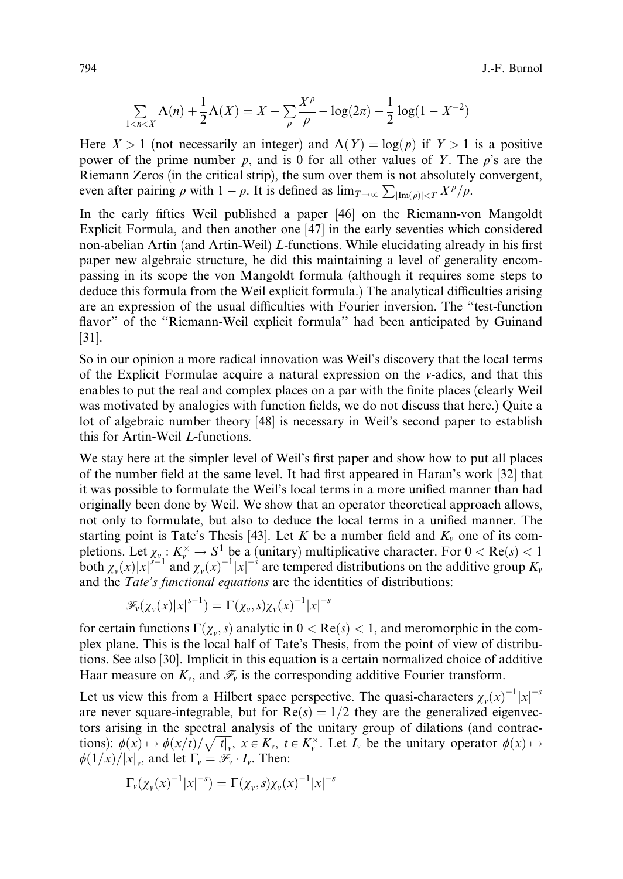$$\sum_{1<n<X} \Lambda(n) + \frac{1}{2}\Lambda(X) = X - \sum_{\rho} \frac{X^\rho}{\rho} - \log(2\pi) - \frac{1}{2}\log(1 - X^{-2})$$

Here $X > 1$ (not necessarily an integer) and $\Lambda(Y) = \log(p)$ if $Y > 1$ is a positive power of the prime number $p$, and is 0 for all other values of $Y$. The $\rho$'s are the Riemann Zeros (in the critical strip), the sum over them is not absolutely convergent, even after pairing $\rho$ with $1-\rho$. It is defined as $\lim_{T\to\infty} \sum_{|\mathrm{Im}(\rho)|<T} X^\rho/\rho$.

In the early fifties Weil published a paper [46] on the Riemann-von Mangoldt Explicit Formula, and then another one [47] in the early seventies which considered non-abelian Artin (and Artin-Weil) $L$-functions. While elucidating already in his first paper new algebraic structure, he did this maintaining a level of generality encompassing in its scope the von Mangoldt formula (although it requires some steps to deduce this formula from the Weil explicit formula.) The analytical difficulties arising are an expression of the usual difficulties with Fourier inversion. The "test-function flavor" of the "Riemann-Weil explicit formula" had been anticipated by Guinand [31].

So in our opinion a more radical innovation was Weil's discovery that the local terms of the Explicit Formulae acquire a natural expression on the $v$-adics, and that this enables to put the real and complex places on a par with the finite places (clearly Weil was motivated by analogies with function fields, we do not discuss that here.) Quite a lot of algebraic number theory [48] is necessary in Weil's second paper to establish this for Artin-Weil $L$-functions.

We stay here at the simpler level of Weil's first paper and show how to put all places of the number field at the same level. It had first appeared in Haran's work [32] that it was possible to formulate the Weil's local terms in a more unified manner than had originally been done by Weil. We show that an operator theoretical approach allows, not only to formulate, but also to deduce the local terms in a unified manner. The starting point is Tate's Thesis [43]. Let $K$ be a number field and $K_v$ one of its completions. Let $\chi_v : K_v^\times \to S^1$ be a (unitary) multiplicative character. For $0 < \mathrm{Re}(s) < 1$ both $\chi_v(x)|x|^{s-1}$ and $\chi_v(x)^{-1}|x|^{-s}$ are tempered distributions on the additive group $K_v$ and the *Tate's functional equations* are the identities of distributions:

$$\mathscr{F}_v(\chi_v(x)|x|^{s-1}) = \Gamma(\chi_v, s)\chi_v(x)^{-1}|x|^{-s}$$

for certain functions $\Gamma(\chi_v, s)$ analytic in $0 < \mathrm{Re}(s) < 1$, and meromorphic in the complex plane. This is the local half of Tate's Thesis, from the point of view of distributions. See also [30]. Implicit in this equation is a certain normalized choice of additive Haar measure on $K_v$, and $\mathscr{F}_v$ is the corresponding additive Fourier transform.

Let us view this from a Hilbert space perspective. The quasi-characters $\chi_v(x)^{-1}|x|^{-s}$ are never square-integrable, but for $\mathrm{Re}(s) = 1/2$ they are the generalized eigenvectors arising in the spectral analysis of the unitary group of dilations (and contractions): $\phi(x) \mapsto \phi(x/t)/\sqrt{|t|_v}$, $x \in K_v$, $t \in K_v^\times$. Let $I_v$ be the unitary operator $\phi(x) \mapsto \phi(1/x)/|x|_v$, and let $\Gamma_v = \mathscr{F}_v \cdot I_v$. Then:

$$\Gamma_v(\chi_v(x)^{-1}|x|^{-s}) = \Gamma(\chi_v, s)\chi_v(x)^{-1}|x|^{-s}$$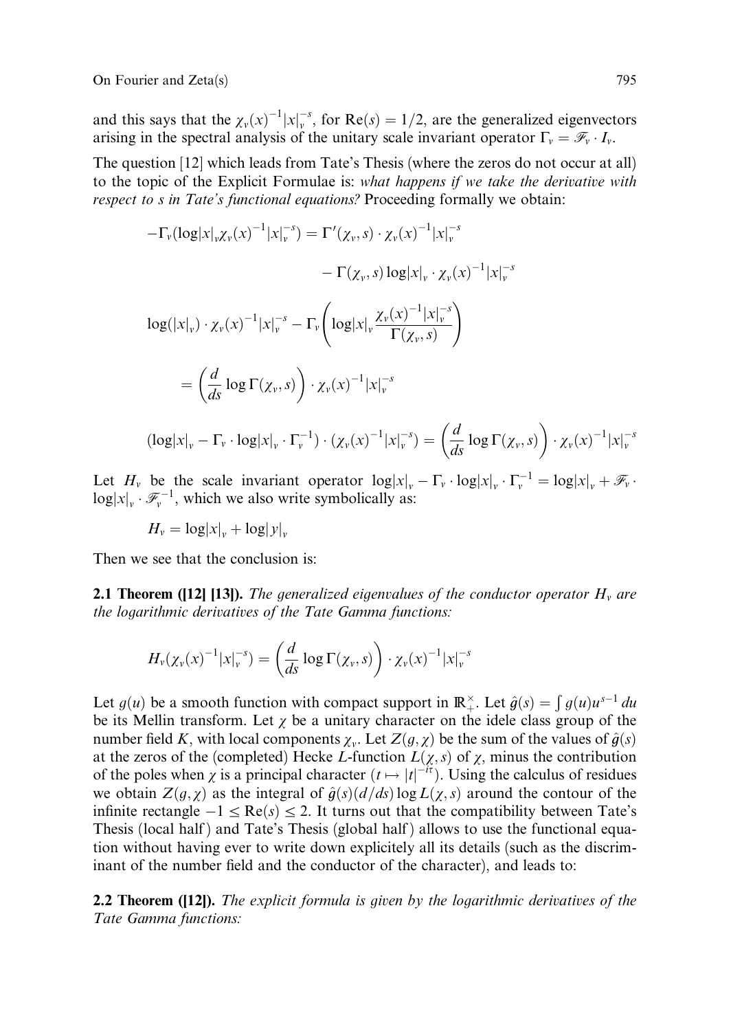and this says that the $\chi_v(x)^{-1}|x|_v^{-s}$, for $\mathrm{Re}(s) = 1/2$, are the generalized eigenvectors arising in the spectral analysis of the unitary scale invariant operator $\Gamma_v = \mathscr{F}_v \cdot I_v$.

The question [12] which leads from Tate's Thesis (where the zeros do not occur at all) to the topic of the Explicit Formulae is: *what happens if we take the derivative with respect to s in Tate's functional equations?* Proceeding formally we obtain:

$$-\Gamma_v(\log|x|_v \chi_v(x)^{-1}|x|_v^{-s}) = \Gamma'(\chi_v, s) \cdot \chi_v(x)^{-1}|x|_v^{-s}$$

$$- \Gamma(\chi_v, s) \log|x|_v \cdot \chi_v(x)^{-1}|x|_v^{-s}$$

$$\log(|x|_v) \cdot \chi_v(x)^{-1}|x|_v^{-s} - \Gamma_v\left(\log|x|_v \frac{\chi_v(x)^{-1}|x|_v^{-s}}{\Gamma(\chi_v, s)}\right)$$

$$= \left(\frac{d}{ds} \log \Gamma(\chi_v, s)\right) \cdot \chi_v(x)^{-1}|x|_v^{-s}$$

$$(\log|x|_v - \Gamma_v \cdot \log|x|_v \cdot \Gamma_v^{-1}) \cdot (\chi_v(x)^{-1}|x|_v^{-s}) = \left(\frac{d}{ds} \log \Gamma(\chi_v, s)\right) \cdot \chi_v(x)^{-1}|x|_v^{-s}$$

Let $H_v$ be the scale invariant operator $\log|x|_v - \Gamma_v \cdot \log|x|_v \cdot \Gamma_v^{-1} = \log|x|_v + \mathscr{F}_v \cdot \log|x|_v \cdot \mathscr{F}_v^{-1}$, which we also write symbolically as:

$$H_v = \log|x|_v + \log|y|_v$$

Then we see that the conclusion is:

**2.1 Theorem ([12] [13]).** *The generalized eigenvalues of the conductor operator $H_v$ are the logarithmic derivatives of the Tate Gamma functions:*

$$H_v(\chi_v(x)^{-1}|x|_v^{-s}) = \left(\frac{d}{ds} \log \Gamma(\chi_v, s)\right) \cdot \chi_v(x)^{-1}|x|_v^{-s}$$

Let $g(u)$ be a smooth function with compact support in $\mathbb{R}_+^\times$. Let $\hat{g}(s) = \int g(u)u^{s-1}\,du$ be its Mellin transform. Let $\chi$ be a unitary character on the idele class group of the number field $K$, with local components $\chi_v$. Let $Z(g, \chi)$ be the sum of the values of $\hat{g}(s)$ at the zeros of the (completed) Hecke $L$-function $L(\chi, s)$ of $\chi$, minus the contribution of the poles when $\chi$ is a principal character ($t \mapsto |t|^{-i\tau}$). Using the calculus of residues we obtain $Z(g, \chi)$ as the integral of $\hat{g}(s)(d/ds) \log L(\chi, s)$ around the contour of the infinite rectangle $-1 \leq \mathrm{Re}(s) \leq 2$. It turns out that the compatibility between Tate's Thesis (local half) and Tate's Thesis (global half) allows to use the functional equation without having ever to write down explicitely all its details (such as the discriminant of the number field and the conductor of the character), and leads to:

**2.2 Theorem ([12]).** *The explicit formula is given by the logarithmic derivatives of the Tate Gamma functions:*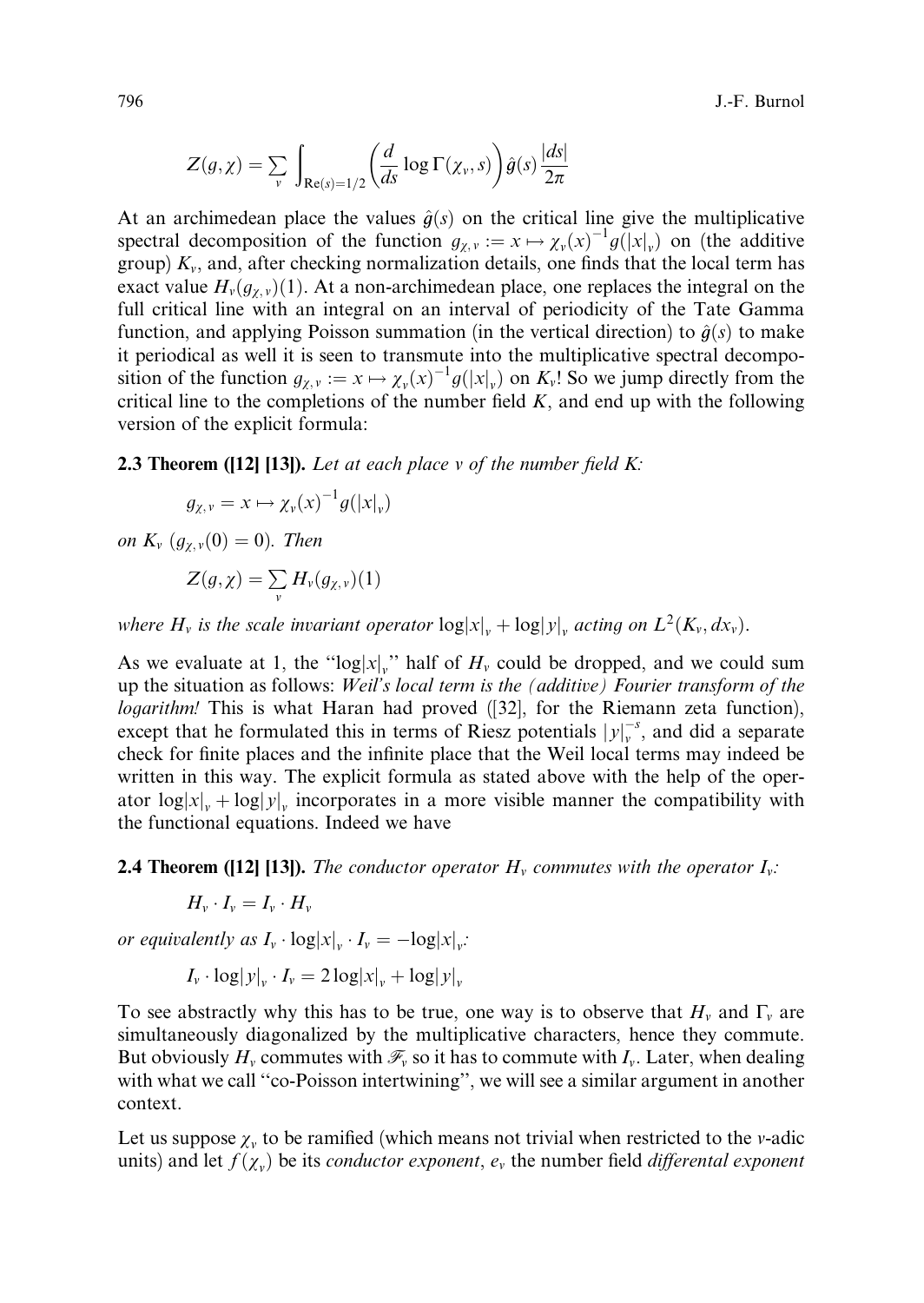$$Z(g,\chi) = \sum_v \int_{\mathrm{Re}(s)=1/2} \left(\frac{d}{ds}\log\Gamma(\chi_v, s)\right)\hat{g}(s)\frac{|ds|}{2\pi}$$

At an archimedean place the values $\hat{g}(s)$ on the critical line give the multiplicative spectral decomposition of the function $g_{\chi,v} := x \mapsto \chi_v(x)^{-1}g(|x|_v)$ on (the additive group) $K_v$, and, after checking normalization details, one finds that the local term has exact value $H_v(g_{\chi,v})(1)$. At a non-archimedean place, one replaces the integral on the full critical line with an integral on an interval of periodicity of the Tate Gamma function, and applying Poisson summation (in the vertical direction) to $\hat{g}(s)$ to make it periodical as well it is seen to transmute into the multiplicative spectral decomposition of the function $g_{\chi,v} := x \mapsto \chi_v(x)^{-1}g(|x|_v)$ on $K_v$! So we jump directly from the critical line to the completions of the number field $K$, and end up with the following version of the explicit formula:

**2.3 Theorem ([12] [13]).** *Let at each place $v$ of the number field $K$:*

$$g_{\chi,v} = x \mapsto \chi_v(x)^{-1}g(|x|_v)$$

*on $K_v$ ($g_{\chi,v}(0) = 0$). Then*

$$Z(g,\chi) = \sum_v H_v(g_{\chi,v})(1)$$

*where $H_v$ is the scale invariant operator $\log|x|_v + \log|y|_v$ acting on $L^2(K_v, dx_v)$.*

As we evaluate at 1, the "$\log|x|_v$" half of $H_v$ could be dropped, and we could sum up the situation as follows: *Weil's local term is the (additive) Fourier transform of the logarithm!* This is what Haran had proved ([32], for the Riemann zeta function), except that he formulated this in terms of Riesz potentials $|y|_v^{-s}$, and did a separate check for finite places and the infinite place that the Weil local terms may indeed be written in this way. The explicit formula as stated above with the help of the operator $\log|x|_v + \log|y|_v$ incorporates in a more visible manner the compatibility with the functional equations. Indeed we have

**2.4 Theorem ([12] [13]).** *The conductor operator $H_v$ commutes with the operator $I_v$:*

$$H_v \cdot I_v = I_v \cdot H_v$$

*or equivalently as $I_v \cdot \log|x|_v \cdot I_v = -\log|x|_v$:*

$$I_v \cdot \log|y|_v \cdot I_v = 2\log|x|_v + \log|y|_v$$

To see abstractly why this has to be true, one way is to observe that $H_v$ and $\Gamma_v$ are simultaneously diagonalized by the multiplicative characters, hence they commute. But obviously $H_v$ commutes with $\mathscr{F}_v$ so it has to commute with $I_v$. Later, when dealing with what we call "co-Poisson intertwining", we will see a similar argument in another context.

Let us suppose $\chi_v$ to be ramified (which means not trivial when restricted to the $v$-adic units) and let $f(\chi_v)$ be its *conductor exponent*, $e_v$ the number field *differental exponent*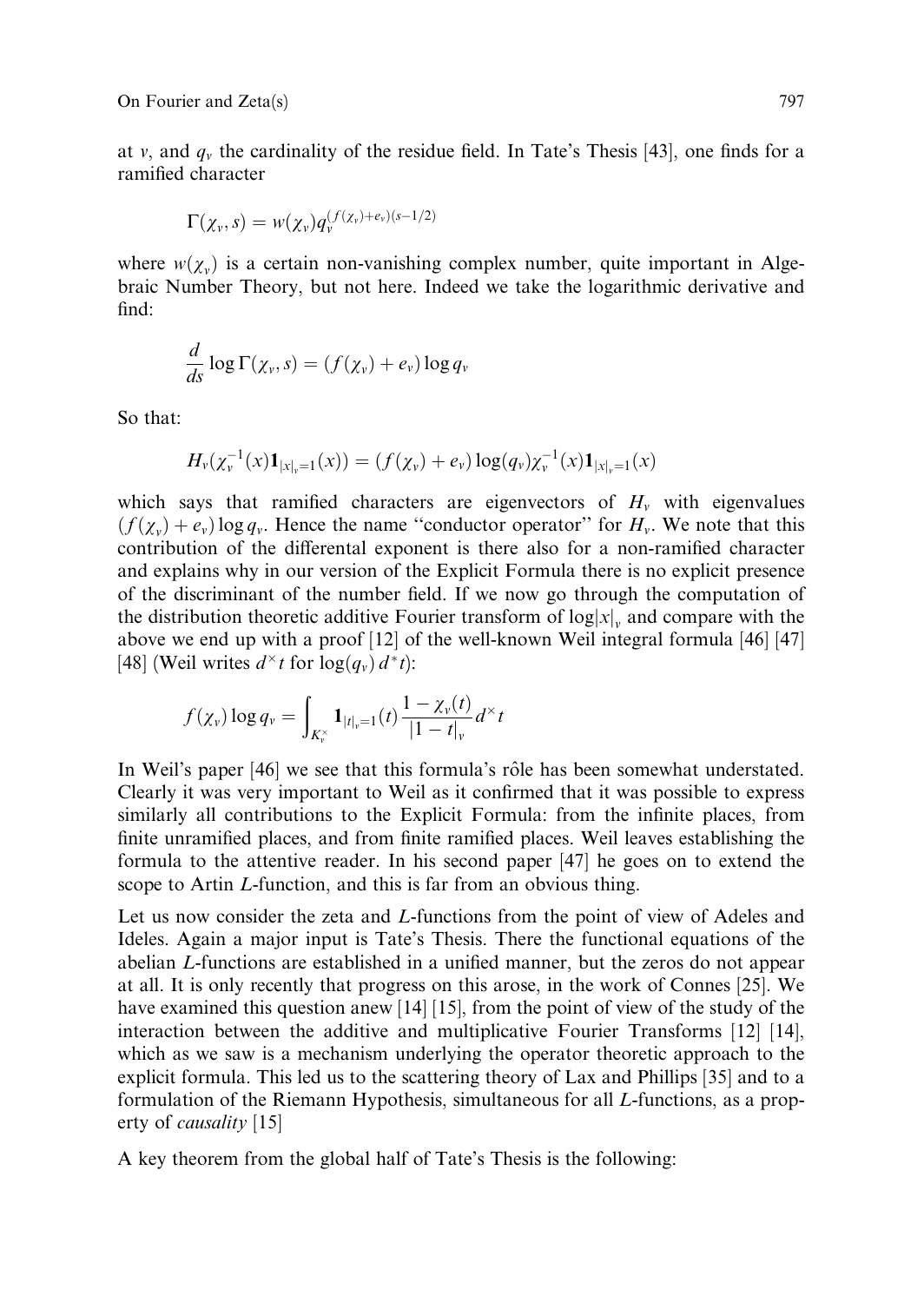at $v$, and $q_v$ the cardinality of the residue field. In Tate's Thesis [43], one finds for a ramified character

$$\Gamma(\chi_v, s) = w(\chi_v) q_v^{(f(\chi_v)+e_v)(s-1/2)}$$

where $w(\chi_v)$ is a certain non-vanishing complex number, quite important in Algebraic Number Theory, but not here. Indeed we take the logarithmic derivative and find:

$$\frac{d}{ds}\log\Gamma(\chi_v, s) = (f(\chi_v) + e_v)\log q_v$$

So that:

$$H_v(\chi_v^{-1}(x)\mathbf{1}_{|x|_v=1}(x)) = (f(\chi_v) + e_v)\log(q_v)\chi_v^{-1}(x)\mathbf{1}_{|x|_v=1}(x)$$

which says that ramified characters are eigenvectors of $H_v$ with eigenvalues $(f(\chi_v) + e_v)\log q_v$. Hence the name "conductor operator" for $H_v$. We note that this contribution of the differental exponent is there also for a non-ramified character and explains why in our version of the Explicit Formula there is no explicit presence of the discriminant of the number field. If we now go through the computation of the distribution theoretic additive Fourier transform of $\log|x|_v$ and compare with the above we end up with a proof [12] of the well-known Weil integral formula [46] [47] [48] (Weil writes $d^\times t$ for $\log(q_v)\, d^*t$):

$$f(\chi_v)\log q_v = \int_{K_v^\times} \mathbf{1}_{|t|_v=1}(t)\frac{1-\chi_v(t)}{|1-t|_v} d^\times t$$

In Weil's paper [46] we see that this formula's rôle has been somewhat understated. Clearly it was very important to Weil as it confirmed that it was possible to express similarly all contributions to the Explicit Formula: from the infinite places, from finite unramified places, and from finite ramified places. Weil leaves establishing the formula to the attentive reader. In his second paper [47] he goes on to extend the scope to Artin $L$-function, and this is far from an obvious thing.

Let us now consider the zeta and $L$-functions from the point of view of Adeles and Ideles. Again a major input is Tate's Thesis. There the functional equations of the abelian $L$-functions are established in a unified manner, but the zeros do not appear at all. It is only recently that progress on this arose, in the work of Connes [25]. We have examined this question anew [14] [15], from the point of view of the study of the interaction between the additive and multiplicative Fourier Transforms [12] [14], which as we saw is a mechanism underlying the operator theoretic approach to the explicit formula. This led us to the scattering theory of Lax and Phillips [35] and to a formulation of the Riemann Hypothesis, simultaneous for all $L$-functions, as a property of *causality* [15]

A key theorem from the global half of Tate's Thesis is the following: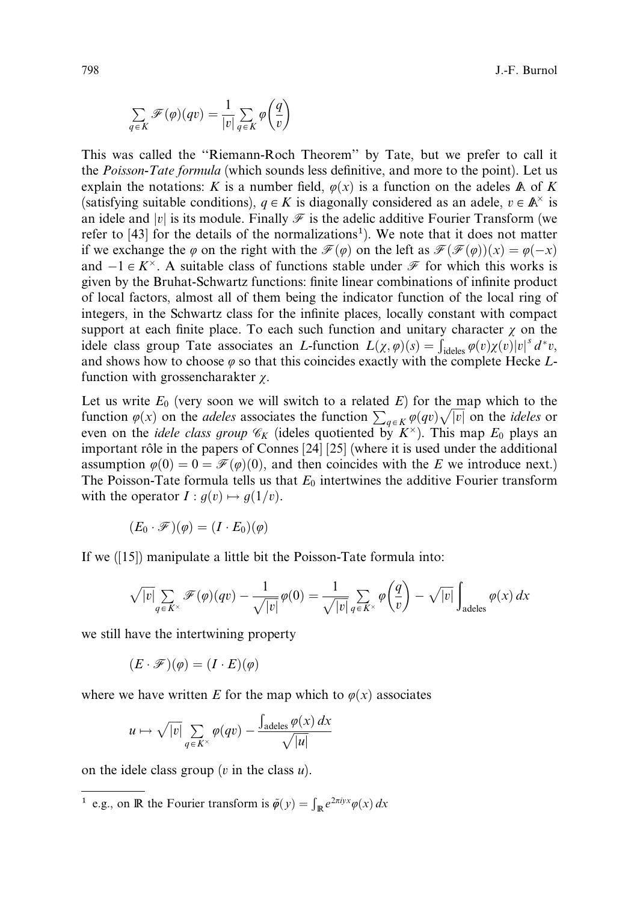$$\sum_{q \in K} \mathcal{F}(\varphi)(qv) = \frac{1}{|v|} \sum_{q \in K} \varphi\left(\frac{q}{v}\right)$$

This was called the "Riemann-Roch Theorem" by Tate, but we prefer to call it the *Poisson-Tate formula* (which sounds less definitive, and more to the point). Let us explain the notations: $K$ is a number field, $\varphi(x)$ is a function on the adeles $\mathbb{A}$ of $K$ (satisfying suitable conditions), $q \in K$ is diagonally considered as an adele, $v \in \mathbb{A}^\times$ is an idele and $|v|$ is its module. Finally $\mathcal{F}$ is the adelic additive Fourier Transform (we refer to [43] for the details of the normalizations[1]). We note that it does not matter if we exchange the $\varphi$ on the right with the $\mathcal{F}(\varphi)$ on the left as $\mathcal{F}(\mathcal{F}(\varphi))(x) = \varphi(-x)$ and $-1 \in K^\times$. A suitable class of functions stable under $\mathcal{F}$ for which this works is given by the Bruhat-Schwartz functions: finite linear combinations of infinite product of local factors, almost all of them being the indicator function of the local ring of integers, in the Schwartz class for the infinite places, locally constant with compact support at each finite place. To each such function and unitary character $\chi$ on the idele class group Tate associates an $L$-function $L(\chi, \varphi)(s) = \int_{\text{ideles}} \varphi(v)\chi(v)|v|^s \, d^*v$, and shows how to choose $\varphi$ so that this coincides exactly with the complete Hecke $L$-function with grossencharakter $\chi$.

Let us write $E_0$ (very soon we will switch to a related $E$) for the map which to the function $\varphi(x)$ on the *adeles* associates the function $\sum_{q \in K} \varphi(qv)\sqrt{|v|}$ on the *ideles* or even on the *idele class group* $\mathcal{C}_K$ (ideles quotiented by $K^\times$). This map $E_0$ plays an important rôle in the papers of Connes [24] [25] (where it is used under the additional assumption $\varphi(0) = 0 = \mathcal{F}(\varphi)(0)$, and then coincides with the $E$ we introduce next.) The Poisson-Tate formula tells us that $E_0$ intertwines the additive Fourier transform with the operator $I : g(v) \mapsto g(1/v)$.

$$(E_0 \cdot \mathcal{F})(\varphi) = (I \cdot E_0)(\varphi)$$

If we ([15]) manipulate a little bit the Poisson-Tate formula into:

$$\sqrt{|v|} \sum_{q \in K^\times} \mathcal{F}(\varphi)(qv) - \frac{1}{\sqrt{|v|}}\varphi(0) = \frac{1}{\sqrt{|v|}} \sum_{q \in K^\times} \varphi\left(\frac{q}{v}\right) - \sqrt{|v|} \int_{\text{adeles}} \varphi(x) \, dx$$

we still have the intertwining property

$$(E \cdot \mathcal{F})(\varphi) = (I \cdot E)(\varphi)$$

where we have written $E$ for the map which to $\varphi(x)$ associates

$$u \mapsto \sqrt{|v|} \sum_{q \in K^\times} \varphi(qv) - \frac{\int_{\text{adeles}} \varphi(x) \, dx}{\sqrt{|u|}}$$

on the idele class group ($v$ in the class $u$).

---

[1] e.g., on $\mathbb{R}$ the Fourier transform is $\tilde{\varphi}(y) = \int_{\mathbb{R}} e^{2\pi i y x} \varphi(x) \, dx$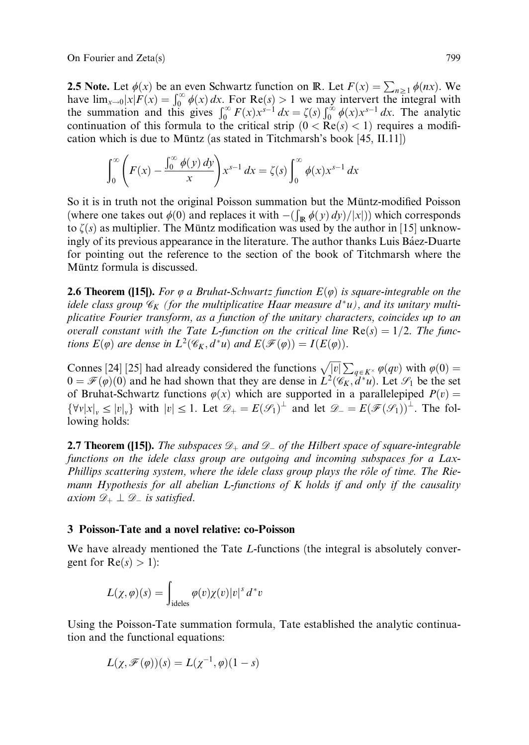**2.5 Note.** Let $\phi(x)$ be an even Schwartz function on $\mathbb{R}$. Let $F(x) = \sum_{n\geq 1} \phi(nx)$. We have $\lim_{x\to 0}|x|F(x) = \int_0^\infty \phi(x)\,dx$. For $\mathrm{Re}(s) > 1$ we may intervert the integral with the summation and this gives $\int_0^\infty F(x)x^{s-1}\,dx = \zeta(s)\int_0^\infty \phi(x)x^{s-1}\,dx$. The analytic continuation of this formula to the critical strip ($0 < \mathrm{Re}(s) < 1$) requires a modification which is due to Müntz (as stated in Titchmarsh's book [45, II.11])

$$\int_0^\infty \left(F(x) - \frac{\int_0^\infty \phi(y)\,dy}{x}\right)x^{s-1}\,dx = \zeta(s)\int_0^\infty \phi(x)x^{s-1}\,dx$$

So it is in truth not the original Poisson summation but the Müntz-modified Poisson (where one takes out $\phi(0)$ and replaces it with $-(\int_{\mathbb{R}} \phi(y)\,dy)/|x|)$) which corresponds to $\zeta(s)$ as multiplier. The Müntz modification was used by the author in [15] unknowingly of its previous appearance in the literature. The author thanks Luis Báez-Duarte for pointing out the reference to the section of the book of Titchmarsh where the Müntz formula is discussed.

**2.6 Theorem ([15]).** *For $\varphi$ a Bruhat-Schwartz function $E(\varphi)$ is square-integrable on the idele class group $\mathscr{C}_K$ (for the multiplicative Haar measure $d^*u$), and its unitary multiplicative Fourier transform, as a function of the unitary characters, coincides up to an overall constant with the Tate L-function on the critical line $\mathrm{Re}(s) = 1/2$. The functions $E(\varphi)$ are dense in $L^2(\mathscr{C}_K, d^*u)$ and $E(\mathscr{F}(\varphi)) = I(E(\varphi))$.*

Connes [24] [25] had already considered the functions $\sqrt{|v|}\sum_{q\in K^\times}\varphi(qv)$ with $\varphi(0) = 0 = \mathscr{F}(\varphi)(0)$ and he had shown that they are dense in $L^2(\mathscr{C}_K, d^*u)$. Let $\mathscr{S}_1$ be the set of Bruhat-Schwartz functions $\varphi(x)$ which are supported in a parallelepiped $P(v) = \{\forall v |x|_v \leq |v|_v\}$ with $|v| \leq 1$. Let $\mathscr{D}_+ = E(\mathscr{S}_1)^\perp$ and let $\mathscr{D}_- = E(\mathscr{F}(\mathscr{S}_1))^\perp$. The following holds:

**2.7 Theorem ([15]).** *The subspaces $\mathscr{D}_+$ and $\mathscr{D}_-$ of the Hilbert space of square-integrable functions on the idele class group are outgoing and incoming subspaces for a Lax-Phillips scattering system, where the idele class group plays the rôle of time. The Riemann Hypothesis for all abelian L-functions of K holds if and only if the causality axiom $\mathscr{D}_+ \perp \mathscr{D}_-$ is satisfied.*

## 3 Poisson-Tate and a novel relative: co-Poisson

We have already mentioned the Tate $L$-functions (the integral is absolutely convergent for $\mathrm{Re}(s) > 1$):

$$L(\chi,\varphi)(s) = \int_{\text{ideles}} \varphi(v)\chi(v)|v|^s\,d^*v$$

Using the Poisson-Tate summation formula, Tate established the analytic continuation and the functional equations:

$$L(\chi,\mathscr{F}(\varphi))(s) = L(\chi^{-1},\varphi)(1-s)$$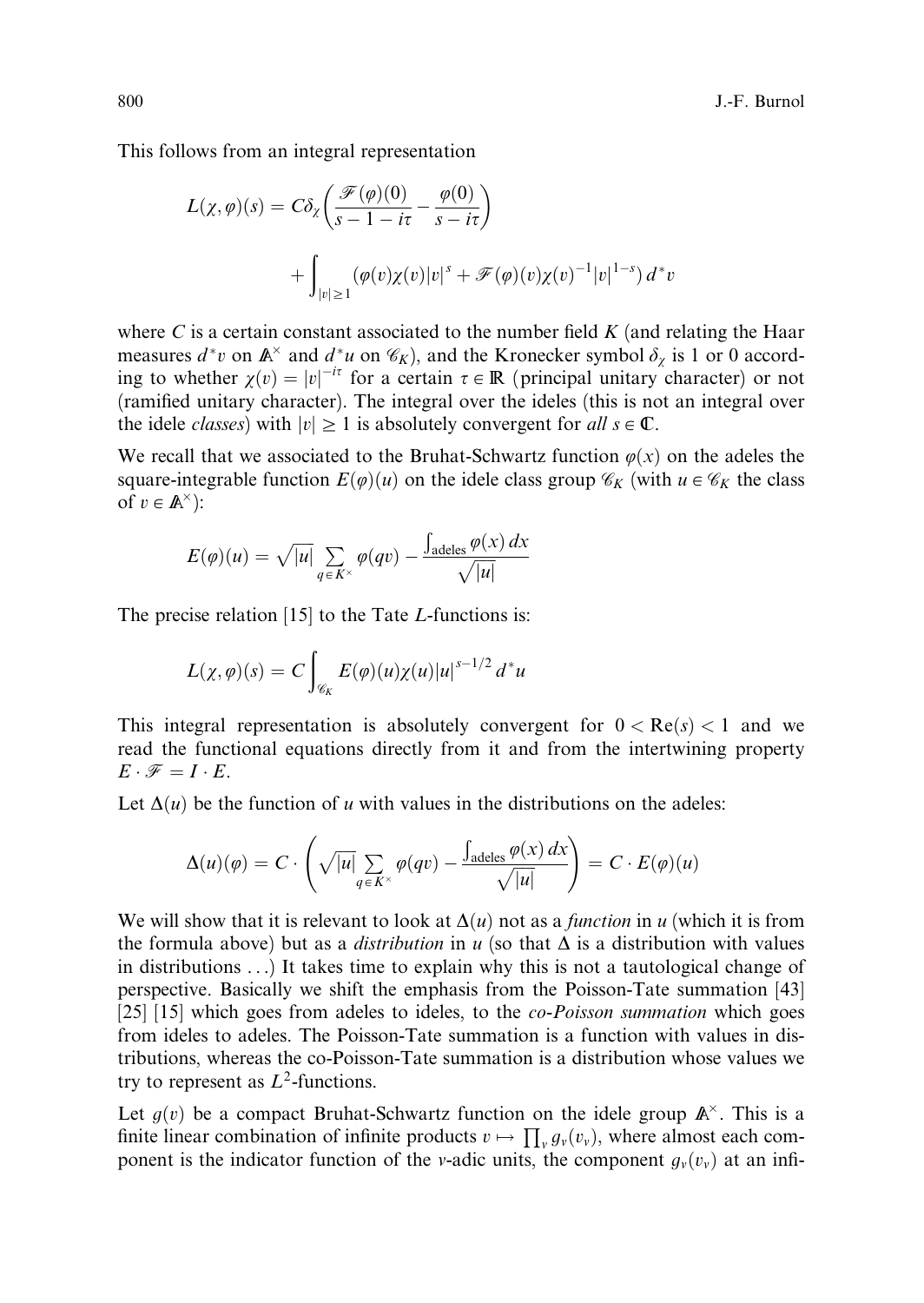This follows from an integral representation

$$L(\chi,\varphi)(s) = C\delta_\chi\left(\frac{\mathscr{F}(\varphi)(0)}{s-1-i\tau} - \frac{\varphi(0)}{s-i\tau}\right) + \int_{|v|\geq 1}\left(\varphi(v)\chi(v)|v|^s + \mathscr{F}(\varphi)(v)\chi(v)^{-1}|v|^{1-s}\right) d^*v$$

where $C$ is a certain constant associated to the number field $K$ (and relating the Haar measures $d^*v$ on $\mathbb{A}^\times$ and $d^*u$ on $\mathscr{C}_K$), and the Kronecker symbol $\delta_\chi$ is 1 or 0 according to whether $\chi(v) = |v|^{-i\tau}$ for a certain $\tau \in \mathbb{R}$ (principal unitary character) or not (ramified unitary character). The integral over the ideles (this is not an integral over the idele *classes*) with $|v| \geq 1$ is absolutely convergent for *all* $s \in \mathbb{C}$.

We recall that we associated to the Bruhat-Schwartz function $\varphi(x)$ on the adeles the square-integrable function $E(\varphi)(u)$ on the idele class group $\mathscr{C}_K$ (with $u \in \mathscr{C}_K$ the class of $v \in \mathbb{A}^\times$):

$$E(\varphi)(u) = \sqrt{|u|}\sum_{q\in K^\times}\varphi(qv) - \frac{\int_{\text{adeles}}\varphi(x)\,dx}{\sqrt{|u|}}$$

The precise relation [15] to the Tate $L$-functions is:

$$L(\chi,\varphi)(s) = C\int_{\mathscr{C}_K} E(\varphi)(u)\chi(u)|u|^{s-1/2}\,d^*u$$

This integral representation is absolutely convergent for $0 < \mathrm{Re}(s) < 1$ and we read the functional equations directly from it and from the intertwining property $E \cdot \mathscr{F} = I \cdot E$.

Let $\Delta(u)$ be the function of $u$ with values in the distributions on the adeles:

$$\Delta(u)(\varphi) = C\cdot\left(\sqrt{|u|}\sum_{q\in K^\times}\varphi(qv) - \frac{\int_{\text{adeles}}\varphi(x)\,dx}{\sqrt{|u|}}\right) = C\cdot E(\varphi)(u)$$

We will show that it is relevant to look at $\Delta(u)$ not as a *function* in $u$ (which it is from the formula above) but as a *distribution* in $u$ (so that $\Delta$ is a distribution with values in distributions ...) It takes time to explain why this is not a tautological change of perspective. Basically we shift the emphasis from the Poisson-Tate summation [43] [25] [15] which goes from adeles to ideles, to the *co-Poisson summation* which goes from ideles to adeles. The Poisson-Tate summation is a function with values in distributions, whereas the co-Poisson-Tate summation is a distribution whose values we try to represent as $L^2$-functions.

Let $g(v)$ be a compact Bruhat-Schwartz function on the idele group $\mathbb{A}^\times$. This is a finite linear combination of infinite products $v \mapsto \prod_v g_v(v_v)$, where almost each component is the indicator function of the $v$-adic units, the component $g_v(v_v)$ at an infi-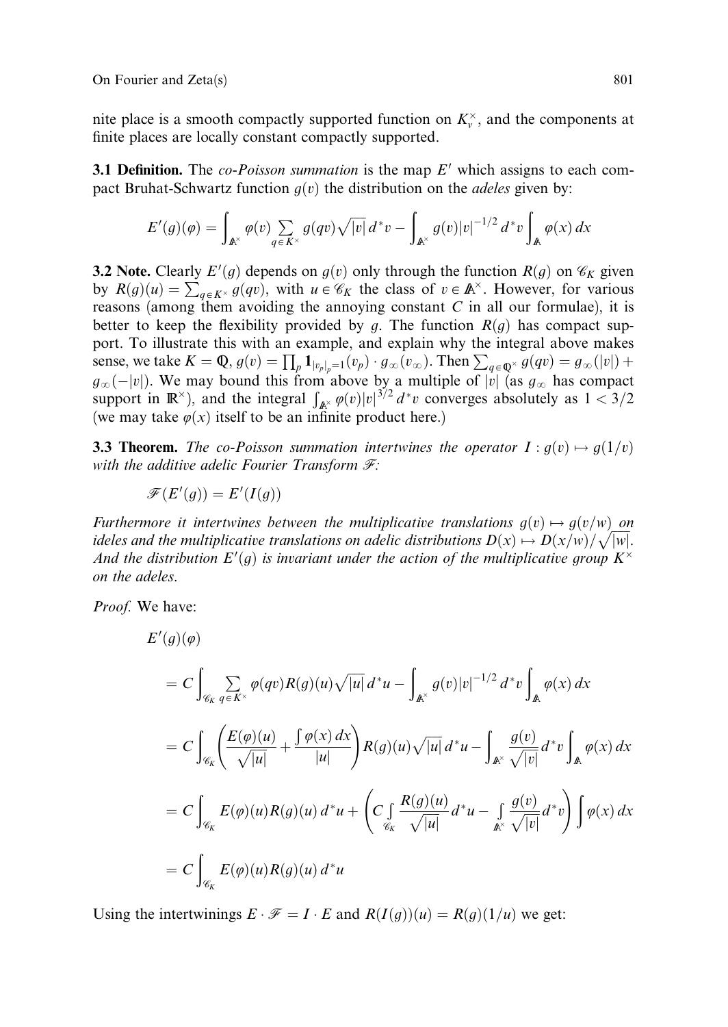nite place is a smooth compactly supported function on $K_v^\times$, and the components at finite places are locally constant compactly supported.

**3.1 Definition.** The *co-Poisson summation* is the map $E'$ which assigns to each compact Bruhat-Schwartz function $g(v)$ the distribution on the *adeles* given by:

$$E'(g)(\varphi) = \int_{\mathbb{A}^\times} \varphi(v) \sum_{q \in K^\times} g(qv)\sqrt{|v|}\, d^*v - \int_{\mathbb{A}^\times} g(v)|v|^{-1/2}\, d^*v \int_{\mathbb{A}} \varphi(x)\, dx$$

**3.2 Note.** Clearly $E'(g)$ depends on $g(v)$ only through the function $R(g)$ on $\mathscr{C}_K$ given by $R(g)(u) = \sum_{q \in K^\times} g(qv)$, with $u \in \mathscr{C}_K$ the class of $v \in \mathbb{A}^\times$. However, for various reasons (among them avoiding the annoying constant $C$ in all our formulae), it is better to keep the flexibility provided by $g$. The function $R(g)$ has compact support. To illustrate this with an example, and explain why the integral above makes sense, we take $K = \mathbb{Q}$, $g(v) = \prod_p \mathbf{1}_{|v_p|_p = 1}(v_p) \cdot g_\infty(v_\infty)$. Then $\sum_{q \in \mathbb{Q}^\times} g(qv) = g_\infty(|v|) + g_\infty(-|v|)$. We may bound this from above by a multiple of $|v|$ (as $g_\infty$ has compact support in $\mathbb{R}^\times$), and the integral $\int_{\mathbb{A}^\times} \varphi(v)|v|^{3/2}\, d^*v$ converges absolutely as $1 < 3/2$ (we may take $\varphi(x)$ itself to be an infinite product here.)

**3.3 Theorem.** *The co-Poisson summation intertwines the operator $I : g(v) \mapsto g(1/v)$ with the additive adelic Fourier Transform $\mathscr{F}$:*

$$\mathscr{F}(E'(g)) = E'(I(g))$$

*Furthermore it intertwines between the multiplicative translations $g(v) \mapsto g(v/w)$ on ideles and the multiplicative translations on adelic distributions $D(x) \mapsto D(x/w)/\sqrt{|w|}$. And the distribution $E'(g)$ is invariant under the action of the multiplicative group $K^\times$ on the adeles.*

*Proof.* We have:

$$\begin{aligned}
&E'(g)(\varphi) \\
&= C \int_{\mathscr{C}_K} \sum_{q \in K^\times} \varphi(qv) R(g)(u) \sqrt{|u|}\, d^*u - \int_{\mathbb{A}^\times} g(v)|v|^{-1/2}\, d^*v \int_{\mathbb{A}} \varphi(x)\, dx \\
&= C \int_{\mathscr{C}_K} \left( \frac{E(\varphi)(u)}{\sqrt{|u|}} + \frac{\int \varphi(x)\, dx}{|u|} \right) R(g)(u) \sqrt{|u|}\, d^*u - \int_{\mathbb{A}^\times} \frac{g(v)}{\sqrt{|v|}}\, d^*v \int_{\mathbb{A}} \varphi(x)\, dx \\
&= C \int_{\mathscr{C}_K} E(\varphi)(u) R(g)(u)\, d^*u + \left( C \int_{\mathscr{C}_K} \frac{R(g)(u)}{\sqrt{|u|}}\, d^*u - \int_{\mathbb{A}^\times} \frac{g(v)}{\sqrt{|v|}}\, d^*v \right) \int \varphi(x)\, dx \\
&= C \int_{\mathscr{C}_K} E(\varphi)(u) R(g)(u)\, d^*u
\end{aligned}$$

Using the intertwinings $E \cdot \mathscr{F} = I \cdot E$ and $R(I(g))(u) = R(g)(1/u)$ we get: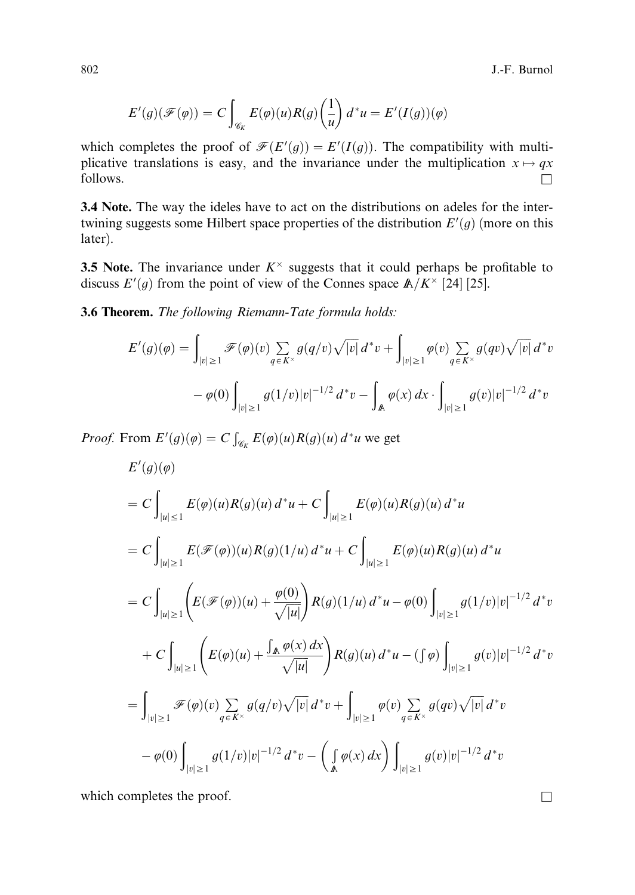$$E'(g)(\mathscr{F}(\varphi)) = C\int_{\mathscr{C}_K} E(\varphi)(u)R(g)\left(\frac{1}{u}\right)d^*u = E'(I(g))(\varphi)$$

which completes the proof of $\mathscr{F}(E'(g)) = E'(I(g))$. The compatibility with multiplicative translations is easy, and the invariance under the multiplication $x \mapsto qx$ follows. $\square$

**3.4 Note.** The way the ideles have to act on the distributions on adeles for the intertwining suggests some Hilbert space properties of the distribution $E'(g)$ (more on this later).

**3.5 Note.** The invariance under $K^\times$ suggests that it could perhaps be profitable to discuss $E'(g)$ from the point of view of the Connes space $\mathbb{A}/K^\times$ [24] [25].

**3.6 Theorem.** *The following Riemann-Tate formula holds:*

$$E'(g)(\varphi) = \int_{|v|\geq 1} \mathscr{F}(\varphi)(v)\sum_{q\in K^\times} g(q/v)\sqrt{|v|}\,d^*v + \int_{|v|\geq 1}\varphi(v)\sum_{q\in K^\times} g(qv)\sqrt{|v|}\,d^*v$$

$$-\varphi(0)\int_{|v|\geq 1} g(1/v)|v|^{-1/2}\,d^*v - \int_{\mathbb{A}}\varphi(x)\,dx\cdot\int_{|v|\geq 1} g(v)|v|^{-1/2}\,d^*v$$

*Proof.* From $E'(g)(\varphi) = C\int_{\mathscr{C}_K} E(\varphi)(u)R(g)(u)\,d^*u$ we get

$$\begin{aligned}
&E'(g)(\varphi)\\
&= C\int_{|u|\leq 1} E(\varphi)(u)R(g)(u)\,d^*u + C\int_{|u|\geq 1} E(\varphi)(u)R(g)(u)\,d^*u\\
&= C\int_{|u|\geq 1} E(\mathscr{F}(\varphi))(u)R(g)(1/u)\,d^*u + C\int_{|u|\geq 1} E(\varphi)(u)R(g)(u)\,d^*u\\
&= C\int_{|u|\geq 1}\left(E(\mathscr{F}(\varphi))(u) + \frac{\varphi(0)}{\sqrt{|u|}}\right)R(g)(1/u)\,d^*u - \varphi(0)\int_{|v|\geq 1} g(1/v)|v|^{-1/2}\,d^*v\\
&\quad + C\int_{|u|\geq 1}\left(E(\varphi)(u) + \frac{\int_{\mathbb{A}}\varphi(x)\,dx}{\sqrt{|u|}}\right)R(g)(u)\,d^*u - \left(\textstyle\int\varphi\right)\int_{|v|\geq 1} g(v)|v|^{-1/2}\,d^*v\\
&= \int_{|v|\geq 1}\mathscr{F}(\varphi)(v)\sum_{q\in K^\times} g(q/v)\sqrt{|v|}\,d^*v + \int_{|v|\geq 1}\varphi(v)\sum_{q\in K^\times} g(qv)\sqrt{|v|}\,d^*v\\
&\quad - \varphi(0)\int_{|v|\geq 1} g(1/v)|v|^{-1/2}\,d^*v - \left(\int_{\mathbb{A}}\varphi(x)\,dx\right)\int_{|v|\geq 1} g(v)|v|^{-1/2}\,d^*v
\end{aligned}$$

which completes the proof. $\square$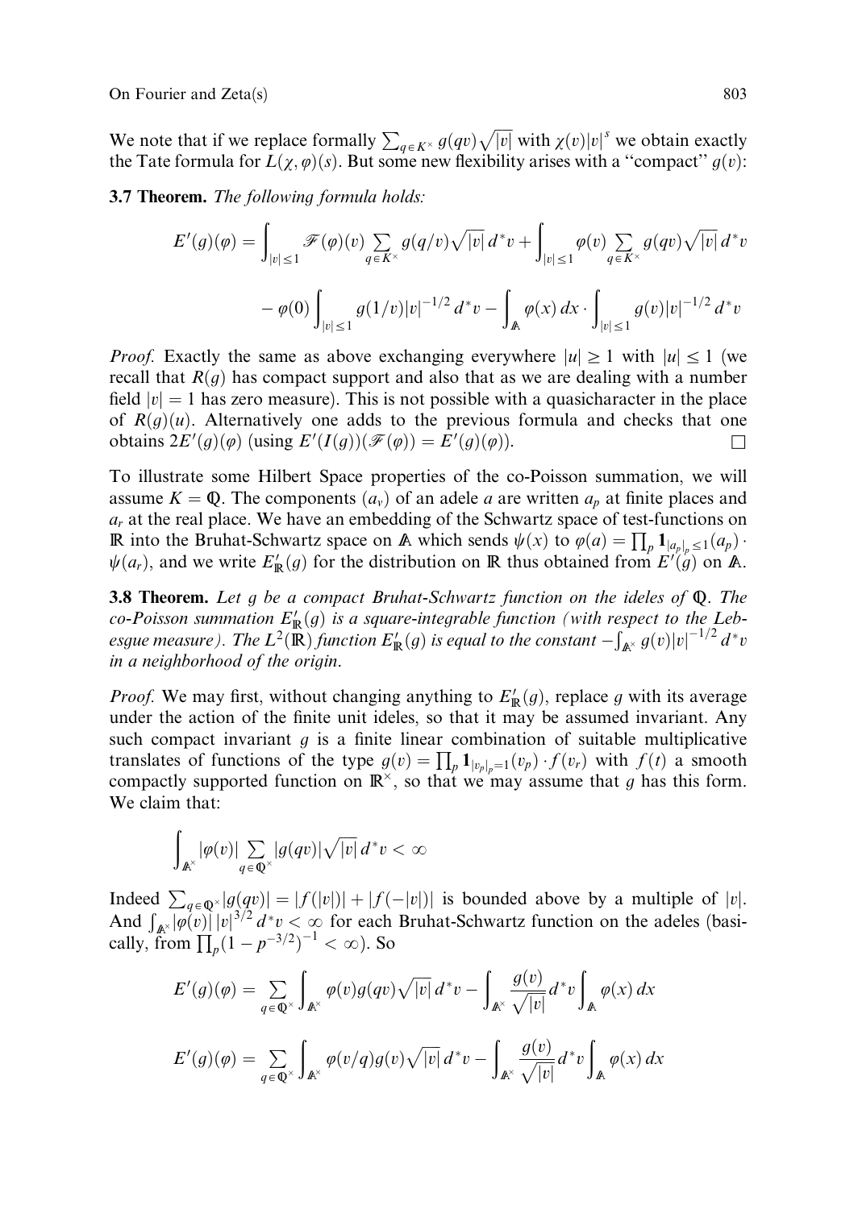We note that if we replace formally $\sum_{q \in K^\times} g(qv)\sqrt{|v|}$ with $\chi(v)|v|^s$ we obtain exactly the Tate formula for $L(\chi, \varphi)(s)$. But some new flexibility arises with a "compact" $g(v)$:

**3.7 Theorem.** *The following formula holds:*

$$E'(g)(\varphi) = \int_{|v| \le 1} \mathscr{F}(\varphi)(v) \sum_{q \in K^\times} g(q/v)\sqrt{|v|}\, d^*v + \int_{|v| \le 1} \varphi(v) \sum_{q \in K^\times} g(qv)\sqrt{|v|}\, d^*v$$

$$- \varphi(0) \int_{|v| \le 1} g(1/v)|v|^{-1/2}\, d^*v - \int_{\mathbb{A}} \varphi(x)\, dx \cdot \int_{|v| \le 1} g(v)|v|^{-1/2}\, d^*v$$

*Proof.* Exactly the same as above exchanging everywhere $|u| \ge 1$ with $|u| \le 1$ (we recall that $R(g)$ has compact support and also that as we are dealing with a number field $|v| = 1$ has zero measure). This is not possible with a quasicharacter in the place of $R(g)(u)$. Alternatively one adds to the previous formula and checks that one obtains $2E'(g)(\varphi)$ (using $E'(I(g))(\mathscr{F}(\varphi)) = E'(g)(\varphi)$). $\square$

To illustrate some Hilbert Space properties of the co-Poisson summation, we will assume $K = \mathbb{Q}$. The components $(a_v)$ of an adele $a$ are written $a_p$ at finite places and $a_r$ at the real place. We have an embedding of the Schwartz space of test-functions on $\mathbb{R}$ into the Bruhat-Schwartz space on $\mathbb{A}$ which sends $\psi(x)$ to $\varphi(a) = \prod_p \mathbf{1}_{|a_p|_p \le 1}(a_p) \cdot \psi(a_r)$, and we write $E'_{\mathbb{R}}(g)$ for the distribution on $\mathbb{R}$ thus obtained from $E'(g)$ on $\mathbb{A}$.

**3.8 Theorem.** *Let $g$ be a compact Bruhat-Schwartz function on the ideles of $\mathbb{Q}$. The co-Poisson summation $E'_{\mathbb{R}}(g)$ is a square-integrable function (with respect to the Lebesgue measure). The $L^2(\mathbb{R})$ function $E'_{\mathbb{R}}(g)$ is equal to the constant $-\int_{\mathbb{A}^\times} g(v)|v|^{-1/2}\, d^*v$ in a neighborhood of the origin.*

*Proof.* We may first, without changing anything to $E'_{\mathbb{R}}(g)$, replace $g$ with its average under the action of the finite unit ideles, so that it may be assumed invariant. Any such compact invariant $g$ is a finite linear combination of suitable multiplicative translates of functions of the type $g(v) = \prod_p \mathbf{1}_{|v_p|_p = 1}(v_p) \cdot f(v_r)$ with $f(t)$ a smooth compactly supported function on $\mathbb{R}^\times$, so that we may assume that $g$ has this form. We claim that:

$$\int_{\mathbb{A}^\times} |\varphi(v)| \sum_{q \in \mathbb{Q}^\times} |g(qv)|\sqrt{|v|}\, d^*v < \infty$$

Indeed $\sum_{q \in \mathbb{Q}^\times} |g(qv)| = |f(|v|)| + |f(-|v|)|$ is bounded above by a multiple of $|v|$. And $\int_{\mathbb{A}^\times} |\varphi(v)|\, |v|^{3/2}\, d^*v < \infty$ for each Bruhat-Schwartz function on the adeles (basically, from $\prod_p (1 - p^{-3/2})^{-1} < \infty$). So

$$E'(g)(\varphi) = \sum_{q \in \mathbb{Q}^\times} \int_{\mathbb{A}^\times} \varphi(v) g(qv) \sqrt{|v|}\, d^*v - \int_{\mathbb{A}^\times} \frac{g(v)}{\sqrt{|v|}}\, d^*v \int_{\mathbb{A}} \varphi(x)\, dx$$

$$E'(g)(\varphi) = \sum_{q \in \mathbb{Q}^\times} \int_{\mathbb{A}^\times} \varphi(v/q) g(v) \sqrt{|v|}\, d^*v - \int_{\mathbb{A}^\times} \frac{g(v)}{\sqrt{|v|}}\, d^*v \int_{\mathbb{A}} \varphi(x)\, dx$$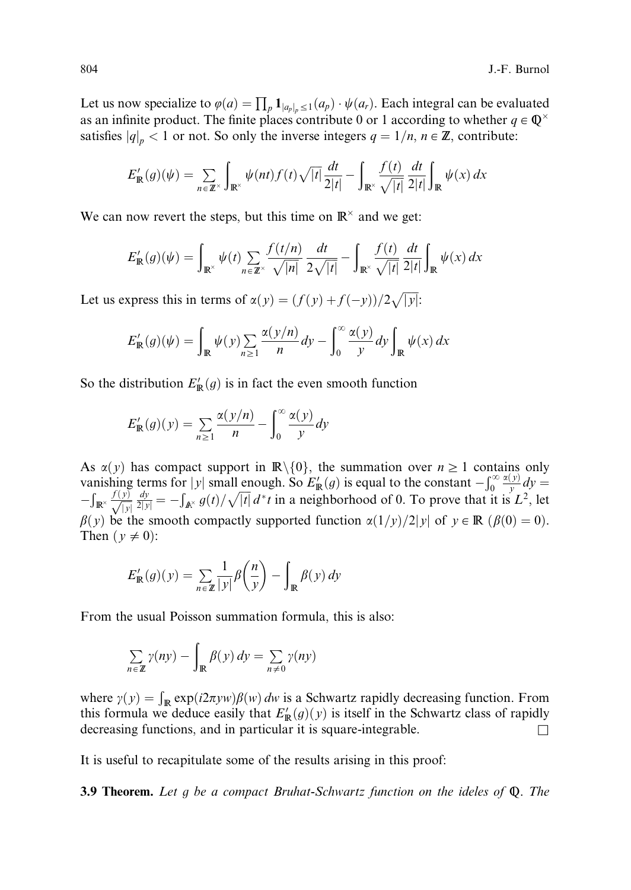Let us now specialize to $\varphi(a) = \prod_p \mathbf{1}_{|a_p|_p \le 1}(a_p) \cdot \psi(a_r)$. Each integral can be evaluated as an infinite product. The finite places contribute 0 or 1 according to whether $q \in \mathbb{Q}^\times$ satisfies $|q|_p < 1$ or not. So only the inverse integers $q = 1/n$, $n \in \mathbb{Z}$, contribute:

$$E'_{\mathbb{R}}(g)(\psi) = \sum_{n \in \mathbb{Z}^\times} \int_{\mathbb{R}^\times} \psi(nt) f(t) \sqrt{|t|} \frac{dt}{2|t|} - \int_{\mathbb{R}^\times} \frac{f(t)}{\sqrt{|t|}} \frac{dt}{2|t|} \int_{\mathbb{R}} \psi(x)\, dx$$

We can now revert the steps, but this time on $\mathbb{R}^\times$ and we get:

$$E'_{\mathbb{R}}(g)(\psi) = \int_{\mathbb{R}^\times} \psi(t) \sum_{n \in \mathbb{Z}^\times} \frac{f(t/n)}{\sqrt{|n|}} \frac{dt}{2\sqrt{|t|}} - \int_{\mathbb{R}^\times} \frac{f(t)}{\sqrt{|t|}} \frac{dt}{2|t|} \int_{\mathbb{R}} \psi(x)\, dx$$

Let us express this in terms of $\alpha(y) = (f(y) + f(-y))/2\sqrt{|y|}$:

$$E'_{\mathbb{R}}(g)(\psi) = \int_{\mathbb{R}} \psi(y) \sum_{n \ge 1} \frac{\alpha(y/n)}{n} dy - \int_0^\infty \frac{\alpha(y)}{y} dy \int_{\mathbb{R}} \psi(x)\, dx$$

So the distribution $E'_{\mathbb{R}}(g)$ is in fact the even smooth function

$$E'_{\mathbb{R}}(g)(y) = \sum_{n \ge 1} \frac{\alpha(y/n)}{n} - \int_0^\infty \frac{\alpha(y)}{y} dy$$

As $\alpha(y)$ has compact support in $\mathbb{R}\setminus\{0\}$, the summation over $n \ge 1$ contains only vanishing terms for $|y|$ small enough. So $E'_{\mathbb{R}}(g)$ is equal to the constant $-\int_0^\infty \frac{\alpha(y)}{y} dy = -\int_{\mathbb{R}^\times} \frac{f(y)}{\sqrt{|y|}} \frac{dy}{2|y|} = -\int_{\mathbb{A}^\times} g(t)/\sqrt{|t|}\, d^*t$ in a neighborhood of 0. To prove that it is $L^2$, let $\beta(y)$ be the smooth compactly supported function $\alpha(1/y)/2|y|$ of $y \in \mathbb{R}$ ($\beta(0) = 0$). Then ($y \ne 0$):

$$E'_{\mathbb{R}}(g)(y) = \sum_{n \in \mathbb{Z}} \frac{1}{|y|} \beta\left(\frac{n}{y}\right) - \int_{\mathbb{R}} \beta(y)\, dy$$

From the usual Poisson summation formula, this is also:

$$\sum_{n \in \mathbb{Z}} \gamma(ny) - \int_{\mathbb{R}} \beta(y)\, dy = \sum_{n \ne 0} \gamma(ny)$$

where $\gamma(y) = \int_{\mathbb{R}} \exp(i2\pi yw)\beta(w)\, dw$ is a Schwartz rapidly decreasing function. From this formula we deduce easily that $E'_{\mathbb{R}}(g)(y)$ is itself in the Schwartz class of rapidly decreasing functions, and in particular it is square-integrable. □

It is useful to recapitulate some of the results arising in this proof:

**3.9 Theorem.** *Let $g$ be a compact Bruhat-Schwartz function on the ideles of $\mathbb{Q}$. The*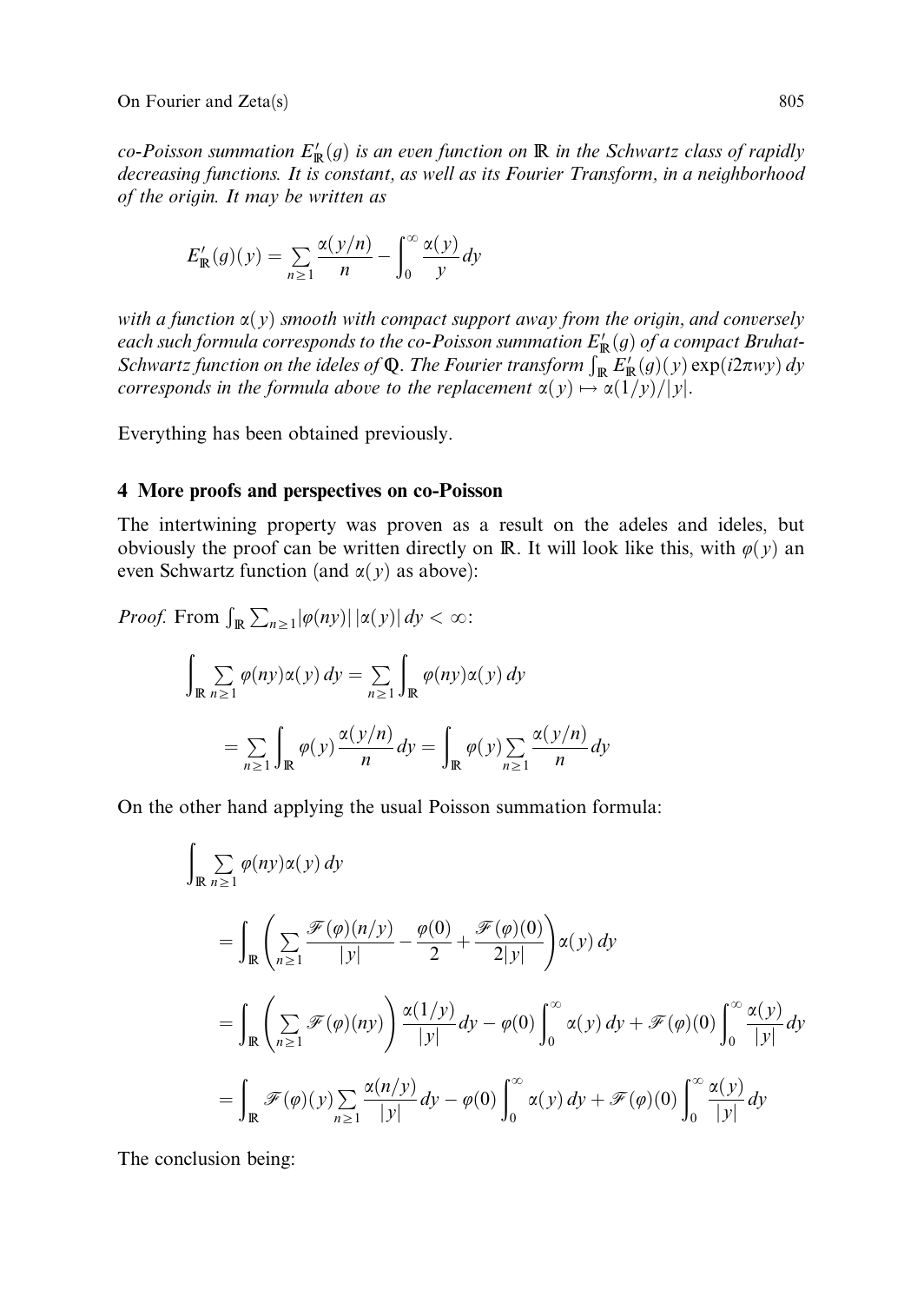*co-Poisson summation $E'_{\mathbb{R}}(g)$ is an even function on $\mathbb{R}$ in the Schwartz class of rapidly decreasing functions. It is constant, as well as its Fourier Transform, in a neighborhood of the origin. It may be written as*

$$E'_{\mathbb{R}}(g)(y) = \sum_{n \geq 1} \frac{\alpha(y/n)}{n} - \int_0^\infty \frac{\alpha(y)}{y}\, dy$$

*with a function $\alpha(y)$ smooth with compact support away from the origin, and conversely each such formula corresponds to the co-Poisson summation $E'_{\mathbb{R}}(g)$ of a compact Bruhat-Schwartz function on the ideles of $\mathbb{Q}$. The Fourier transform $\int_{\mathbb{R}} E'_{\mathbb{R}}(g)(y)\exp(i2\pi wy)\, dy$ corresponds in the formula above to the replacement $\alpha(y) \mapsto \alpha(1/y)/|y|$.*

Everything has been obtained previously.

## 4 More proofs and perspectives on co-Poisson

The intertwining property was proven as a result on the adeles and ideles, but obviously the proof can be written directly on $\mathbb{R}$. It will look like this, with $\varphi(y)$ an even Schwartz function (and $\alpha(y)$ as above):

*Proof.* From $\int_{\mathbb{R}} \sum_{n \geq 1} |\varphi(ny)|\,|\alpha(y)|\, dy < \infty$:

$$\int_{\mathbb{R}} \sum_{n \geq 1} \varphi(ny)\alpha(y)\, dy = \sum_{n \geq 1} \int_{\mathbb{R}} \varphi(ny)\alpha(y)\, dy$$

$$= \sum_{n \geq 1} \int_{\mathbb{R}} \varphi(y) \frac{\alpha(y/n)}{n}\, dy = \int_{\mathbb{R}} \varphi(y) \sum_{n \geq 1} \frac{\alpha(y/n)}{n}\, dy$$

On the other hand applying the usual Poisson summation formula:

$$\begin{aligned}
&\int_{\mathbb{R}} \sum_{n \geq 1} \varphi(ny)\alpha(y)\, dy \\
&= \int_{\mathbb{R}} \left( \sum_{n \geq 1} \frac{\mathscr{F}(\varphi)(n/y)}{|y|} - \frac{\varphi(0)}{2} + \frac{\mathscr{F}(\varphi)(0)}{2|y|} \right) \alpha(y)\, dy \\
&= \int_{\mathbb{R}} \left( \sum_{n \geq 1} \mathscr{F}(\varphi)(ny) \right) \frac{\alpha(1/y)}{|y|}\, dy - \varphi(0) \int_0^\infty \alpha(y)\, dy + \mathscr{F}(\varphi)(0) \int_0^\infty \frac{\alpha(y)}{|y|}\, dy \\
&= \int_{\mathbb{R}} \mathscr{F}(\varphi)(y) \sum_{n \geq 1} \frac{\alpha(n/y)}{|y|}\, dy - \varphi(0) \int_0^\infty \alpha(y)\, dy + \mathscr{F}(\varphi)(0) \int_0^\infty \frac{\alpha(y)}{|y|}\, dy
\end{aligned}$$

The conclusion being: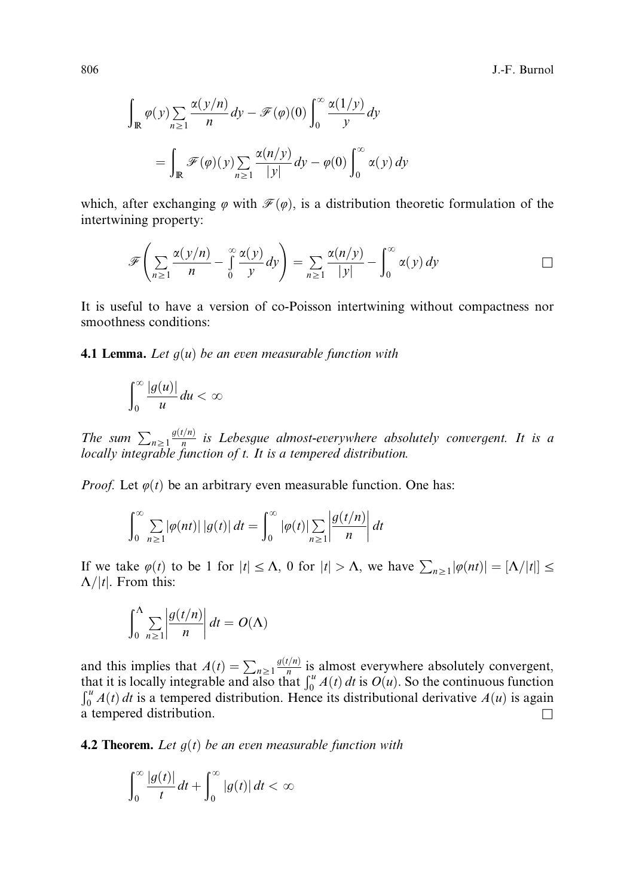$$\int_{\mathbb{R}} \varphi(y) \sum_{n\geq 1} \frac{\alpha(y/n)}{n}\, dy - \mathscr{F}(\varphi)(0) \int_0^\infty \frac{\alpha(1/y)}{y}\, dy$$

$$= \int_{\mathbb{R}} \mathscr{F}(\varphi)(y) \sum_{n\geq 1} \frac{\alpha(n/y)}{|y|}\, dy - \varphi(0) \int_0^\infty \alpha(y)\, dy$$

which, after exchanging $\varphi$ with $\mathscr{F}(\varphi)$, is a distribution theoretic formulation of the intertwining property:

$$\mathscr{F}\left( \sum_{n\geq 1} \frac{\alpha(y/n)}{n} - \int_0^\infty \frac{\alpha(y)}{y}\, dy \right) = \sum_{n\geq 1} \frac{\alpha(n/y)}{|y|} - \int_0^\infty \alpha(y)\, dy \qquad \square$$

It is useful to have a version of co-Poisson intertwining without compactness nor smoothness conditions:

**4.1 Lemma.** *Let $g(u)$ be an even measurable function with*

$$\int_0^\infty \frac{|g(u)|}{u}\, du < \infty$$

*The sum $\sum_{n\geq 1} \frac{g(t/n)}{n}$ is Lebesgue almost-everywhere absolutely convergent. It is a locally integrable function of t. It is a tempered distribution.*

*Proof.* Let $\varphi(t)$ be an arbitrary even measurable function. One has:

$$\int_0^\infty \sum_{n\geq 1} |\varphi(nt)|\, |g(t)|\, dt = \int_0^\infty |\varphi(t)| \sum_{n\geq 1} \left| \frac{g(t/n)}{n} \right| dt$$

If we take $\varphi(t)$ to be 1 for $|t| \leq \Lambda$, 0 for $|t| > \Lambda$, we have $\sum_{n\geq 1} |\varphi(nt)| = [\Lambda/|t|] \leq \Lambda/|t|$. From this:

$$\int_0^\Lambda \sum_{n\geq 1} \left| \frac{g(t/n)}{n} \right| dt = O(\Lambda)$$

and this implies that $A(t) = \sum_{n\geq 1} \frac{g(t/n)}{n}$ is almost everywhere absolutely convergent, that it is locally integrable and also that $\int_0^u A(t)\, dt$ is $O(u)$. So the continuous function $\int_0^u A(t)\, dt$ is a tempered distribution. Hence its distributional derivative $A(u)$ is again a tempered distribution. $\square$

**4.2 Theorem.** *Let $g(t)$ be an even measurable function with*

$$\int_0^\infty \frac{|g(t)|}{t}\, dt + \int_0^\infty |g(t)|\, dt < \infty$$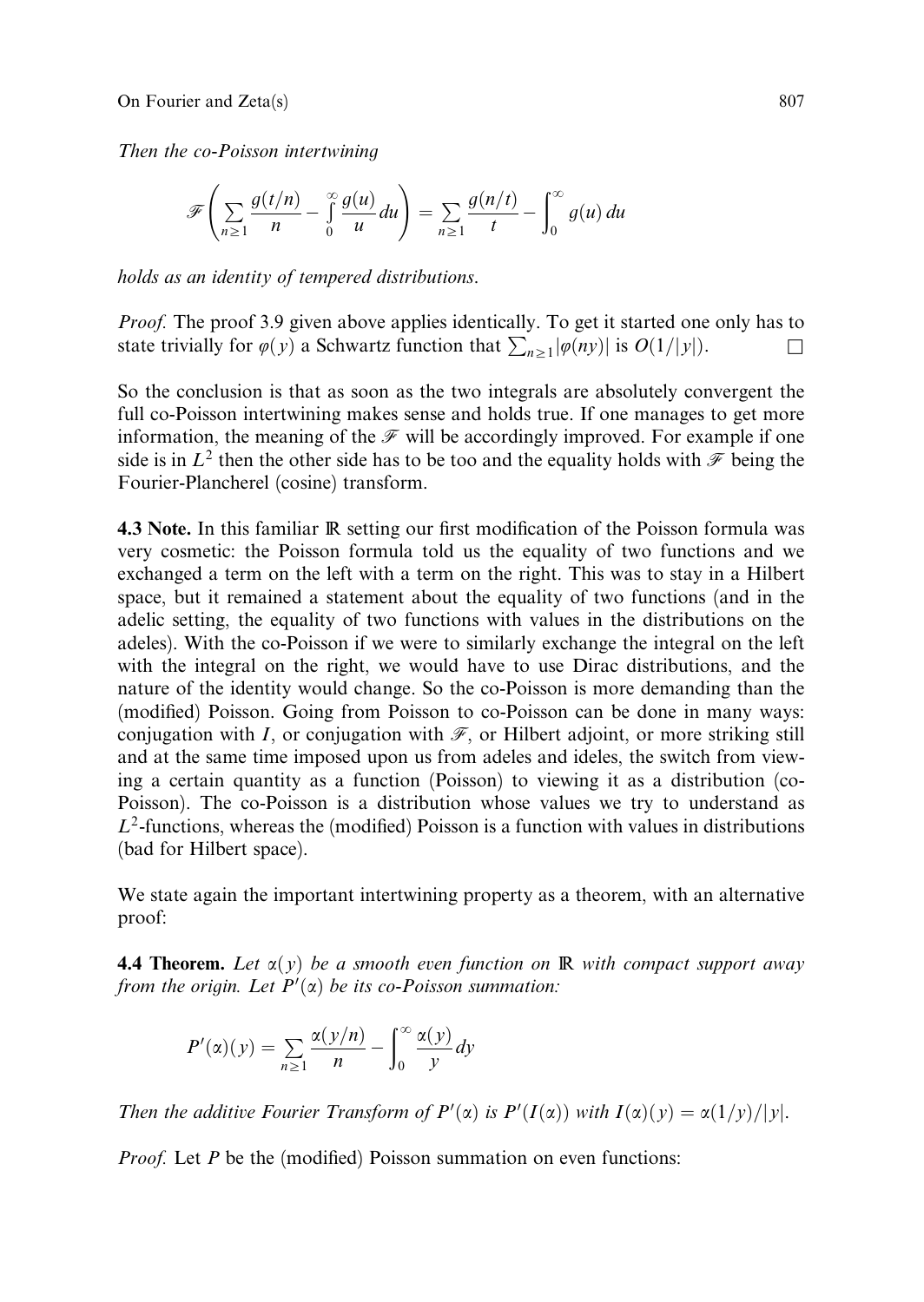*Then the co-Poisson intertwining*

$$\mathscr{F}\left(\sum_{n\geq 1}\frac{g(t/n)}{n} - \int_0^\infty \frac{g(u)}{u}\,du\right) = \sum_{n\geq 1}\frac{g(n/t)}{t} - \int_0^\infty g(u)\,du$$

*holds as an identity of tempered distributions.*

*Proof.* The proof 3.9 given above applies identically. To get it started one only has to state trivially for $\varphi(y)$ a Schwartz function that $\sum_{n\geq 1}|\varphi(ny)|$ is $O(1/|y|)$. $\square$

So the conclusion is that as soon as the two integrals are absolutely convergent the full co-Poisson intertwining makes sense and holds true. If one manages to get more information, the meaning of the $\mathscr{F}$ will be accordingly improved. For example if one side is in $L^2$ then the other side has to be too and the equality holds with $\mathscr{F}$ being the Fourier-Plancherel (cosine) transform.

**4.3 Note.** In this familiar $\mathbb{R}$ setting our first modification of the Poisson formula was very cosmetic: the Poisson formula told us the equality of two functions and we exchanged a term on the left with a term on the right. This was to stay in a Hilbert space, but it remained a statement about the equality of two functions (and in the adelic setting, the equality of two functions with values in the distributions on the adeles). With the co-Poisson if we were to similarly exchange the integral on the left with the integral on the right, we would have to use Dirac distributions, and the nature of the identity would change. So the co-Poisson is more demanding than the (modified) Poisson. Going from Poisson to co-Poisson can be done in many ways: conjugation with $I$, or conjugation with $\mathscr{F}$, or Hilbert adjoint, or more striking still and at the same time imposed upon us from adeles and ideles, the switch from viewing a certain quantity as a function (Poisson) to viewing it as a distribution (co-Poisson). The co-Poisson is a distribution whose values we try to understand as $L^2$-functions, whereas the (modified) Poisson is a function with values in distributions (bad for Hilbert space).

We state again the important intertwining property as a theorem, with an alternative proof:

**4.4 Theorem.** *Let $\alpha(y)$ be a smooth even function on $\mathbb{R}$ with compact support away from the origin. Let $P'(\alpha)$ be its co-Poisson summation:*

$$P'(\alpha)(y) = \sum_{n\geq 1}\frac{\alpha(y/n)}{n} - \int_0^\infty \frac{\alpha(y)}{y}\,dy$$

*Then the additive Fourier Transform of $P'(\alpha)$ is $P'(I(\alpha))$ with $I(\alpha)(y) = \alpha(1/y)/|y|$.*

*Proof.* Let $P$ be the (modified) Poisson summation on even functions: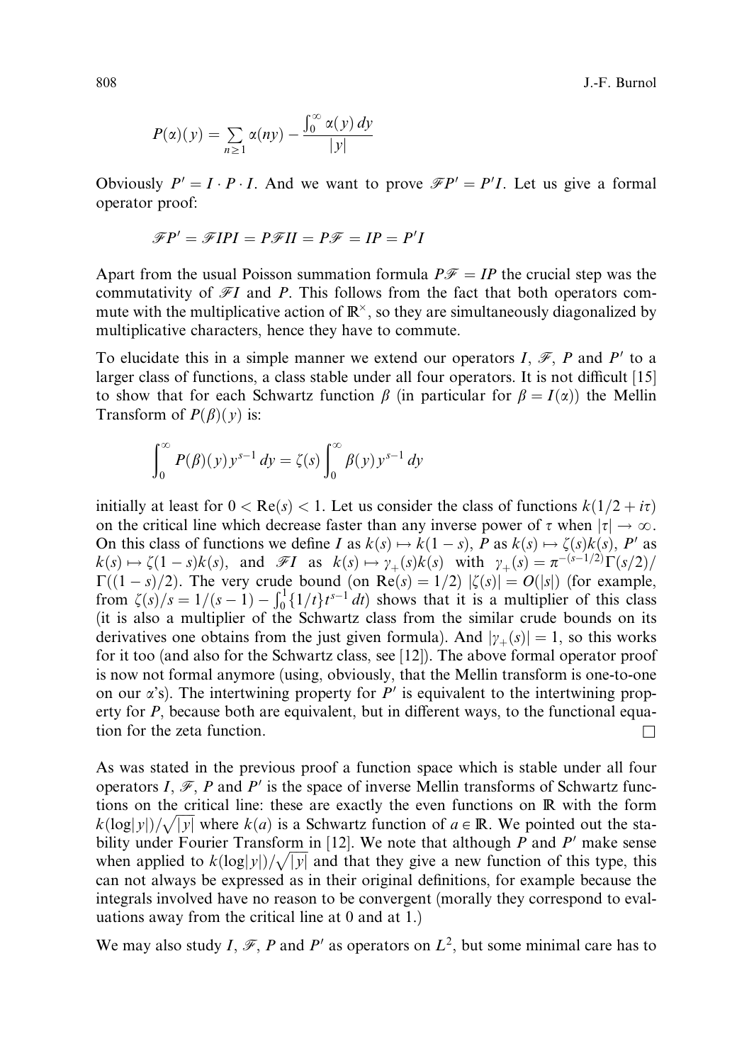$$P(\alpha)(y) = \sum_{n \geq 1} \alpha(ny) - \frac{\int_0^\infty \alpha(y)\, dy}{|y|}$$

Obviously $P' = I \cdot P \cdot I$. And we want to prove $\mathscr{F}P' = P'I$. Let us give a formal operator proof:

$$\mathscr{F}P' = \mathscr{F}IPI = P\mathscr{F}II = P\mathscr{F} = IP = P'I$$

Apart from the usual Poisson summation formula $P\mathscr{F} = IP$ the crucial step was the commutativity of $\mathscr{F}I$ and $P$. This follows from the fact that both operators commute with the multiplicative action of $\mathbb{R}^\times$, so they are simultaneously diagonalized by multiplicative characters, hence they have to commute.

To elucidate this in a simple manner we extend our operators $I$, $\mathscr{F}$, $P$ and $P'$ to a larger class of functions, a class stable under all four operators. It is not difficult [15] to show that for each Schwartz function $\beta$ (in particular for $\beta = I(\alpha)$) the Mellin Transform of $P(\beta)(y)$ is:

$$\int_0^\infty P(\beta)(y) y^{s-1}\, dy = \zeta(s) \int_0^\infty \beta(y) y^{s-1}\, dy$$

initially at least for $0 < \mathrm{Re}(s) < 1$. Let us consider the class of functions $k(1/2 + i\tau)$ on the critical line which decrease faster than any inverse power of $\tau$ when $|\tau| \to \infty$. On this class of functions we define $I$ as $k(s) \mapsto k(1-s)$, $P$ as $k(s) \mapsto \zeta(s)k(s)$, $P'$ as $k(s) \mapsto \zeta(1-s)k(s)$, and $\mathscr{F}I$ as $k(s) \mapsto \gamma_+(s)k(s)$ with $\gamma_+(s) = \pi^{-(s-1/2)}\Gamma(s/2)/\Gamma((1-s)/2)$. The very crude bound (on $\mathrm{Re}(s) = 1/2$) $|\zeta(s)| = O(|s|)$ (for example, from $\zeta(s)/s = 1/(s-1) - \int_0^1 \{1/t\} t^{s-1}\, dt$) shows that it is a multiplier of this class (it is also a multiplier of the Schwartz class from the similar crude bounds on its derivatives one obtains from the just given formula). And $|\gamma_+(s)| = 1$, so this works for it too (and also for the Schwartz class, see [12]). The above formal operator proof is now not formal anymore (using, obviously, that the Mellin transform is one-to-one on our $\alpha$'s). The intertwining property for $P'$ is equivalent to the intertwining property for $P$, because both are equivalent, but in different ways, to the functional equation for the zeta function. $\square$

As was stated in the previous proof a function space which is stable under all four operators $I$, $\mathscr{F}$, $P$ and $P'$ is the space of inverse Mellin transforms of Schwartz functions on the critical line: these are exactly the even functions on $\mathbb{R}$ with the form $k(\log|y|)/\sqrt{|y|}$ where $k(a)$ is a Schwartz function of $a \in \mathbb{R}$. We pointed out the stability under Fourier Transform in [12]. We note that although $P$ and $P'$ make sense when applied to $k(\log|y|)/\sqrt{|y|}$ and that they give a new function of this type, this can not always be expressed as in their original definitions, for example because the integrals involved have no reason to be convergent (morally they correspond to evaluations away from the critical line at 0 and at 1.)

We may also study $I$, $\mathscr{F}$, $P$ and $P'$ as operators on $L^2$, but some minimal care has to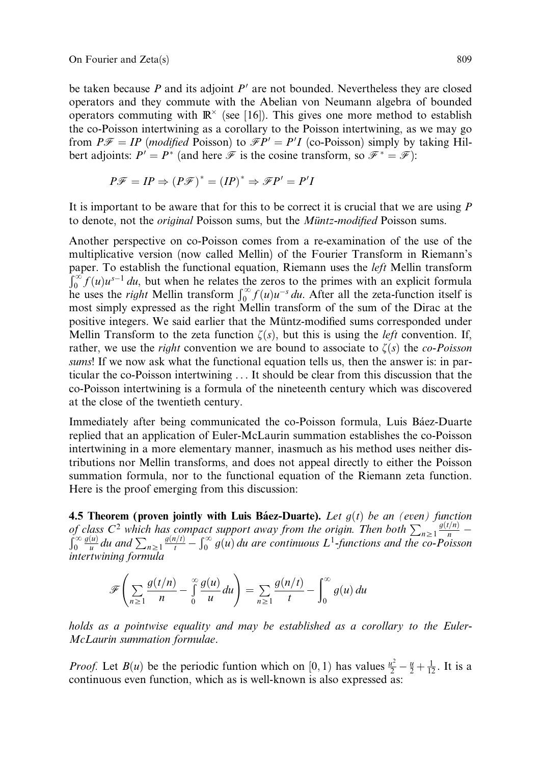be taken because $P$ and its adjoint $P'$ are not bounded. Nevertheless they are closed operators and they commute with the Abelian von Neumann algebra of bounded operators commuting with $\mathbb{R}^\times$ (see [16]). This gives one more method to establish the co-Poisson intertwining as a corollary to the Poisson intertwining, as we may go from $P\mathscr{F} = IP$ (*modified* Poisson) to $\mathscr{F}P' = P'I$ (co-Poisson) simply by taking Hilbert adjoints: $P' = P^*$ (and here $\mathscr{F}$ is the cosine transform, so $\mathscr{F}^* = \mathscr{F}$):

$$P\mathscr{F} = IP \Rightarrow (P\mathscr{F})^* = (IP)^* \Rightarrow \mathscr{F}P' = P'I$$

It is important to be aware that for this to be correct it is crucial that we are using $P$ to denote, not the *original* Poisson sums, but the *Müntz-modified* Poisson sums.

Another perspective on co-Poisson comes from a re-examination of the use of the multiplicative version (now called Mellin) of the Fourier Transform in Riemann's paper. To establish the functional equation, Riemann uses the *left* Mellin transform $\int_0^\infty f(u)u^{s-1}\,du$, but when he relates the zeros to the primes with an explicit formula he uses the *right* Mellin transform $\int_0^\infty f(u)u^{-s}\,du$. After all the zeta-function itself is most simply expressed as the right Mellin transform of the sum of the Dirac at the positive integers. We said earlier that the Müntz-modified sums corresponded under Mellin Transform to the zeta function $\zeta(s)$, but this is using the *left* convention. If, rather, we use the *right* convention we are bound to associate to $\zeta(s)$ the *co-Poisson sums*! If we now ask what the functional equation tells us, then the answer is: in particular the co-Poisson intertwining ... It should be clear from this discussion that the co-Poisson intertwining is a formula of the nineteenth century which was discovered at the close of the twentieth century.

Immediately after being communicated the co-Poisson formula, Luis Báez-Duarte replied that an application of Euler-McLaurin summation establishes the co-Poisson intertwining in a more elementary manner, inasmuch as his method uses neither distributions nor Mellin transforms, and does not appeal directly to either the Poisson summation formula, nor to the functional equation of the Riemann zeta function. Here is the proof emerging from this discussion:

**4.5 Theorem (proven jointly with Luis Báez-Duarte).** *Let $g(t)$ be an (even) function of class $C^2$ which has compact support away from the origin. Then both $\sum_{n\geq 1}\frac{g(t/n)}{n} - \int_0^\infty \frac{g(u)}{u}\,du$ and $\sum_{n\geq 1}\frac{g(n/t)}{t} - \int_0^\infty g(u)\,du$ are continuous $L^1$-functions and the co-Poisson intertwining formula*

$$\mathscr{F}\left(\sum_{n\geq 1}\frac{g(t/n)}{n} - \int_0^\infty \frac{g(u)}{u}\,du\right) = \sum_{n\geq 1}\frac{g(n/t)}{t} - \int_0^\infty g(u)\,du$$

*holds as a pointwise equality and may be established as a corollary to the Euler-McLaurin summation formulae.*

*Proof.* Let $B(u)$ be the periodic funtion which on $[0,1)$ has values $\frac{u^2}{2} - \frac{u}{2} + \frac{1}{12}$. It is a continuous even function, which as is well-known is also expressed as: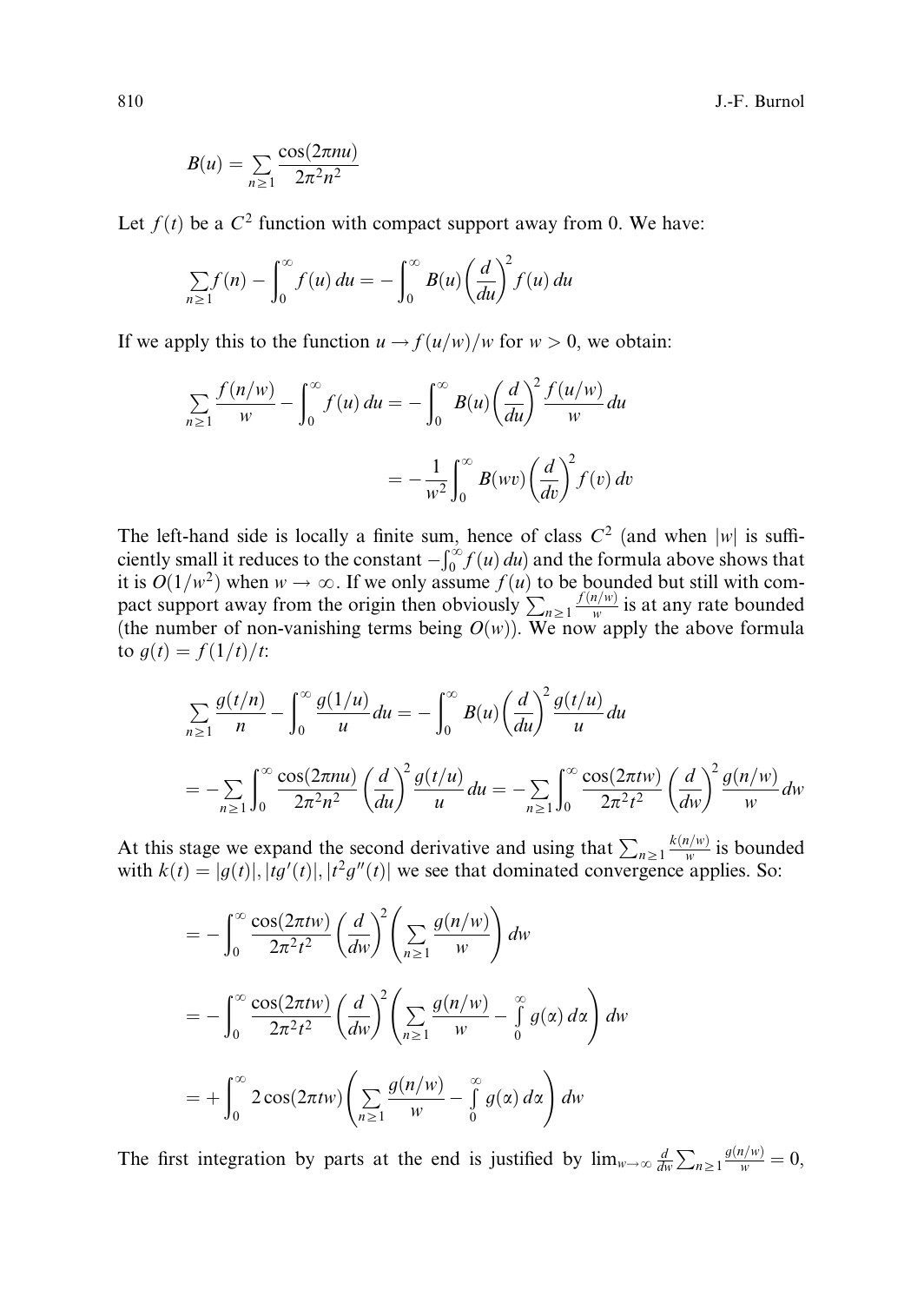$$B(u) = \sum_{n\geq 1} \frac{\cos(2\pi nu)}{2\pi^2 n^2}$$

Let $f(t)$ be a $C^2$ function with compact support away from 0. We have:

$$\sum_{n\geq 1} f(n) - \int_0^\infty f(u)\,du = -\int_0^\infty B(u)\left(\frac{d}{du}\right)^2 f(u)\,du$$

If we apply this to the function $u \to f(u/w)/w$ for $w > 0$, we obtain:

$$\begin{aligned}
\sum_{n\geq 1} \frac{f(n/w)}{w} - \int_0^\infty f(u)\,du &= -\int_0^\infty B(u)\left(\frac{d}{du}\right)^2 \frac{f(u/w)}{w}\,du \\
&= -\frac{1}{w^2}\int_0^\infty B(wv)\left(\frac{d}{dv}\right)^2 f(v)\,dv
\end{aligned}$$

The left-hand side is locally a finite sum, hence of class $C^2$ (and when $|w|$ is sufficiently small it reduces to the constant $-\int_0^\infty f(u)\,du$) and the formula above shows that it is $O(1/w^2)$ when $w \to \infty$. If we only assume $f(u)$ to be bounded but still with compact support away from the origin then obviously $\sum_{n\geq 1} \frac{f(n/w)}{w}$ is at any rate bounded (the number of non-vanishing terms being $O(w)$). We now apply the above formula to $g(t) = f(1/t)/t$:

$$\begin{aligned}
&\sum_{n\geq 1} \frac{g(t/n)}{n} - \int_0^\infty \frac{g(1/u)}{u}\,du = -\int_0^\infty B(u)\left(\frac{d}{du}\right)^2 \frac{g(t/u)}{u}\,du \\
&= -\sum_{n\geq 1} \int_0^\infty \frac{\cos(2\pi nu)}{2\pi^2 n^2}\left(\frac{d}{du}\right)^2 \frac{g(t/u)}{u}\,du = -\sum_{n\geq 1} \int_0^\infty \frac{\cos(2\pi tw)}{2\pi^2 t^2}\left(\frac{d}{dw}\right)^2 \frac{g(n/w)}{w}\,dw
\end{aligned}$$

At this stage we expand the second derivative and using that $\sum_{n\geq 1} \frac{k(n/w)}{w}$ is bounded with $k(t) = |g(t)|, |tg'(t)|, |t^2 g''(t)|$ we see that dominated convergence applies. So:

$$\begin{aligned}
&= -\int_0^\infty \frac{\cos(2\pi tw)}{2\pi^2 t^2}\left(\frac{d}{dw}\right)^2 \left(\sum_{n\geq 1} \frac{g(n/w)}{w}\right) dw \\
&= -\int_0^\infty \frac{\cos(2\pi tw)}{2\pi^2 t^2}\left(\frac{d}{dw}\right)^2 \left(\sum_{n\geq 1} \frac{g(n/w)}{w} - \int_0^\infty g(\alpha)\,d\alpha\right) dw \\
&= +\int_0^\infty 2\cos(2\pi tw)\left(\sum_{n\geq 1} \frac{g(n/w)}{w} - \int_0^\infty g(\alpha)\,d\alpha\right) dw
\end{aligned}$$

The first integration by parts at the end is justified by $\lim_{w\to\infty} \frac{d}{dw}\sum_{n\geq 1} \frac{g(n/w)}{w} = 0$,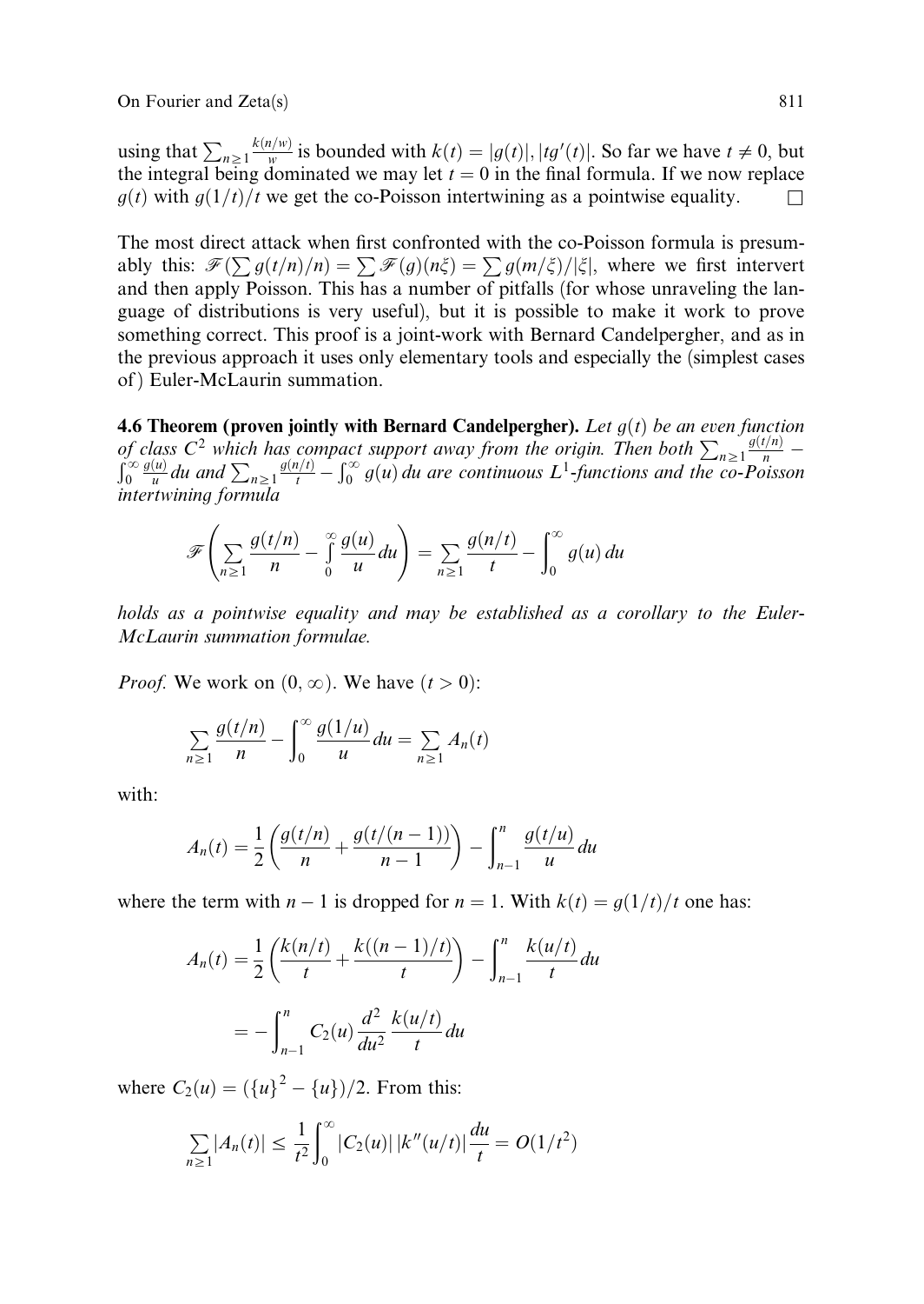using that $\sum_{n\geq 1}\frac{k(n/w)}{w}$ is bounded with $k(t) = |g(t)|, |tg'(t)|$. So far we have $t \neq 0$, but the integral being dominated we may let $t = 0$ in the final formula. If we now replace $g(t)$ with $g(1/t)/t$ we get the co-Poisson intertwining as a pointwise equality. □

The most direct attack when first confronted with the co-Poisson formula is presumably this: $\mathscr{F}(\sum g(t/n)/n) = \sum \mathscr{F}(g)(n\xi) = \sum g(m/\xi)/|\xi|$, where we first intervert and then apply Poisson. This has a number of pitfalls (for whose unraveling the language of distributions is very useful), but it is possible to make it work to prove something correct. This proof is a joint-work with Bernard Candelpergher, and as in the previous approach it uses only elementary tools and especially the (simplest cases of) Euler-McLaurin summation.

**4.6 Theorem (proven jointly with Bernard Candelpergher).** *Let $g(t)$ be an even function of class $C^2$ which has compact support away from the origin. Then both $\sum_{n\geq 1}\frac{g(t/n)}{n} - \int_0^\infty \frac{g(u)}{u}\,du$ and $\sum_{n\geq 1}\frac{g(n/t)}{t} - \int_0^\infty g(u)\,du$ are continuous $L^1$-functions and the co-Poisson intertwining formula*

$$\mathscr{F}\left(\sum_{n\geq 1}\frac{g(t/n)}{n} - \int_0^\infty \frac{g(u)}{u}\,du\right) = \sum_{n\geq 1}\frac{g(n/t)}{t} - \int_0^\infty g(u)\,du$$

*holds as a pointwise equality and may be established as a corollary to the Euler-McLaurin summation formulae.*

*Proof.* We work on $(0, \infty)$. We have $(t > 0)$:

$$\sum_{n\geq 1}\frac{g(t/n)}{n} - \int_0^\infty \frac{g(1/u)}{u}\,du = \sum_{n\geq 1} A_n(t)$$

with:

$$A_n(t) = \frac{1}{2}\left(\frac{g(t/n)}{n} + \frac{g(t/(n-1))}{n-1}\right) - \int_{n-1}^{n} \frac{g(t/u)}{u}\,du$$

where the term with $n-1$ is dropped for $n = 1$. With $k(t) = g(1/t)/t$ one has:

$$\begin{aligned} A_n(t) &= \frac{1}{2}\left(\frac{k(n/t)}{t} + \frac{k((n-1)/t)}{t}\right) - \int_{n-1}^{n} \frac{k(u/t)}{t}\,du \\ &= -\int_{n-1}^{n} C_2(u)\frac{d^2}{du^2}\frac{k(u/t)}{t}\,du \end{aligned}$$

where $C_2(u) = (\{u\}^2 - \{u\})/2$. From this:

$$\sum_{n\geq 1}|A_n(t)| \leq \frac{1}{t^2}\int_0^\infty |C_2(u)|\,|k''(u/t)|\frac{du}{t} = O(1/t^2)$$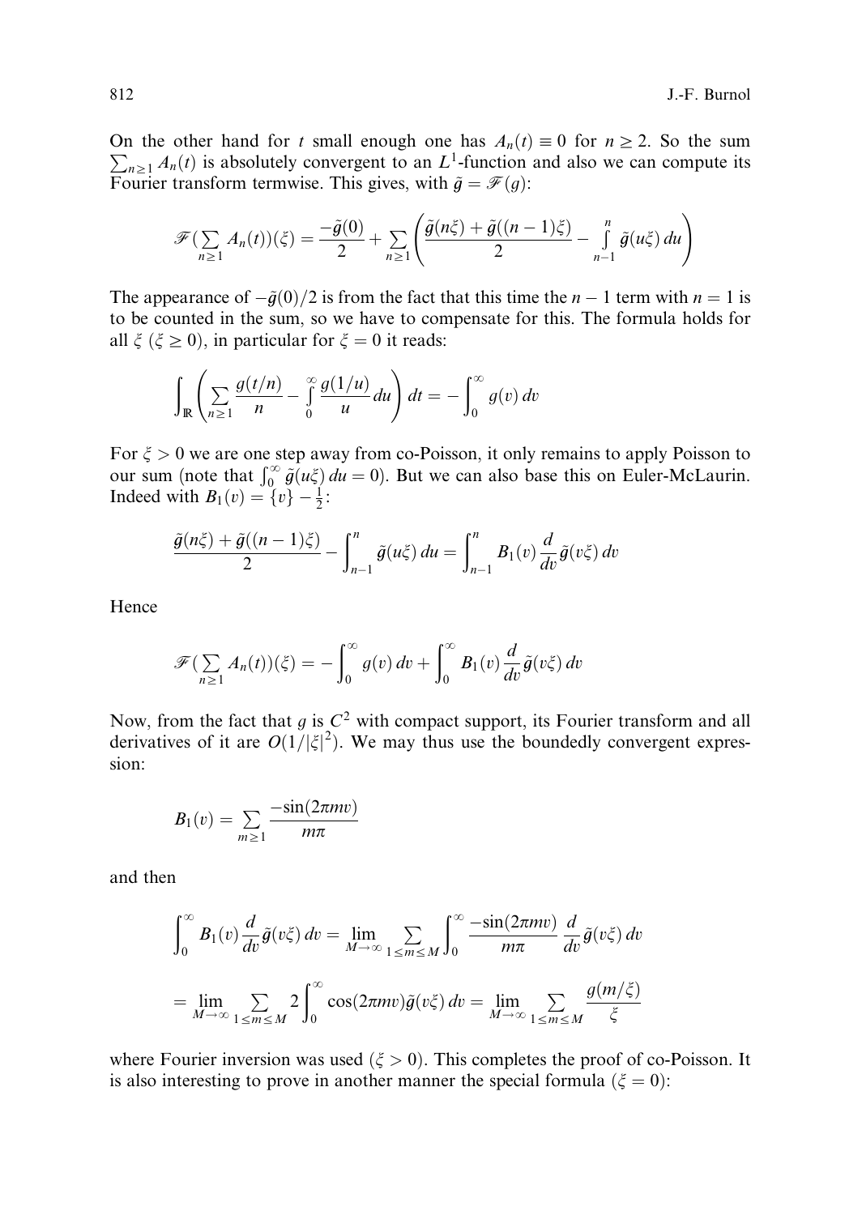On the other hand for $t$ small enough one has $A_n(t) \equiv 0$ for $n \geq 2$. So the sum $\sum_{n\geq 1} A_n(t)$ is absolutely convergent to an $L^1$-function and also we can compute its Fourier transform termwise. This gives, with $\tilde{g} = \mathscr{F}(g)$:

$$\mathscr{F}(\sum_{n\geq 1} A_n(t))(\xi) = \frac{-\tilde{g}(0)}{2} + \sum_{n\geq 1}\left(\frac{\tilde{g}(n\xi) + \tilde{g}((n-1)\xi)}{2} - \int_{n-1}^{n} \tilde{g}(u\xi)\,du\right)$$

The appearance of $-\tilde{g}(0)/2$ is from the fact that this time the $n-1$ term with $n=1$ is to be counted in the sum, so we have to compensate for this. The formula holds for all $\xi$ ($\xi \geq 0$), in particular for $\xi = 0$ it reads:

$$\int_{\mathbb{R}}\left(\sum_{n\geq 1}\frac{g(t/n)}{n} - \int_0^{\infty}\frac{g(1/u)}{u}\,du\right)dt = -\int_0^{\infty} g(v)\,dv$$

For $\xi > 0$ we are one step away from co-Poisson, it only remains to apply Poisson to our sum (note that $\int_0^{\infty}\tilde{g}(u\xi)\,du = 0$). But we can also base this on Euler-McLaurin. Indeed with $B_1(v) = \{v\} - \frac{1}{2}$:

$$\frac{\tilde{g}(n\xi) + \tilde{g}((n-1)\xi)}{2} - \int_{n-1}^{n}\tilde{g}(u\xi)\,du = \int_{n-1}^{n} B_1(v)\frac{d}{dv}\tilde{g}(v\xi)\,dv$$

Hence

$$\mathscr{F}(\sum_{n\geq 1} A_n(t))(\xi) = -\int_0^{\infty} g(v)\,dv + \int_0^{\infty} B_1(v)\frac{d}{dv}\tilde{g}(v\xi)\,dv$$

Now, from the fact that $g$ is $C^2$ with compact support, its Fourier transform and all derivatives of it are $O(1/|\xi|^2)$. We may thus use the boundedly convergent expression:

$$B_1(v) = \sum_{m\geq 1}\frac{-\sin(2\pi m v)}{m\pi}$$

and then

$$\int_0^{\infty} B_1(v)\frac{d}{dv}\tilde{g}(v\xi)\,dv = \lim_{M\to\infty}\sum_{1\leq m\leq M}\int_0^{\infty}\frac{-\sin(2\pi m v)}{m\pi}\,\frac{d}{dv}\tilde{g}(v\xi)\,dv$$

$$= \lim_{M\to\infty}\sum_{1\leq m\leq M} 2\int_0^{\infty}\cos(2\pi m v)\tilde{g}(v\xi)\,dv = \lim_{M\to\infty}\sum_{1\leq m\leq M}\frac{g(m/\xi)}{\xi}$$

where Fourier inversion was used ($\xi > 0$). This completes the proof of co-Poisson. It is also interesting to prove in another manner the special formula ($\xi = 0$):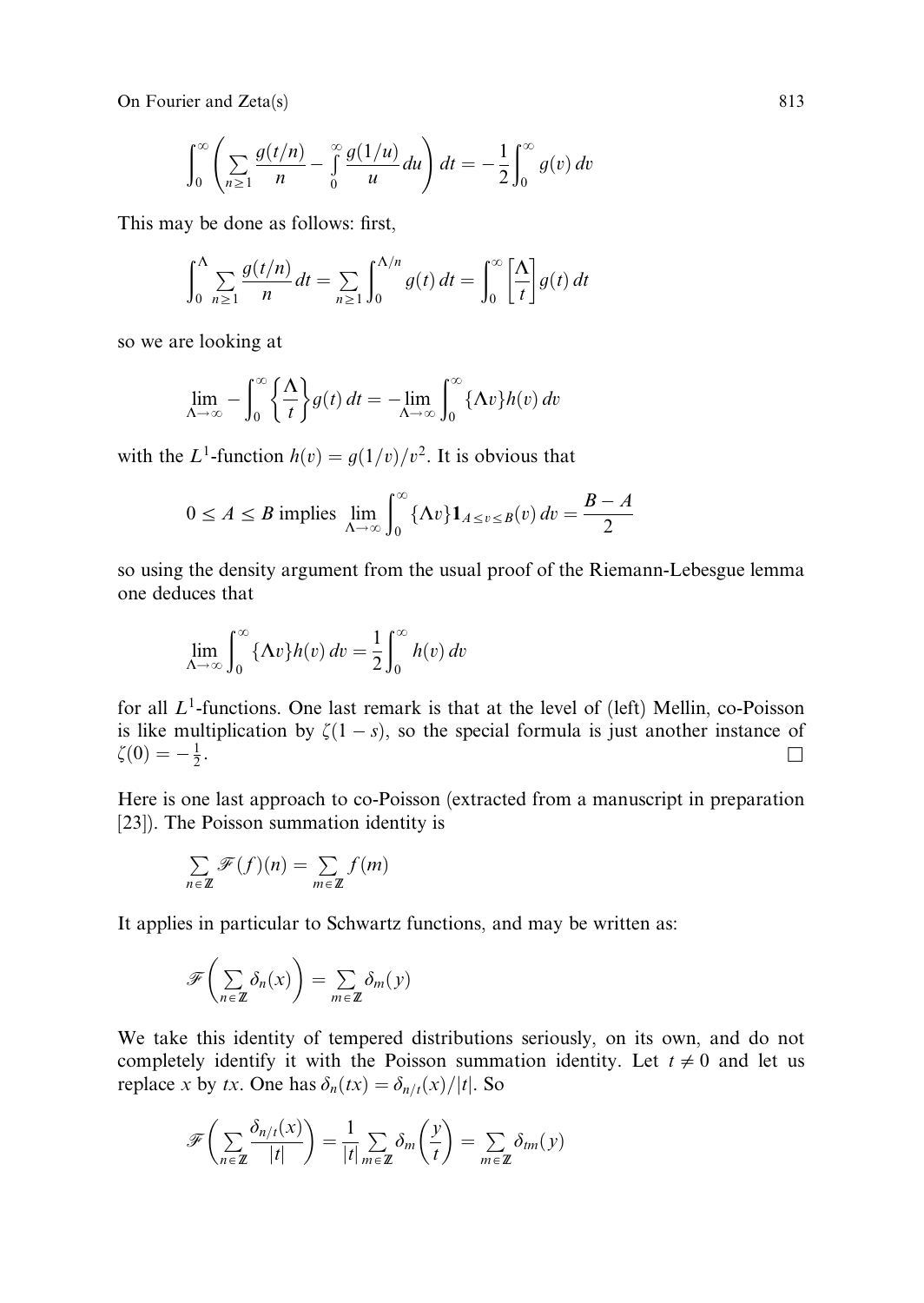$$\int_0^\infty \left( \sum_{n\geq 1} \frac{g(t/n)}{n} - \int_0^\infty \frac{g(1/u)}{u} du \right) dt = -\frac{1}{2}\int_0^\infty g(v)\, dv$$

This may be done as follows: first,

$$\int_0^\Lambda \sum_{n\geq 1} \frac{g(t/n)}{n} dt = \sum_{n\geq 1} \int_0^{\Lambda/n} g(t)\, dt = \int_0^\infty \left[\frac{\Lambda}{t}\right] g(t)\, dt$$

so we are looking at

$$\lim_{\Lambda\to\infty} -\int_0^\infty \left\{\frac{\Lambda}{t}\right\} g(t)\, dt = -\lim_{\Lambda\to\infty} \int_0^\infty \{\Lambda v\} h(v)\, dv$$

with the $L^1$-function $h(v) = g(1/v)/v^2$. It is obvious that

$$0 \leq A \leq B \text{ implies } \lim_{\Lambda\to\infty} \int_0^\infty \{\Lambda v\} \mathbf{1}_{A\leq v\leq B}(v)\, dv = \frac{B-A}{2}$$

so using the density argument from the usual proof of the Riemann-Lebesgue lemma one deduces that

$$\lim_{\Lambda\to\infty} \int_0^\infty \{\Lambda v\} h(v)\, dv = \frac{1}{2}\int_0^\infty h(v)\, dv$$

for all $L^1$-functions. One last remark is that at the level of (left) Mellin, co-Poisson is like multiplication by $\zeta(1-s)$, so the special formula is just another instance of $\zeta(0) = -\frac{1}{2}$. □

Here is one last approach to co-Poisson (extracted from a manuscript in preparation [23]). The Poisson summation identity is

$$\sum_{n\in\mathbb{Z}} \mathscr{F}(f)(n) = \sum_{m\in\mathbb{Z}} f(m)$$

It applies in particular to Schwartz functions, and may be written as:

$$\mathscr{F}\left( \sum_{n\in\mathbb{Z}} \delta_n(x) \right) = \sum_{m\in\mathbb{Z}} \delta_m(y)$$

We take this identity of tempered distributions seriously, on its own, and do not completely identify it with the Poisson summation identity. Let $t \neq 0$ and let us replace $x$ by $tx$. One has $\delta_n(tx) = \delta_{n/t}(x)/|t|$. So

$$\mathscr{F}\left( \sum_{n\in\mathbb{Z}} \frac{\delta_{n/t}(x)}{|t|} \right) = \frac{1}{|t|}\sum_{m\in\mathbb{Z}} \delta_m\left(\frac{y}{t}\right) = \sum_{m\in\mathbb{Z}} \delta_{tm}(y)$$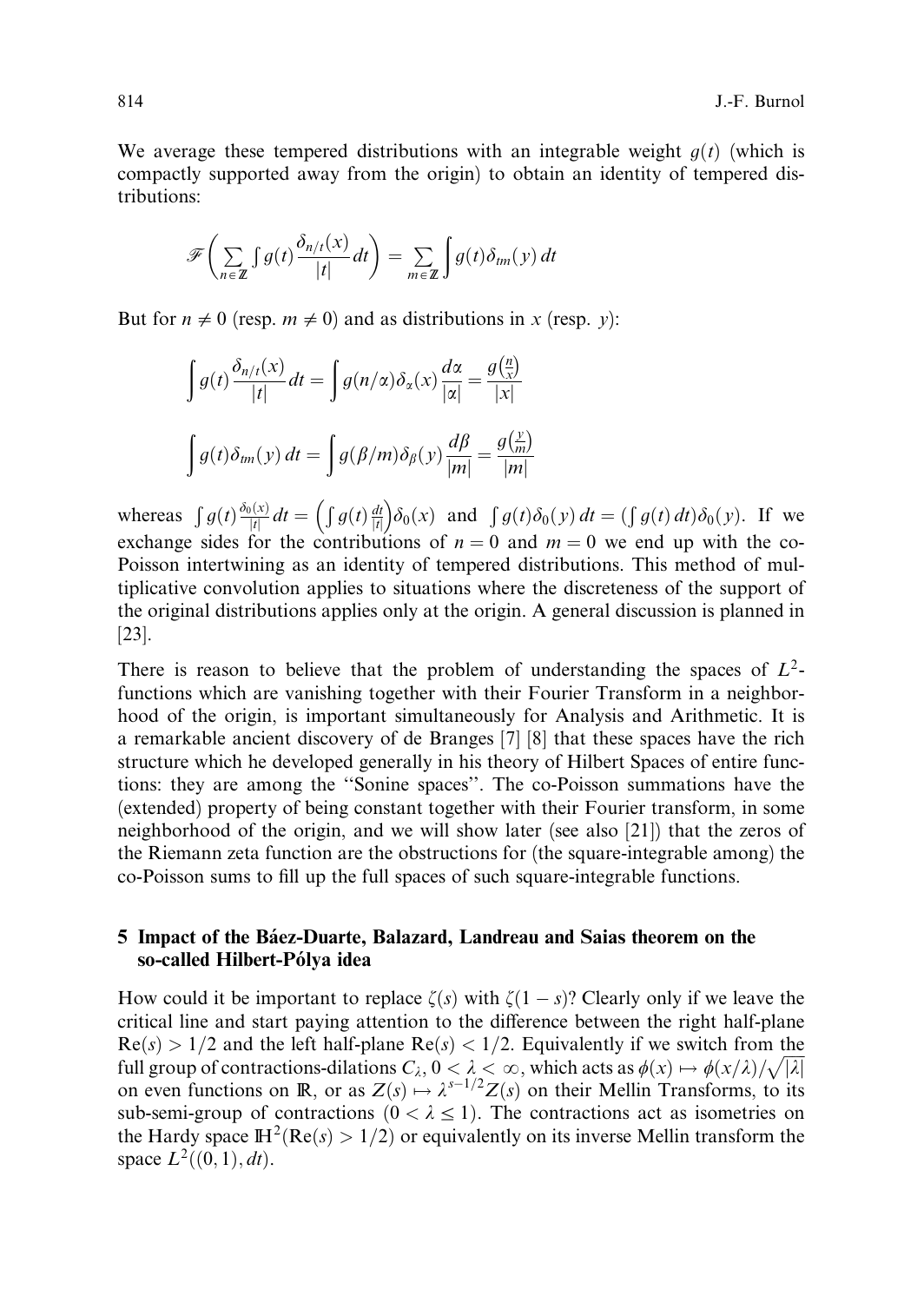We average these tempered distributions with an integrable weight $g(t)$ (which is compactly supported away from the origin) to obtain an identity of tempered distributions:

$$\mathscr{F}\left(\sum_{n\in\mathbb{Z}}\int g(t)\frac{\delta_{n/t}(x)}{|t|}dt\right) = \sum_{m\in\mathbb{Z}}\int g(t)\delta_{tm}(y)\,dt$$

But for $n \neq 0$ (resp. $m \neq 0$) and as distributions in $x$ (resp. $y$):

$$\int g(t)\frac{\delta_{n/t}(x)}{|t|}dt = \int g(n/\alpha)\delta_\alpha(x)\frac{d\alpha}{|\alpha|} = \frac{g\left(\frac{n}{x}\right)}{|x|}$$

$$\int g(t)\delta_{tm}(y)\,dt = \int g(\beta/m)\delta_\beta(y)\frac{d\beta}{|m|} = \frac{g\left(\frac{y}{m}\right)}{|m|}$$

whereas $\int g(t)\frac{\delta_0(x)}{|t|}dt = \left(\int g(t)\frac{dt}{|t|}\right)\delta_0(x)$ and $\int g(t)\delta_0(y)\,dt = (\int g(t)\,dt)\delta_0(y)$. If we exchange sides for the contributions of $n = 0$ and $m = 0$ we end up with the co-Poisson intertwining as an identity of tempered distributions. This method of multiplicative convolution applies to situations where the discreteness of the support of the original distributions applies only at the origin. A general discussion is planned in [23].

There is reason to believe that the problem of understanding the spaces of $L^2$-functions which are vanishing together with their Fourier Transform in a neighborhood of the origin, is important simultaneously for Analysis and Arithmetic. It is a remarkable ancient discovery of de Branges [7] [8] that these spaces have the rich structure which he developed generally in his theory of Hilbert Spaces of entire functions: they are among the "Sonine spaces". The co-Poisson summations have the (extended) property of being constant together with their Fourier transform, in some neighborhood of the origin, and we will show later (see also [21]) that the zeros of the Riemann zeta function are the obstructions for (the square-integrable among) the co-Poisson sums to fill up the full spaces of such square-integrable functions.

## 5 Impact of the Báez-Duarte, Balazard, Landreau and Saias theorem on the so-called Hilbert-Pólya idea

How could it be important to replace $\zeta(s)$ with $\zeta(1-s)$? Clearly only if we leave the critical line and start paying attention to the difference between the right half-plane $\mathrm{Re}(s) > 1/2$ and the left half-plane $\mathrm{Re}(s) < 1/2$. Equivalently if we switch from the full group of contractions-dilations $C_\lambda$, $0 < \lambda < \infty$, which acts as $\phi(x) \mapsto \phi(x/\lambda)/\sqrt{|\lambda|}$ on even functions on $\mathbb{R}$, or as $Z(s) \mapsto \lambda^{s-1/2}Z(s)$ on their Mellin Transforms, to its sub-semi-group of contractions ($0 < \lambda \leq 1$). The contractions act as isometries on the Hardy space $\mathbb{H}^2(\mathrm{Re}(s) > 1/2)$ or equivalently on its inverse Mellin transform the space $L^2((0,1), dt)$.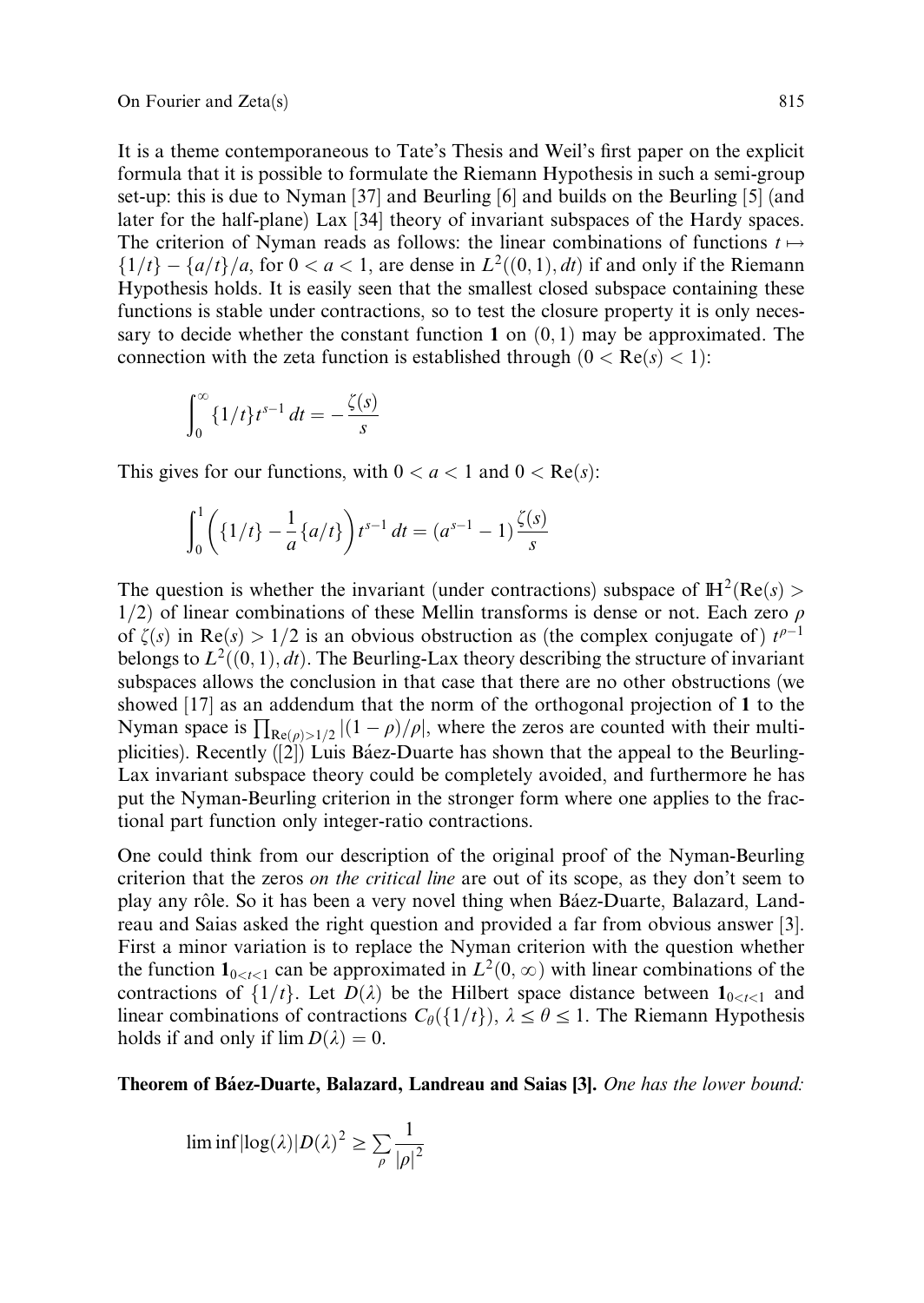It is a theme contemporaneous to Tate's Thesis and Weil's first paper on the explicit formula that it is possible to formulate the Riemann Hypothesis in such a semi-group set-up: this is due to Nyman [37] and Beurling [6] and builds on the Beurling [5] (and later for the half-plane) Lax [34] theory of invariant subspaces of the Hardy spaces. The criterion of Nyman reads as follows: the linear combinations of functions $t \mapsto \{1/t\} - \{a/t\}/a$, for $0 < a < 1$, are dense in $L^2((0,1), dt)$ if and only if the Riemann Hypothesis holds. It is easily seen that the smallest closed subspace containing these functions is stable under contractions, so to test the closure property it is only necessary to decide whether the constant function $\mathbf{1}$ on $(0,1)$ may be approximated. The connection with the zeta function is established through $(0 < \mathrm{Re}(s) < 1)$:

$$\int_0^\infty \{1/t\} t^{s-1}\, dt = -\frac{\zeta(s)}{s}$$

This gives for our functions, with $0 < a < 1$ and $0 < \mathrm{Re}(s)$:

$$\int_0^1 \left( \{1/t\} - \frac{1}{a}\{a/t\} \right) t^{s-1}\, dt = (a^{s-1} - 1)\frac{\zeta(s)}{s}$$

The question is whether the invariant (under contractions) subspace of $\mathbb{H}^2(\mathrm{Re}(s) > 1/2)$ of linear combinations of these Mellin transforms is dense or not. Each zero $\rho$ of $\zeta(s)$ in $\mathrm{Re}(s) > 1/2$ is an obvious obstruction as (the complex conjugate of) $t^{\rho-1}$ belongs to $L^2((0,1), dt)$. The Beurling-Lax theory describing the structure of invariant subspaces allows the conclusion in that case that there are no other obstructions (we showed [17] as an addendum that the norm of the orthogonal projection of $\mathbf{1}$ to the Nyman space is $\prod_{\mathrm{Re}(\rho)>1/2} |(1-\rho)/\rho|$, where the zeros are counted with their multiplicities). Recently ([2]) Luis Báez-Duarte has shown that the appeal to the Beurling-Lax invariant subspace theory could be completely avoided, and furthermore he has put the Nyman-Beurling criterion in the stronger form where one applies to the fractional part function only integer-ratio contractions.

One could think from our description of the original proof of the Nyman-Beurling criterion that the zeros *on the critical line* are out of its scope, as they don't seem to play any rôle. So it has been a very novel thing when Báez-Duarte, Balazard, Landreau and Saias asked the right question and provided a far from obvious answer [3]. First a minor variation is to replace the Nyman criterion with the question whether the function $\mathbf{1}_{0<t<1}$ can be approximated in $L^2(0,\infty)$ with linear combinations of the contractions of $\{1/t\}$. Let $D(\lambda)$ be the Hilbert space distance between $\mathbf{1}_{0<t<1}$ and linear combinations of contractions $C_\theta(\{1/t\})$, $\lambda \leq \theta \leq 1$. The Riemann Hypothesis holds if and only if $\lim D(\lambda) = 0$.

**Theorem of Báez-Duarte, Balazard, Landreau and Saias [3].** *One has the lower bound:*

$$\liminf |\log(\lambda)| D(\lambda)^2 \geq \sum_\rho \frac{1}{|\rho|^2}$$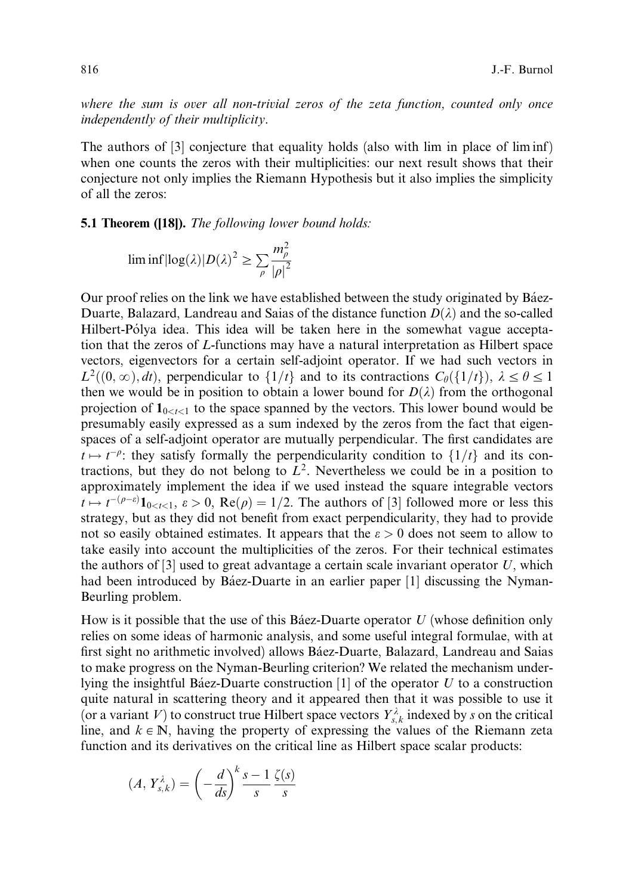*where the sum is over all non-trivial zeros of the zeta function, counted only once independently of their multiplicity.*

The authors of [3] conjecture that equality holds (also with lim in place of lim inf) when one counts the zeros with their multiplicities: our next result shows that their conjecture not only implies the Riemann Hypothesis but it also implies the simplicity of all the zeros:

**5.1 Theorem ([18]).** *The following lower bound holds:*

$$\liminf |\log(\lambda)| D(\lambda)^2 \geq \sum_{\rho} \frac{m_\rho^2}{|\rho|^2}$$

Our proof relies on the link we have established between the study originated by Báez-Duarte, Balazard, Landreau and Saias of the distance function $D(\lambda)$ and the so-called Hilbert-Pólya idea. This idea will be taken here in the somewhat vague acceptation that the zeros of $L$-functions may have a natural interpretation as Hilbert space vectors, eigenvectors for a certain self-adjoint operator. If we had such vectors in $L^2((0,\infty), dt)$, perpendicular to $\{1/t\}$ and to its contractions $C_\theta(\{1/t\})$, $\lambda \leq \theta \leq 1$ then we would be in position to obtain a lower bound for $D(\lambda)$ from the orthogonal projection of $\mathbf{1}_{0<t<1}$ to the space spanned by the vectors. This lower bound would be presumably easily expressed as a sum indexed by the zeros from the fact that eigenspaces of a self-adjoint operator are mutually perpendicular. The first candidates are $t \mapsto t^{-\rho}$: they satisfy formally the perpendicularity condition to $\{1/t\}$ and its contractions, but they do not belong to $L^2$. Nevertheless we could be in a position to approximately implement the idea if we used instead the square integrable vectors $t \mapsto t^{-(\rho-\varepsilon)}\mathbf{1}_{0<t<1}$, $\varepsilon > 0$, $\mathrm{Re}(\rho) = 1/2$. The authors of [3] followed more or less this strategy, but as they did not benefit from exact perpendicularity, they had to provide not so easily obtained estimates. It appears that the $\varepsilon > 0$ does not seem to allow to take easily into account the multiplicities of the zeros. For their technical estimates the authors of [3] used to great advantage a certain scale invariant operator $U$, which had been introduced by Báez-Duarte in an earlier paper [1] discussing the Nyman-Beurling problem.

How is it possible that the use of this Báez-Duarte operator $U$ (whose definition only relies on some ideas of harmonic analysis, and some useful integral formulae, with at first sight no arithmetic involved) allows Báez-Duarte, Balazard, Landreau and Saias to make progress on the Nyman-Beurling criterion? We related the mechanism underlying the insightful Báez-Duarte construction [1] of the operator $U$ to a construction quite natural in scattering theory and it appeared then that it was possible to use it (or a variant $V$) to construct true Hilbert space vectors $Y_{s,k}^{\lambda}$ indexed by $s$ on the critical line, and $k \in \mathbb{N}$, having the property of expressing the values of the Riemann zeta function and its derivatives on the critical line as Hilbert space scalar products:

$$(A, Y_{s,k}^{\lambda}) = \left(-\frac{d}{ds}\right)^k \frac{s-1}{s}\frac{\zeta(s)}{s}$$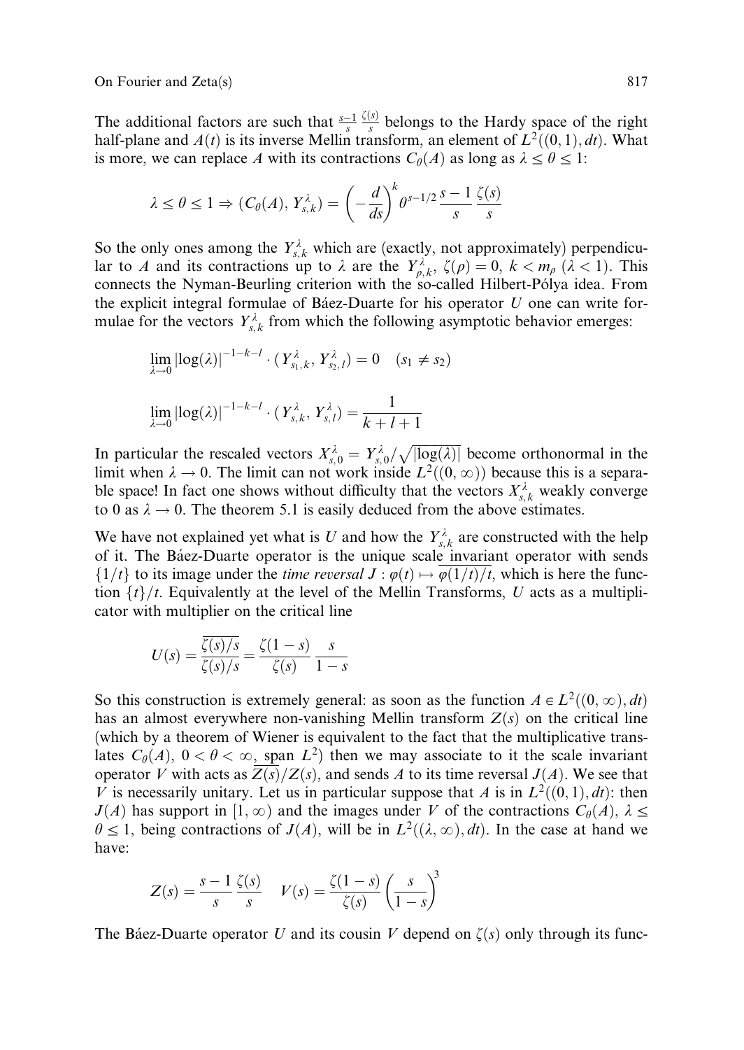The additional factors are such that $\frac{s-1}{s}\frac{\zeta(s)}{s}$ belongs to the Hardy space of the right half-plane and $A(t)$ is its inverse Mellin transform, an element of $L^2((0,1),dt)$. What is more, we can replace $A$ with its contractions $C_\theta(A)$ as long as $\lambda \leq \theta \leq 1$:

$$\lambda \leq \theta \leq 1 \Rightarrow (C_\theta(A),\, Y^\lambda_{s,k}) = \left(-\frac{d}{ds}\right)^k \theta^{s-1/2}\frac{s-1}{s}\frac{\zeta(s)}{s}$$

So the only ones among the $Y^\lambda_{s,k}$ which are (exactly, not approximately) perpendicular to $A$ and its contractions up to $\lambda$ are the $Y^\lambda_{\rho,k}$, $\zeta(\rho)=0$, $k < m_\rho$ ($\lambda < 1$). This connects the Nyman-Beurling criterion with the so-called Hilbert-Pólya idea. From the explicit integral formulae of Báez-Duarte for his operator $U$ one can write formulae for the vectors $Y^\lambda_{s,k}$ from which the following asymptotic behavior emerges:

$$\lim_{\lambda\to 0} |\log(\lambda)|^{-1-k-l}\cdot (Y^\lambda_{s_1,k},\, Y^\lambda_{s_2,l}) = 0 \quad (s_1 \neq s_2)$$

$$\lim_{\lambda\to 0} |\log(\lambda)|^{-1-k-l}\cdot (Y^\lambda_{s,k},\, Y^\lambda_{s,l}) = \frac{1}{k+l+1}$$

In particular the rescaled vectors $X^\lambda_{s,0} = Y^\lambda_{s,0}/\sqrt{|\log(\lambda)|}$ become orthonormal in the limit when $\lambda \to 0$. The limit can not work inside $L^2((0,\infty))$ because this is a separable space! In fact one shows without difficulty that the vectors $X^\lambda_{s,k}$ weakly converge to 0 as $\lambda \to 0$. The theorem 5.1 is easily deduced from the above estimates.

We have not explained yet what is $U$ and how the $Y^\lambda_{s,k}$ are constructed with the help of it. The Báez-Duarte operator is the unique scale invariant operator with sends $\{1/t\}$ to its image under the *time reversal* $J : \varphi(t) \mapsto \overline{\varphi(1/t)/t}$, which is here the function $\{t\}/t$. Equivalently at the level of the Mellin Transforms, $U$ acts as a multiplicator with multiplier on the critical line

$$U(s) = \frac{\overline{\zeta(s)/s}}{\zeta(s)/s} = \frac{\zeta(1-s)}{\zeta(s)}\,\frac{s}{1-s}$$

So this construction is extremely general: as soon as the function $A \in L^2((0,\infty),dt)$ has an almost everywhere non-vanishing Mellin transform $Z(s)$ on the critical line (which by a theorem of Wiener is equivalent to the fact that the multiplicative translates $C_\theta(A)$, $0 < \theta < \infty$, span $L^2$) then we may associate to it the scale invariant operator $V$ with acts as $\overline{Z(s)}/Z(s)$, and sends $A$ to its time reversal $J(A)$. We see that $V$ is necessarily unitary. Let us in particular suppose that $A$ is in $L^2((0,1),dt)$: then $J(A)$ has support in $[1,\infty)$ and the images under $V$ of the contractions $C_\theta(A)$, $\lambda \leq \theta \leq 1$, being contractions of $J(A)$, will be in $L^2((\lambda,\infty),dt)$. In the case at hand we have:

$$Z(s) = \frac{s-1}{s}\frac{\zeta(s)}{s} \qquad V(s) = \frac{\zeta(1-s)}{\zeta(s)}\left(\frac{s}{1-s}\right)^3$$

The Báez-Duarte operator $U$ and its cousin $V$ depend on $\zeta(s)$ only through its func-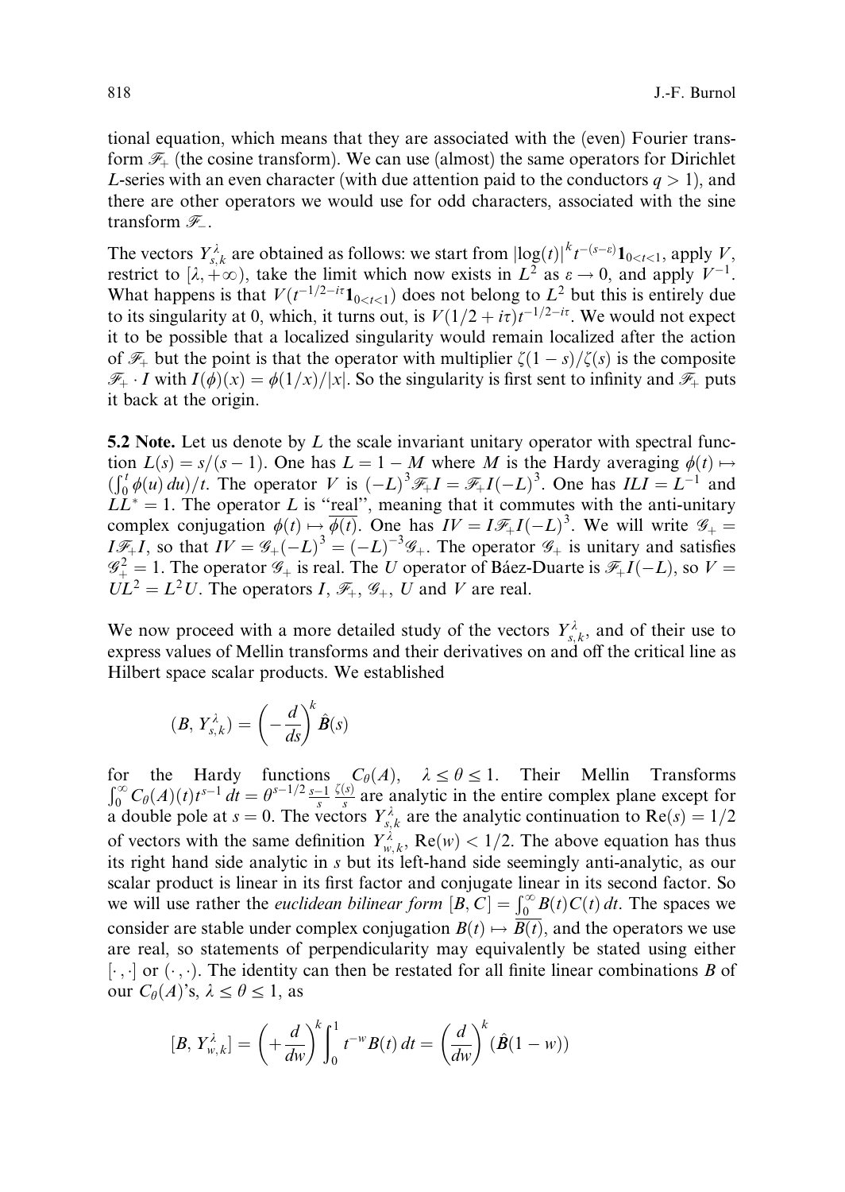tional equation, which means that they are associated with the (even) Fourier transform $\mathscr{F}_+$ (the cosine transform). We can use (almost) the same operators for Dirichlet $L$-series with an even character (with due attention paid to the conductors $q > 1$), and there are other operators we would use for odd characters, associated with the sine transform $\mathscr{F}_-$.

The vectors $Y^\lambda_{s,k}$ are obtained as follows: we start from $|\log(t)|^k t^{-(s-\varepsilon)}\mathbf{1}_{0<t<1}$, apply $V$, restrict to $[\lambda, +\infty)$, take the limit which now exists in $L^2$ as $\varepsilon \to 0$, and apply $V^{-1}$. What happens is that $V(t^{-1/2-i\tau}\mathbf{1}_{0<t<1})$ does not belong to $L^2$ but this is entirely due to its singularity at 0, which, it turns out, is $V(1/2+i\tau)t^{-1/2-i\tau}$. We would not expect it to be possible that a localized singularity would remain localized after the action of $\mathscr{F}_+$ but the point is that the operator with multiplier $\zeta(1-s)/\zeta(s)$ is the composite $\mathscr{F}_+ \cdot I$ with $I(\phi)(x) = \phi(1/x)/|x|$. So the singularity is first sent to infinity and $\mathscr{F}_+$ puts it back at the origin.

**5.2 Note.** Let us denote by $L$ the scale invariant unitary operator with spectral function $L(s) = s/(s-1)$. One has $L = 1 - M$ where $M$ is the Hardy averaging $\phi(t) \mapsto (\int_0^t \phi(u)\,du)/t$. The operator $V$ is $(-L)^3\mathscr{F}_+ I = \mathscr{F}_+ I(-L)^3$. One has $ILI = L^{-1}$ and $LL^* = 1$. The operator $L$ is "real", meaning that it commutes with the anti-unitary complex conjugation $\phi(t) \mapsto \overline{\phi(t)}$. One has $IV = I\mathscr{F}_+ I(-L)^3$. We will write $\mathscr{G}_+ = I\mathscr{F}_+ I$, so that $IV = \mathscr{G}_+(-L)^3 = (-L)^{-3}\mathscr{G}_+$. The operator $\mathscr{G}_+$ is unitary and satisfies $\mathscr{G}_+^2 = 1$. The operator $\mathscr{G}_+$ is real. The $U$ operator of Báez-Duarte is $\mathscr{F}_+ I(-L)$, so $V = UL^2 = L^2 U$. The operators $I$, $\mathscr{F}_+$, $\mathscr{G}_+$, $U$ and $V$ are real.

We now proceed with a more detailed study of the vectors $Y^\lambda_{s,k}$, and of their use to express values of Mellin transforms and their derivatives on and off the critical line as Hilbert space scalar products. We established

$$(B, Y^\lambda_{s,k}) = \left(-\frac{d}{ds}\right)^k \hat{B}(s)$$

for the Hardy functions $C_\theta(A)$, $\lambda \le \theta \le 1$. Their Mellin Transforms $\int_0^\infty C_\theta(A)(t)t^{s-1}\,dt = \theta^{s-1/2}\frac{s-1}{s}\frac{\zeta(s)}{s}$ are analytic in the entire complex plane except for a double pole at $s = 0$. The vectors $Y^\lambda_{s,k}$ are the analytic continuation to $\mathrm{Re}(s) = 1/2$ of vectors with the same definition $Y^\lambda_{w,k}$, $\mathrm{Re}(w) < 1/2$. The above equation has thus its right hand side analytic in $s$ but its left-hand side seemingly anti-analytic, as our scalar product is linear in its first factor and conjugate linear in its second factor. So we will use rather the *euclidean bilinear form* $[B, C] = \int_0^\infty B(t)C(t)\,dt$. The spaces we consider are stable under complex conjugation $B(t) \mapsto \overline{B(t)}$, and the operators we use are real, so statements of perpendicularity may equivalently be stated using either $[\cdot,\cdot]$ or $(\cdot,\cdot)$. The identity can then be restated for all finite linear combinations $B$ of our $C_\theta(A)$'s, $\lambda \le \theta \le 1$, as

$$[B, Y^\lambda_{w,k}] = \left(+\frac{d}{dw}\right)^k \int_0^1 t^{-w}B(t)\,dt = \left(\frac{d}{dw}\right)^k (\hat{B}(1-w))$$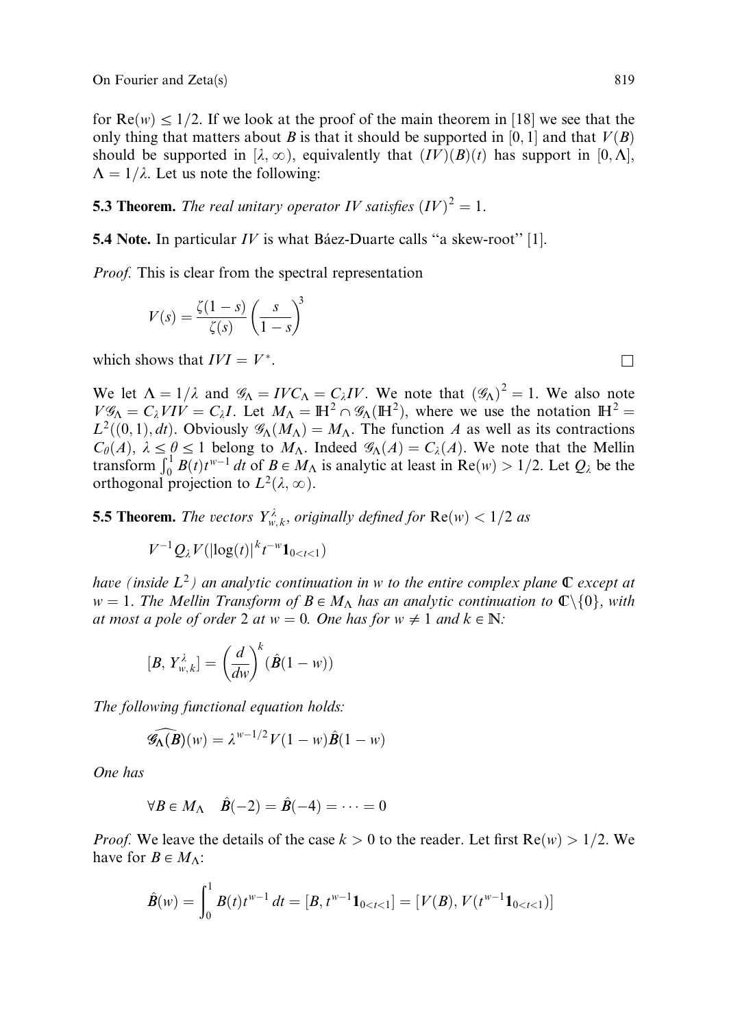for $\mathrm{Re}(w) \leq 1/2$. If we look at the proof of the main theorem in [18] we see that the only thing that matters about $B$ is that it should be supported in $[0,1]$ and that $V(B)$ should be supported in $[\lambda, \infty)$, equivalently that $(IV)(B)(t)$ has support in $[0, \Lambda]$, $\Lambda = 1/\lambda$. Let us note the following:

**5.3 Theorem.** *The real unitary operator $IV$ satisfies $(IV)^2 = 1$.*

**5.4 Note.** In particular $IV$ is what Báez-Duarte calls "a skew-root" [1].

*Proof.* This is clear from the spectral representation

$$V(s) = \frac{\zeta(1-s)}{\zeta(s)} \left( \frac{s}{1-s} \right)^3$$

which shows that $IVI = V^*$. $\square$

We let $\Lambda = 1/\lambda$ and $\mathcal{G}_\Lambda = IVC_\Lambda = C_\lambda IV$. We note that $(\mathcal{G}_\Lambda)^2 = 1$. We also note $V\mathcal{G}_\Lambda = C_\lambda VIV = C_\lambda I$. Let $M_\Lambda = \mathbb{H}^2 \cap \mathcal{G}_\Lambda(\mathbb{H}^2)$, where we use the notation $\mathbb{H}^2 = L^2((0,1), dt)$. Obviously $\mathcal{G}_\Lambda(M_\Lambda) = M_\Lambda$. The function $A$ as well as its contractions $C_\theta(A)$, $\lambda \leq \theta \leq 1$ belong to $M_\Lambda$. Indeed $\mathcal{G}_\Lambda(A) = C_\lambda(A)$. We note that the Mellin transform $\int_0^1 B(t)t^{w-1}\,dt$ of $B \in M_\Lambda$ is analytic at least in $\mathrm{Re}(w) > 1/2$. Let $Q_\lambda$ be the orthogonal projection to $L^2(\lambda, \infty)$.

**5.5 Theorem.** *The vectors $Y^\lambda_{w,k}$, originally defined for $\mathrm{Re}(w) < 1/2$ as*

$$V^{-1}Q_\lambda V(|\log(t)|^k t^{-w}\mathbf{1}_{0<t<1})$$

*have (inside $L^2$) an analytic continuation in $w$ to the entire complex plane $\mathbb{C}$ except at $w = 1$. The Mellin Transform of $B \in M_\Lambda$ has an analytic continuation to $\mathbb{C}\setminus\{0\}$, with at most a pole of order 2 at $w = 0$. One has for $w \neq 1$ and $k \in \mathbb{N}$:*

$$[B, Y^\lambda_{w,k}] = \left(\frac{d}{dw}\right)^k (\hat{B}(1-w))$$

*The following functional equation holds:*

$$\widehat{\mathcal{G}_\Lambda(B)}(w) = \lambda^{w-1/2} V(1-w)\hat{B}(1-w)$$

*One has*

$$\forall B \in M_\Lambda \quad \hat{B}(-2) = \hat{B}(-4) = \cdots = 0$$

*Proof.* We leave the details of the case $k > 0$ to the reader. Let first $\mathrm{Re}(w) > 1/2$. We have for $B \in M_\Lambda$:

$$\hat{B}(w) = \int_0^1 B(t)t^{w-1}\,dt = [B, t^{w-1}\mathbf{1}_{0<t<1}] = [V(B), V(t^{w-1}\mathbf{1}_{0<t<1})]$$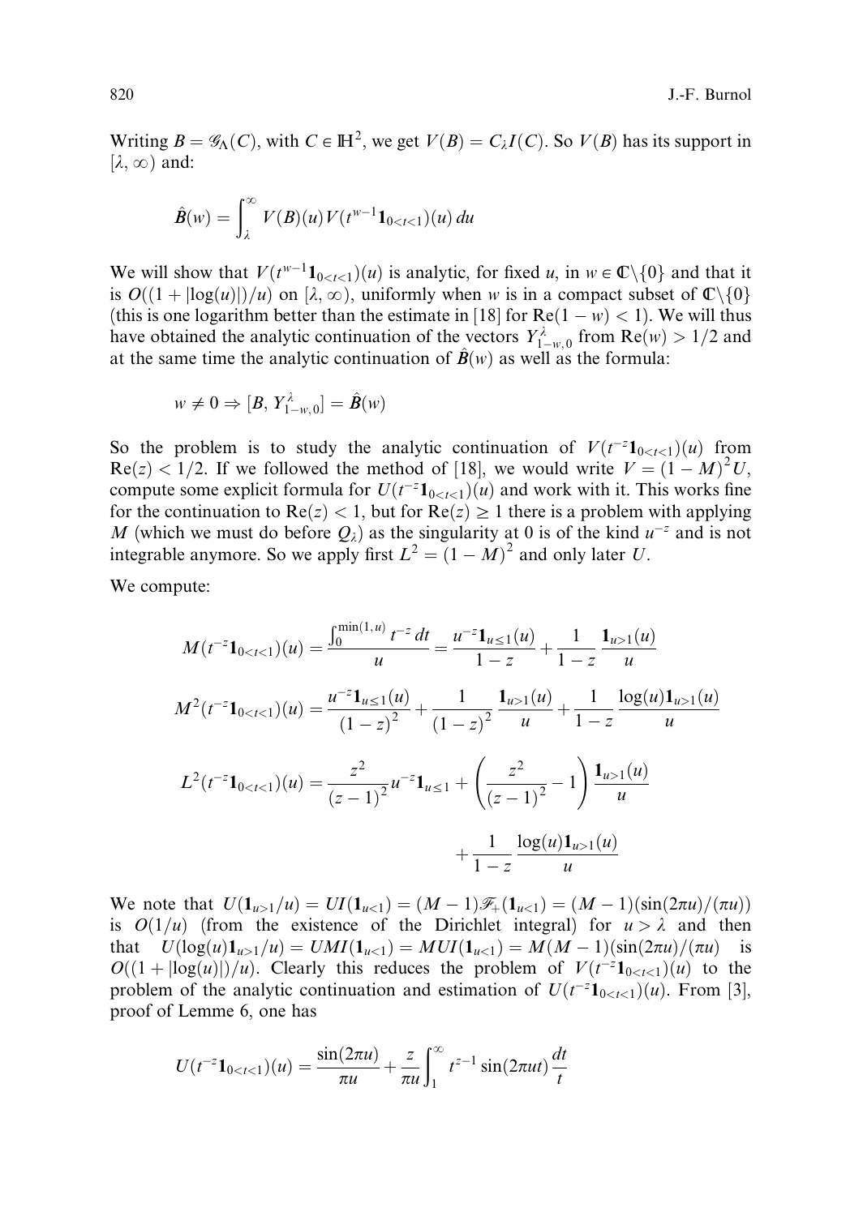Writing $B = \mathscr{G}_\Lambda(C)$, with $C \in \mathbb{H}^2$, we get $V(B) = C_\lambda I(C)$. So $V(B)$ has its support in $[\lambda, \infty)$ and:

$$\hat{B}(w) = \int_\lambda^\infty V(B)(u) V(t^{w-1}\mathbf{1}_{0<t<1})(u)\,du$$

We will show that $V(t^{w-1}\mathbf{1}_{0<t<1})(u)$ is analytic, for fixed $u$, in $w \in \mathbb{C}\setminus\{0\}$ and that it is $O((1+|\log(u)|)/u)$ on $[\lambda, \infty)$, uniformly when $w$ is in a compact subset of $\mathbb{C}\setminus\{0\}$ (this is one logarithm better than the estimate in [18] for $\mathrm{Re}(1-w) < 1$). We will thus have obtained the analytic continuation of the vectors $Y^\lambda_{1-w,0}$ from $\mathrm{Re}(w) > 1/2$ and at the same time the analytic continuation of $\hat{B}(w)$ as well as the formula:

$$w \neq 0 \Rightarrow [B, Y^\lambda_{1-w,0}] = \hat{B}(w)$$

So the problem is to study the analytic continuation of $V(t^{-z}\mathbf{1}_{0<t<1})(u)$ from $\mathrm{Re}(z) < 1/2$. If we followed the method of [18], we would write $V = (1-M)^2 U$, compute some explicit formula for $U(t^{-z}\mathbf{1}_{0<t<1})(u)$ and work with it. This works fine for the continuation to $\mathrm{Re}(z) < 1$, but for $\mathrm{Re}(z) \geq 1$ there is a problem with applying $M$ (which we must do before $Q_\lambda$) as the singularity at 0 is of the kind $u^{-z}$ and is not integrable anymore. So we apply first $L^2 = (1-M)^2$ and only later $U$.

We compute:

$$M(t^{-z}\mathbf{1}_{0<t<1})(u) = \frac{\int_0^{\min(1,u)} t^{-z}\,dt}{u} = \frac{u^{-z}\mathbf{1}_{u\leq 1}(u)}{1-z} + \frac{1}{1-z}\frac{\mathbf{1}_{u>1}(u)}{u}$$

$$M^2(t^{-z}\mathbf{1}_{0<t<1})(u) = \frac{u^{-z}\mathbf{1}_{u\leq 1}(u)}{(1-z)^2} + \frac{1}{(1-z)^2}\frac{\mathbf{1}_{u>1}(u)}{u} + \frac{1}{1-z}\frac{\log(u)\mathbf{1}_{u>1}(u)}{u}$$

$$L^2(t^{-z}\mathbf{1}_{0<t<1})(u) = \frac{z^2}{(z-1)^2}u^{-z}\mathbf{1}_{u\leq 1} + \left(\frac{z^2}{(z-1)^2} - 1\right)\frac{\mathbf{1}_{u>1}(u)}{u} + \frac{1}{1-z}\frac{\log(u)\mathbf{1}_{u>1}(u)}{u}$$

We note that $U(\mathbf{1}_{u>1}/u) = UI(\mathbf{1}_{u<1}) = (M-1)\mathscr{F}_+(\mathbf{1}_{u<1}) = (M-1)(\sin(2\pi u)/(\pi u))$ is $O(1/u)$ (from the existence of the Dirichlet integral) for $u > \lambda$ and then that $U(\log(u)\mathbf{1}_{u>1}/u) = UMI(\mathbf{1}_{u<1}) = MUI(\mathbf{1}_{u<1}) = M(M-1)(\sin(2\pi u)/(\pi u))$ is $O((1+|\log(u)|)/u)$. Clearly this reduces the problem of $V(t^{-z}\mathbf{1}_{0<t<1})(u)$ to the problem of the analytic continuation and estimation of $U(t^{-z}\mathbf{1}_{0<t<1})(u)$. From [3], proof of Lemme 6, one has

$$U(t^{-z}\mathbf{1}_{0<t<1})(u) = \frac{\sin(2\pi u)}{\pi u} + \frac{z}{\pi u}\int_1^\infty t^{z-1}\sin(2\pi u t)\frac{dt}{t}$$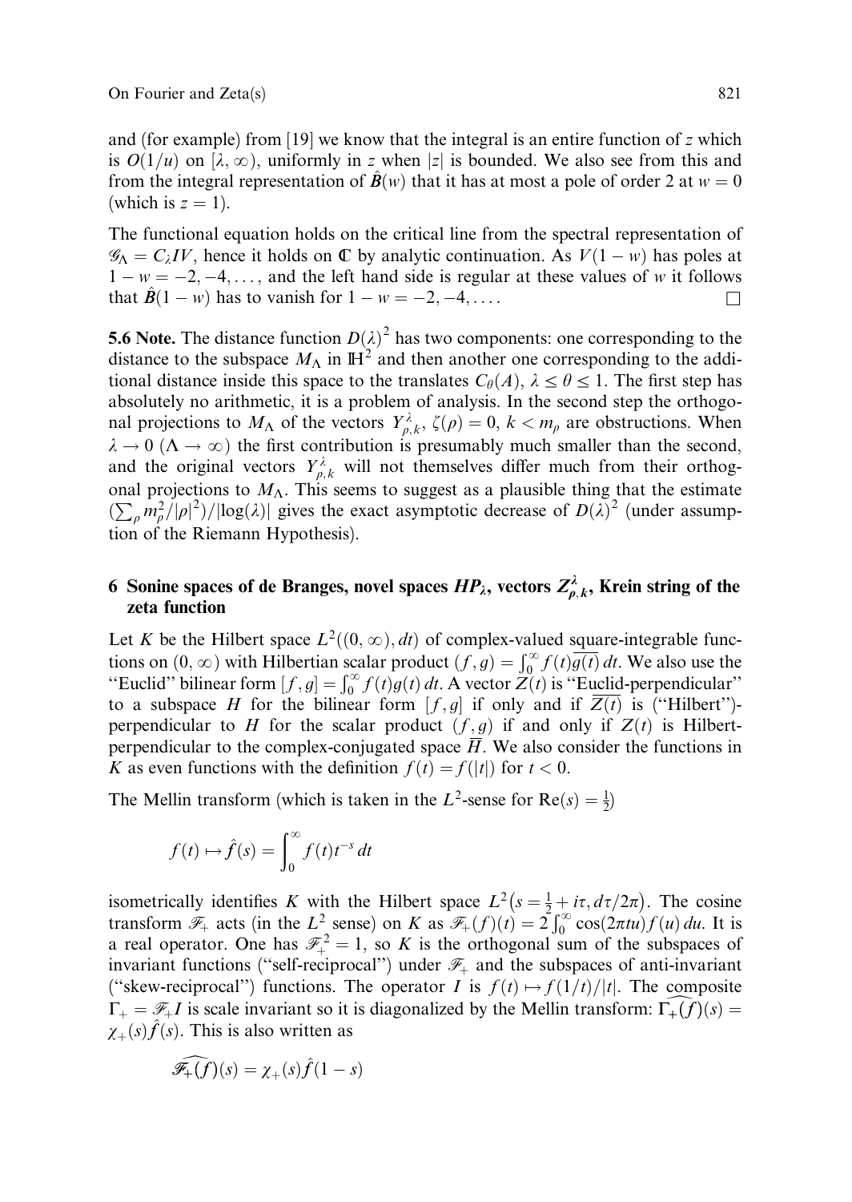and (for example) from [19] we know that the integral is an entire function of $z$ which is $O(1/u)$ on $[\lambda, \infty)$, uniformly in $z$ when $|z|$ is bounded. We also see from this and from the integral representation of $\hat{B}(w)$ that it has at most a pole of order 2 at $w = 0$ (which is $z = 1$).

The functional equation holds on the critical line from the spectral representation of $\mathscr{G}_\Lambda = C_\lambda IV$, hence it holds on $\mathbb{C}$ by analytic continuation. As $V(1-w)$ has poles at $1 - w = -2, -4, \dots$, and the left hand side is regular at these values of $w$ it follows that $\hat{B}(1-w)$ has to vanish for $1 - w = -2, -4, \dots$. □

**5.6 Note.** The distance function $D(\lambda)^2$ has two components: one corresponding to the distance to the subspace $M_\Lambda$ in $\mathbb{H}^2$ and then another one corresponding to the additional distance inside this space to the translates $C_\theta(A)$, $\lambda \le \theta \le 1$. The first step has absolutely no arithmetic, it is a problem of analysis. In the second step the orthogonal projections to $M_\Lambda$ of the vectors $Y^\lambda_{\rho,k}$, $\zeta(\rho) = 0$, $k < m_\rho$ are obstructions. When $\lambda \to 0$ ($\Lambda \to \infty$) the first contribution is presumably much smaller than the second, and the original vectors $Y^\lambda_{\rho,k}$ will not themselves differ much from their orthogonal projections to $M_\Lambda$. This seems to suggest as a plausible thing that the estimate $(\sum_\rho m_\rho^2/|\rho|^2)/|\log(\lambda)|$ gives the exact asymptotic decrease of $D(\lambda)^2$ (under assumption of the Riemann Hypothesis).

## 6 Sonine spaces of de Branges, novel spaces $HP_\lambda$, vectors $Z^\lambda_{\rho,k}$, Krein string of the zeta function

Let $K$ be the Hilbert space $L^2((0,\infty), dt)$ of complex-valued square-integrable functions on $(0,\infty)$ with Hilbertian scalar product $(f,g) = \int_0^\infty f(t)\overline{g(t)}\,dt$. We also use the "Euclid" bilinear form $[f,g] = \int_0^\infty f(t)g(t)\,dt$. A vector $Z(t)$ is "Euclid-perpendicular" to a subspace $H$ for the bilinear form $[f,g]$ if only and if $\overline{Z(t)}$ is ("Hilbert")-perpendicular to $H$ for the scalar product $(f,g)$ if and only if $Z(t)$ is Hilbert-perpendicular to the complex-conjugated space $\overline{H}$. We also consider the functions in $K$ as even functions with the definition $f(t) = f(|t|)$ for $t < 0$.

The Mellin transform (which is taken in the $L^2$-sense for $\mathrm{Re}(s) = \frac{1}{2}$)

$$f(t) \mapsto \hat{f}(s) = \int_0^\infty f(t) t^{-s}\,dt$$

isometrically identifies $K$ with the Hilbert space $L^2\big(s = \frac{1}{2} + i\tau, d\tau/2\pi\big)$. The cosine transform $\mathscr{F}_+$ acts (in the $L^2$ sense) on $K$ as $\mathscr{F}_+(f)(t) = 2\int_0^\infty \cos(2\pi t u) f(u)\,du$. It is a real operator. One has $\mathscr{F}_+^2 = 1$, so $K$ is the orthogonal sum of the subspaces of invariant functions ("self-reciprocal") under $\mathscr{F}_+$ and the subspaces of anti-invariant ("skew-reciprocal") functions. The operator $I$ is $f(t) \mapsto f(1/t)/|t|$. The composite $\Gamma_+ = \mathscr{F}_+ I$ is scale invariant so it is diagonalized by the Mellin transform: $\widehat{\Gamma_+(f)}(s) = \chi_+(s)\hat{f}(s)$. This is also written as

$$\widehat{\mathscr{F}_+(f)}(s) = \chi_+(s)\hat{f}(1-s)$$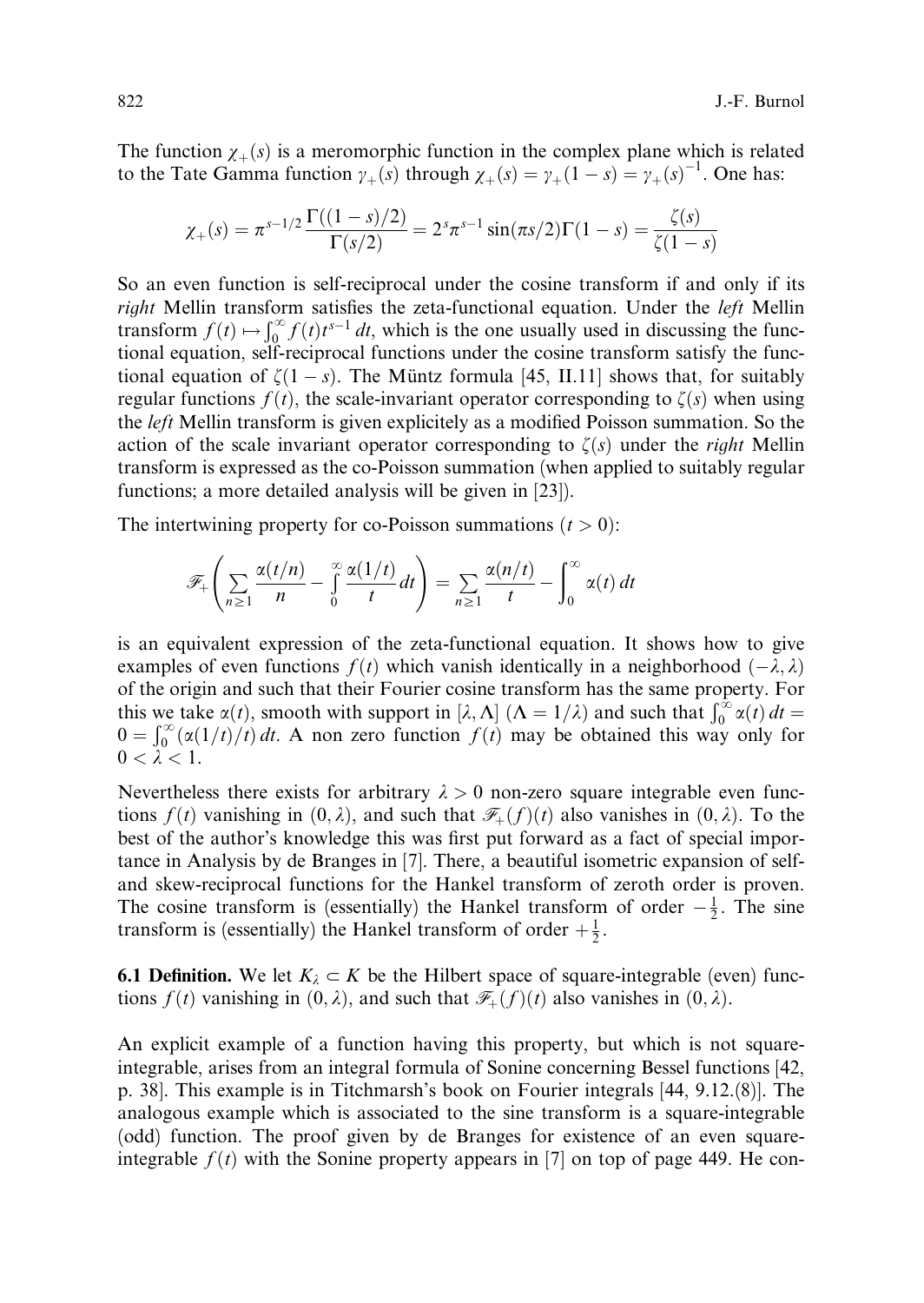The function $\chi_+(s)$ is a meromorphic function in the complex plane which is related to the Tate Gamma function $\gamma_+(s)$ through $\chi_+(s) = \gamma_+(1-s) = \gamma_+(s)^{-1}$. One has:

$$\chi_+(s) = \pi^{s-1/2}\frac{\Gamma((1-s)/2)}{\Gamma(s/2)} = 2^s\pi^{s-1}\sin(\pi s/2)\Gamma(1-s) = \frac{\zeta(s)}{\zeta(1-s)}$$

So an even function is self-reciprocal under the cosine transform if and only if its *right* Mellin transform satisfies the zeta-functional equation. Under the *left* Mellin transform $f(t) \mapsto \int_0^\infty f(t)t^{s-1}\,dt$, which is the one usually used in discussing the functional equation, self-reciprocal functions under the cosine transform satisfy the functional equation of $\zeta(1-s)$. The Müntz formula [45, II.11] shows that, for suitably regular functions $f(t)$, the scale-invariant operator corresponding to $\zeta(s)$ when using the *left* Mellin transform is given explicitely as a modified Poisson summation. So the action of the scale invariant operator corresponding to $\zeta(s)$ under the *right* Mellin transform is expressed as the co-Poisson summation (when applied to suitably regular functions; a more detailed analysis will be given in [23]).

The intertwining property for co-Poisson summations ($t > 0$):

$$\mathscr{F}_+\left(\sum_{n\geq 1}\frac{\alpha(t/n)}{n} - \int_0^\infty \frac{\alpha(1/t)}{t}\,dt\right) = \sum_{n\geq 1}\frac{\alpha(n/t)}{t} - \int_0^\infty \alpha(t)\,dt$$

is an equivalent expression of the zeta-functional equation. It shows how to give examples of even functions $f(t)$ which vanish identically in a neighborhood $(-\lambda, \lambda)$ of the origin and such that their Fourier cosine transform has the same property. For this we take $\alpha(t)$, smooth with support in $[\lambda, \Lambda]$ ($\Lambda = 1/\lambda$) and such that $\int_0^\infty \alpha(t)\,dt = 0 = \int_0^\infty (\alpha(1/t)/t)\,dt$. A non zero function $f(t)$ may be obtained this way only for $0 < \lambda < 1$.

Nevertheless there exists for arbitrary $\lambda > 0$ non-zero square integrable even functions $f(t)$ vanishing in $(0, \lambda)$, and such that $\mathscr{F}_+(f)(t)$ also vanishes in $(0, \lambda)$. To the best of the author's knowledge this was first put forward as a fact of special importance in Analysis by de Branges in [7]. There, a beautiful isometric expansion of self- and skew-reciprocal functions for the Hankel transform of zeroth order is proven. The cosine transform is (essentially) the Hankel transform of order $-\frac{1}{2}$. The sine transform is (essentially) the Hankel transform of order $+\frac{1}{2}$.

**6.1 Definition.** We let $K_\lambda \subset K$ be the Hilbert space of square-integrable (even) functions $f(t)$ vanishing in $(0, \lambda)$, and such that $\mathscr{F}_+(f)(t)$ also vanishes in $(0, \lambda)$.

An explicit example of a function having this property, but which is not square-integrable, arises from an integral formula of Sonine concerning Bessel functions [42, p. 38]. This example is in Titchmarsh's book on Fourier integrals [44, 9.12.(8)]. The analogous example which is associated to the sine transform is a square-integrable (odd) function. The proof given by de Branges for existence of an even square-integrable $f(t)$ with the Sonine property appears in [7] on top of page 449. He con-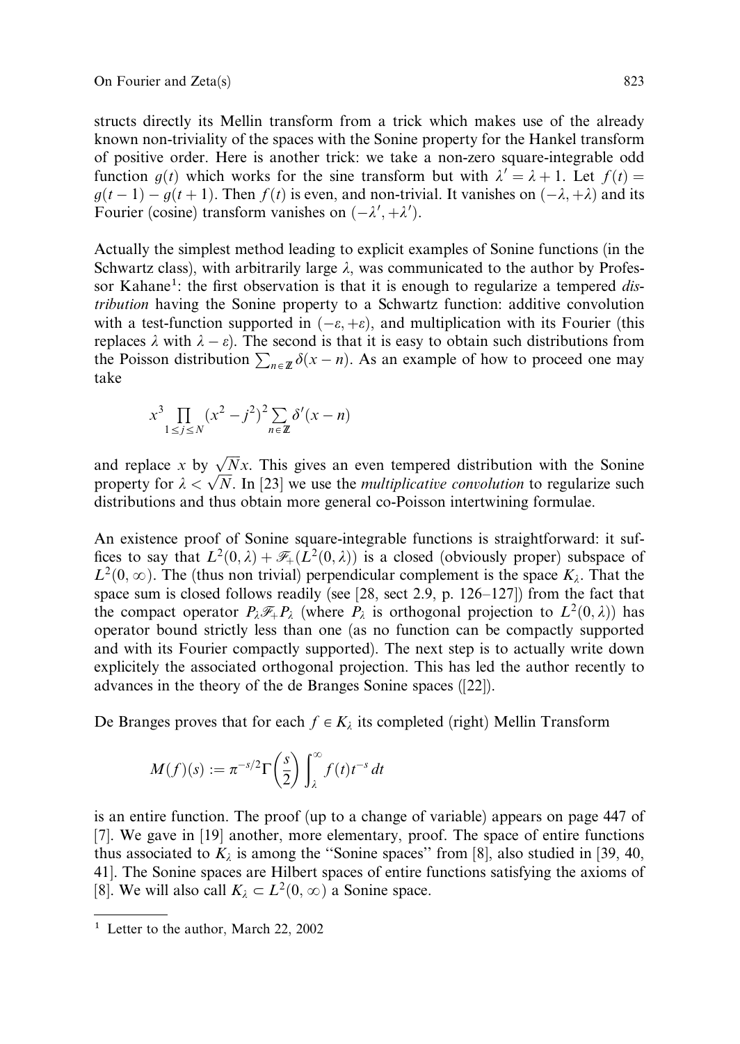structs directly its Mellin transform from a trick which makes use of the already known non-triviality of the spaces with the Sonine property for the Hankel transform of positive order. Here is another trick: we take a non-zero square-integrable odd function $g(t)$ which works for the sine transform but with $\lambda' = \lambda + 1$. Let $f(t) = g(t-1) - g(t+1)$. Then $f(t)$ is even, and non-trivial. It vanishes on $(-\lambda, +\lambda)$ and its Fourier (cosine) transform vanishes on $(-\lambda', +\lambda')$.

Actually the simplest method leading to explicit examples of Sonine functions (in the Schwartz class), with arbitrarily large $\lambda$, was communicated to the author by Professor Kahane[1]: the first observation is that it is enough to regularize a tempered *distribution* having the Sonine property to a Schwartz function: additive convolution with a test-function supported in $(-\varepsilon, +\varepsilon)$, and multiplication with its Fourier (this replaces $\lambda$ with $\lambda - \varepsilon$). The second is that it is easy to obtain such distributions from the Poisson distribution $\sum_{n \in \mathbb{Z}} \delta(x-n)$. As an example of how to proceed one may take

$$x^3 \prod_{1 \leq j \leq N} (x^2 - j^2)^2 \sum_{n \in \mathbb{Z}} \delta'(x-n)$$

and replace $x$ by $\sqrt{N}x$. This gives an even tempered distribution with the Sonine property for $\lambda < \sqrt{N}$. In [23] we use the *multiplicative convolution* to regularize such distributions and thus obtain more general co-Poisson intertwining formulae.

An existence proof of Sonine square-integrable functions is straightforward: it suffices to say that $L^2(0,\lambda) + \mathscr{F}_+(L^2(0,\lambda))$ is a closed (obviously proper) subspace of $L^2(0,\infty)$. The (thus non trivial) perpendicular complement is the space $K_\lambda$. That the space sum is closed follows readily (see [28, sect 2.9, p. 126–127]) from the fact that the compact operator $P_\lambda \mathscr{F}_+ P_\lambda$ (where $P_\lambda$ is orthogonal projection to $L^2(0,\lambda)$) has operator bound strictly less than one (as no function can be compactly supported and with its Fourier compactly supported). The next step is to actually write down explicitely the associated orthogonal projection. This has led the author recently to advances in the theory of the de Branges Sonine spaces ([22]).

De Branges proves that for each $f \in K_\lambda$ its completed (right) Mellin Transform

$$M(f)(s) := \pi^{-s/2} \Gamma\left(\frac{s}{2}\right) \int_\lambda^\infty f(t) t^{-s}\, dt$$

is an entire function. The proof (up to a change of variable) appears on page 447 of [7]. We gave in [19] another, more elementary, proof. The space of entire functions thus associated to $K_\lambda$ is among the "Sonine spaces" from [8], also studied in [39, 40, 41]. The Sonine spaces are Hilbert spaces of entire functions satisfying the axioms of [8]. We will also call $K_\lambda \subset L^2(0,\infty)$ a Sonine space.

[1] Letter to the author, March 22, 2002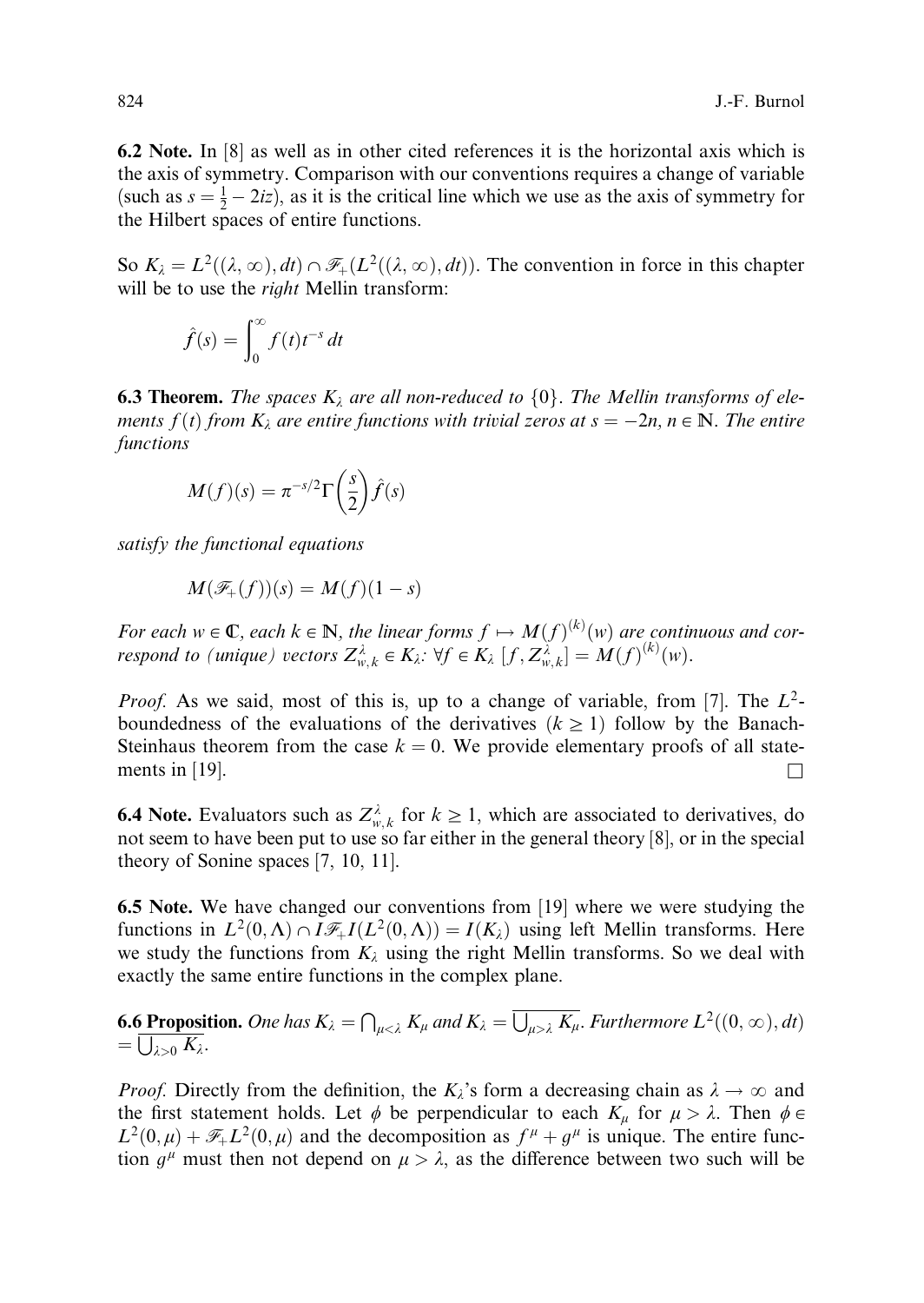**6.2 Note.** In [8] as well as in other cited references it is the horizontal axis which is the axis of symmetry. Comparison with our conventions requires a change of variable (such as $s = \frac{1}{2} - 2iz$), as it is the critical line which we use as the axis of symmetry for the Hilbert spaces of entire functions.

So $K_\lambda = L^2((\lambda, \infty), dt) \cap \mathscr{F}_+(L^2((\lambda, \infty), dt))$. The convention in force in this chapter will be to use the *right* Mellin transform:

$$\hat{f}(s) = \int_0^\infty f(t) t^{-s} \, dt$$

**6.3 Theorem.** *The spaces $K_\lambda$ are all non-reduced to $\{0\}$. The Mellin transforms of elements $f(t)$ from $K_\lambda$ are entire functions with trivial zeros at $s = -2n$, $n \in \mathbb{N}$. The entire functions*

$$M(f)(s) = \pi^{-s/2} \Gamma\left(\frac{s}{2}\right) \hat{f}(s)$$

*satisfy the functional equations*

$$M(\mathscr{F}_+(f))(s) = M(f)(1-s)$$

*For each $w \in \mathbb{C}$, each $k \in \mathbb{N}$, the linear forms $f \mapsto M(f)^{(k)}(w)$ are continuous and correspond to (unique) vectors $Z^\lambda_{w,k} \in K_\lambda$: $\forall f \in K_\lambda \; [f, Z^\lambda_{w,k}] = M(f)^{(k)}(w)$.*

*Proof.* As we said, most of this is, up to a change of variable, from [7]. The $L^2$-boundedness of the evaluations of the derivatives ($k \geq 1$) follow by the Banach-Steinhaus theorem from the case $k = 0$. We provide elementary proofs of all statements in [19]. $\square$

**6.4 Note.** Evaluators such as $Z^\lambda_{w,k}$ for $k \geq 1$, which are associated to derivatives, do not seem to have been put to use so far either in the general theory [8], or in the special theory of Sonine spaces [7, 10, 11].

**6.5 Note.** We have changed our conventions from [19] where we were studying the functions in $L^2(0, \Lambda) \cap I\mathscr{F}_+ I(L^2(0, \Lambda)) = I(K_\lambda)$ using left Mellin transforms. Here we study the functions from $K_\lambda$ using the right Mellin transforms. So we deal with exactly the same entire functions in the complex plane.

**6.6 Proposition.** *One has $K_\lambda = \bigcap_{\mu < \lambda} K_\mu$ and $K_\lambda = \overline{\bigcup_{\mu > \lambda} K_\mu}$. Furthermore $L^2((0, \infty), dt) = \overline{\bigcup_{\lambda > 0} K_\lambda}$.*

*Proof.* Directly from the definition, the $K_\lambda$'s form a decreasing chain as $\lambda \to \infty$ and the first statement holds. Let $\phi$ be perpendicular to each $K_\mu$ for $\mu > \lambda$. Then $\phi \in L^2(0, \mu) + \mathscr{F}_+ L^2(0, \mu)$ and the decomposition as $f^\mu + g^\mu$ is unique. The entire function $g^\mu$ must then not depend on $\mu > \lambda$, as the difference between two such will be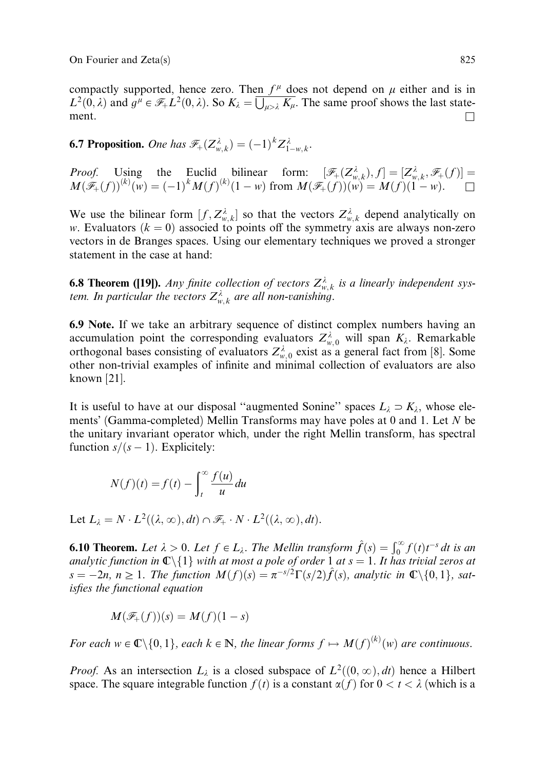compactly supported, hence zero. Then $f^\mu$ does not depend on $\mu$ either and is in $L^2(0, \lambda)$ and $g^\mu \in \mathscr{F}_+ L^2(0, \lambda)$. So $K_\lambda = \overline{\bigcup_{\mu > \lambda} K_\mu}$. The same proof shows the last statement. $\square$

**6.7 Proposition.** *One has* $\mathscr{F}_+(Z^\lambda_{w,k}) = (-1)^k Z^\lambda_{1-w,k}$.

*Proof.* Using the Euclid bilinear form: $[\mathscr{F}_+(Z^\lambda_{w,k}), f] = [Z^\lambda_{w,k}, \mathscr{F}_+(f)] = M(\mathscr{F}_+(f))^{(k)}(w) = (-1)^k M(f)^{(k)}(1-w)$ from $M(\mathscr{F}_+(f))(w) = M(f)(1-w)$. $\square$

We use the bilinear form $[f, Z^\lambda_{w,k}]$ so that the vectors $Z^\lambda_{w,k}$ depend analytically on $w$. Evaluators ($k = 0$) associed to points off the symmetry axis are always non-zero vectors in de Branges spaces. Using our elementary techniques we proved a stronger statement in the case at hand:

**6.8 Theorem ([19]).** *Any finite collection of vectors $Z^\lambda_{w,k}$ is a linearly independent system. In particular the vectors $Z^\lambda_{w,k}$ are all non-vanishing.*

**6.9 Note.** If we take an arbitrary sequence of distinct complex numbers having an accumulation point the corresponding evaluators $Z^\lambda_{w,0}$ will span $K_\lambda$. Remarkable orthogonal bases consisting of evaluators $Z^\lambda_{w,0}$ exist as a general fact from [8]. Some other non-trivial examples of infinite and minimal collection of evaluators are also known [21].

It is useful to have at our disposal "augmented Sonine" spaces $L_\lambda \supset K_\lambda$, whose elements' (Gamma-completed) Mellin Transforms may have poles at 0 and 1. Let $N$ be the unitary invariant operator which, under the right Mellin transform, has spectral function $s/(s-1)$. Explicitely:

$$N(f)(t) = f(t) - \int_t^\infty \frac{f(u)}{u}\, du$$

Let $L_\lambda = N \cdot L^2((\lambda, \infty), dt) \cap \mathscr{F}_+ \cdot N \cdot L^2((\lambda, \infty), dt)$.

**6.10 Theorem.** *Let $\lambda > 0$. Let $f \in L_\lambda$. The Mellin transform $\hat{f}(s) = \int_0^\infty f(t) t^{-s}\, dt$ is an analytic function in $\mathbb{C}\setminus\{1\}$ with at most a pole of order 1 at $s = 1$. It has trivial zeros at $s = -2n$, $n \geq 1$. The function $M(f)(s) = \pi^{-s/2}\Gamma(s/2)\hat{f}(s)$, analytic in $\mathbb{C}\setminus\{0, 1\}$, satisfies the functional equation*

$$M(\mathscr{F}_+(f))(s) = M(f)(1-s)$$

*For each $w \in \mathbb{C}\setminus\{0, 1\}$, each $k \in \mathbb{N}$, the linear forms $f \mapsto M(f)^{(k)}(w)$ are continuous.*

*Proof.* As an intersection $L_\lambda$ is a closed subspace of $L^2((0, \infty), dt)$ hence a Hilbert space. The square integrable function $f(t)$ is a constant $\alpha(f)$ for $0 < t < \lambda$ (which is a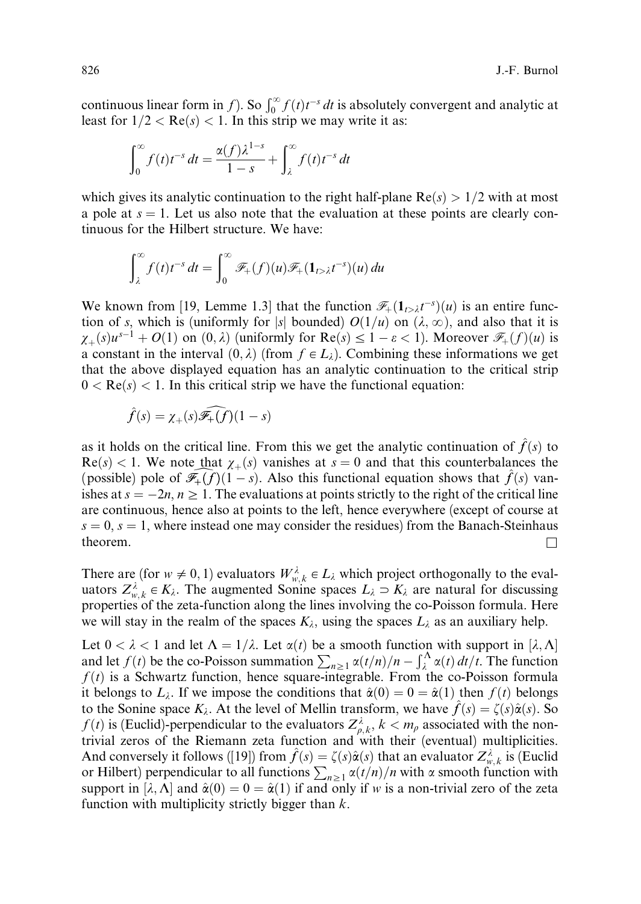continuous linear form in $f$). So $\int_0^\infty f(t)t^{-s}\,dt$ is absolutely convergent and analytic at least for $1/2 < \mathrm{Re}(s) < 1$. In this strip we may write it as:

$$\int_0^\infty f(t)t^{-s}\,dt = \frac{\alpha(f)\lambda^{1-s}}{1-s} + \int_\lambda^\infty f(t)t^{-s}\,dt$$

which gives its analytic continuation to the right half-plane $\mathrm{Re}(s) > 1/2$ with at most a pole at $s = 1$. Let us also note that the evaluation at these points are clearly continuous for the Hilbert structure. We have:

$$\int_\lambda^\infty f(t)t^{-s}\,dt = \int_0^\infty \mathscr{F}_+(f)(u)\mathscr{F}_+(\mathbf{1}_{t>\lambda}t^{-s})(u)\,du$$

We known from [19, Lemme 1.3] that the function $\mathscr{F}_+(\mathbf{1}_{t>\lambda}t^{-s})(u)$ is an entire function of $s$, which is (uniformly for $|s|$ bounded) $O(1/u)$ on $(\lambda, \infty)$, and also that it is $\chi_+(s)u^{s-1} + O(1)$ on $(0, \lambda)$ (uniformly for $\mathrm{Re}(s) \leq 1 - \varepsilon < 1$). Moreover $\mathscr{F}_+(f)(u)$ is a constant in the interval $(0, \lambda)$ (from $f \in L_\lambda$). Combining these informations we get that the above displayed equation has an analytic continuation to the critical strip $0 < \mathrm{Re}(s) < 1$. In this critical strip we have the functional equation:

$$\hat{f}(s) = \chi_+(s)\widehat{\mathscr{F}_+(f)}(1-s)$$

as it holds on the critical line. From this we get the analytic continuation of $\hat{f}(s)$ to $\mathrm{Re}(s) < 1$. We note that $\chi_+(s)$ vanishes at $s = 0$ and that this counterbalances the (possible) pole of $\widehat{\mathscr{F}_+(f)}(1-s)$. Also this functional equation shows that $\hat{f}(s)$ vanishes at $s = -2n, n \geq 1$. The evaluations at points strictly to the right of the critical line are continuous, hence also at points to the left, hence everywhere (except of course at $s = 0, s = 1$, where instead one may consider the residues) from the Banach-Steinhaus theorem. □

There are (for $w \neq 0, 1$) evaluators $W^\lambda_{w,k} \in L_\lambda$ which project orthogonally to the evaluators $Z^\lambda_{w,k} \in K_\lambda$. The augmented Sonine spaces $L_\lambda \supset K_\lambda$ are natural for discussing properties of the zeta-function along the lines involving the co-Poisson formula. Here we will stay in the realm of the spaces $K_\lambda$, using the spaces $L_\lambda$ as an auxiliary help.

Let $0 < \lambda < 1$ and let $\Lambda = 1/\lambda$. Let $\alpha(t)$ be a smooth function with support in $[\lambda, \Lambda]$ and let $f(t)$ be the co-Poisson summation $\sum_{n\geq 1} \alpha(t/n)/n - \int_\lambda^\Lambda \alpha(t)\,dt/t$. The function $f(t)$ is a Schwartz function, hence square-integrable. From the co-Poisson formula it belongs to $L_\lambda$. If we impose the conditions that $\hat{\alpha}(0) = 0 = \hat{\alpha}(1)$ then $f(t)$ belongs to the Sonine space $K_\lambda$. At the level of Mellin transform, we have $\hat{f}(s) = \zeta(s)\hat{\alpha}(s)$. So $f(t)$ is (Euclid)-perpendicular to the evaluators $Z^\lambda_{\rho,k}$, $k < m_\rho$ associated with the non-trivial zeros of the Riemann zeta function and with their (eventual) multiplicities. And conversely it follows ([19]) from $\hat{f}(s) = \zeta(s)\hat{\alpha}(s)$ that an evaluator $Z^\lambda_{w,k}$ is (Euclid or Hilbert) perpendicular to all functions $\sum_{n\geq 1} \alpha(t/n)/n$ with $\alpha$ smooth function with support in $[\lambda, \Lambda]$ and $\hat{\alpha}(0) = 0 = \hat{\alpha}(1)$ if and only if $w$ is a non-trivial zero of the zeta function with multiplicity strictly bigger than $k$.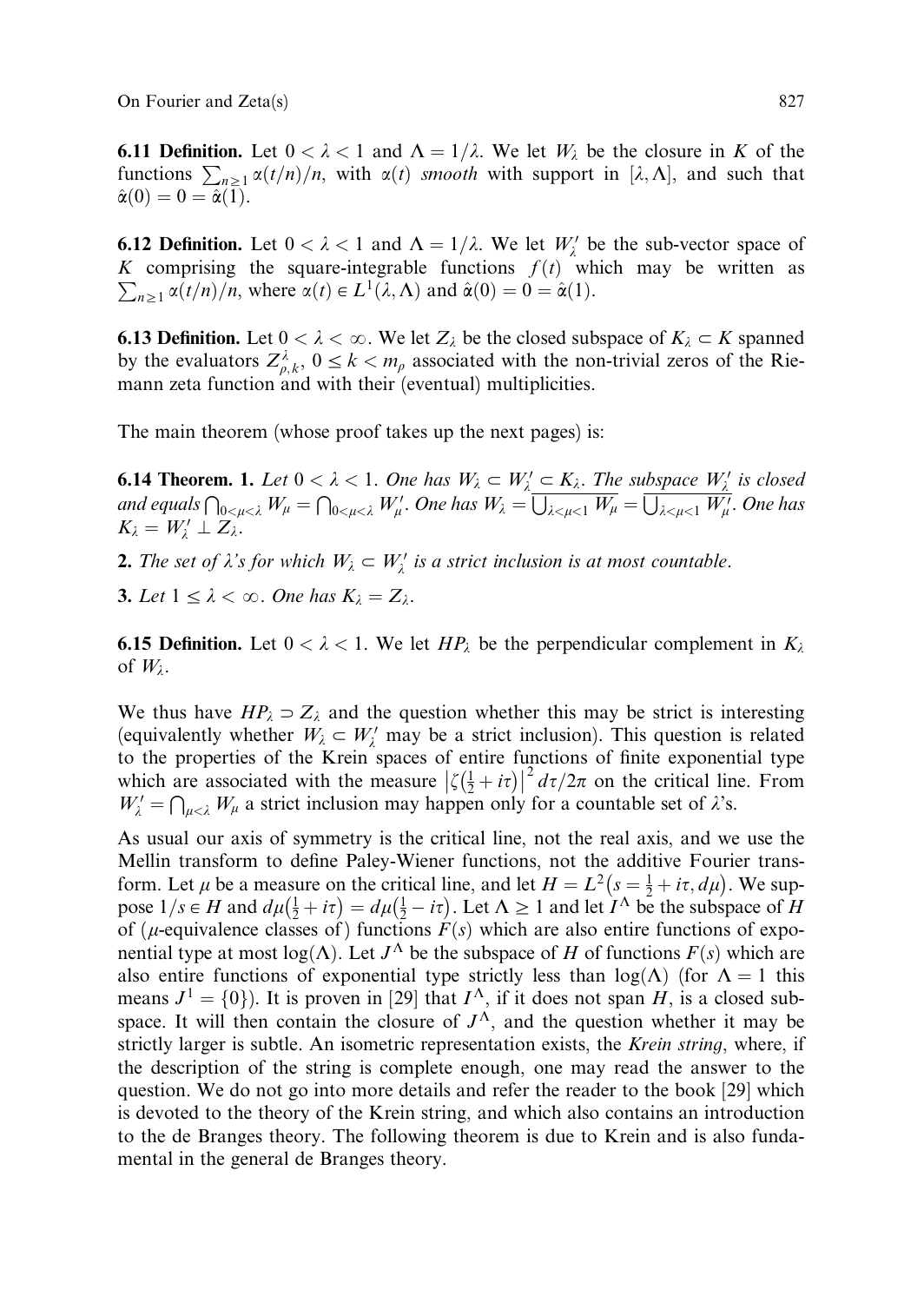**6.11 Definition.** Let $0 < \lambda < 1$ and $\Lambda = 1/\lambda$. We let $W_\lambda$ be the closure in $K$ of the functions $\sum_{n\geq 1} \alpha(t/n)/n$, with $\alpha(t)$ *smooth* with support in $[\lambda, \Lambda]$, and such that $\hat{\alpha}(0) = 0 = \hat{\alpha}(1)$.

**6.12 Definition.** Let $0 < \lambda < 1$ and $\Lambda = 1/\lambda$. We let $W_\lambda'$ be the sub-vector space of $K$ comprising the square-integrable functions $f(t)$ which may be written as $\sum_{n\geq 1} \alpha(t/n)/n$, where $\alpha(t) \in L^1(\lambda, \Lambda)$ and $\hat{\alpha}(0) = 0 = \hat{\alpha}(1)$.

**6.13 Definition.** Let $0 < \lambda < \infty$. We let $Z_\lambda$ be the closed subspace of $K_\lambda \subset K$ spanned by the evaluators $Z_{\rho,k}^\lambda$, $0 \leq k < m_\rho$ associated with the non-trivial zeros of the Riemann zeta function and with their (eventual) multiplicities.

The main theorem (whose proof takes up the next pages) is:

**6.14 Theorem. 1.** *Let $0 < \lambda < 1$. One has $W_\lambda \subset W_\lambda' \subset K_\lambda$. The subspace $W_\lambda'$ is closed and equals $\bigcap_{0<\mu<\lambda} W_\mu = \bigcap_{0<\mu<\lambda} W_\mu'$. One has $W_\lambda = \overline{\bigcup_{\lambda<\mu<1} W_\mu} = \overline{\bigcup_{\lambda<\mu<1} W_\mu'}$. One has $K_\lambda = W_\lambda' \perp Z_\lambda$.*

**2.** *The set of $\lambda$'s for which $W_\lambda \subset W_\lambda'$ is a strict inclusion is at most countable.*

**3.** *Let $1 \leq \lambda < \infty$. One has $K_\lambda = Z_\lambda$.*

**6.15 Definition.** Let $0 < \lambda < 1$. We let $HP_\lambda$ be the perpendicular complement in $K_\lambda$ of $W_\lambda$.

We thus have $HP_\lambda \supset Z_\lambda$ and the question whether this may be strict is interesting (equivalently whether $W_\lambda \subset W_\lambda'$ may be a strict inclusion). This question is related to the properties of the Krein spaces of entire functions of finite exponential type which are associated with the measure $\left|\zeta\left(\frac{1}{2} + i\tau\right)\right|^2 d\tau/2\pi$ on the critical line. From $W_\lambda' = \bigcap_{\mu<\lambda} W_\mu$ a strict inclusion may happen only for a countable set of $\lambda$'s.

As usual our axis of symmetry is the critical line, not the real axis, and we use the Mellin transform to define Paley-Wiener functions, not the additive Fourier transform. Let $\mu$ be a measure on the critical line, and let $H = L^2\left(s = \frac{1}{2} + i\tau, d\mu\right)$. We suppose $1/s \in H$ and $d\mu\left(\frac{1}{2} + i\tau\right) = d\mu\left(\frac{1}{2} - i\tau\right)$. Let $\Lambda \geq 1$ and let $I^\Lambda$ be the subspace of $H$ of ($\mu$-equivalence classes of) functions $F(s)$ which are also entire functions of exponential type at most $\log(\Lambda)$. Let $J^\Lambda$ be the subspace of $H$ of functions $F(s)$ which are also entire functions of exponential type strictly less than $\log(\Lambda)$ (for $\Lambda = 1$ this means $J^1 = \{0\}$). It is proven in [29] that $I^\Lambda$, if it does not span $H$, is a closed subspace. It will then contain the closure of $J^\Lambda$, and the question whether it may be strictly larger is subtle. An isometric representation exists, the *Krein string*, where, if the description of the string is complete enough, one may read the answer to the question. We do not go into more details and refer the reader to the book [29] which is devoted to the theory of the Krein string, and which also contains an introduction to the de Branges theory. The following theorem is due to Krein and is also fundamental in the general de Branges theory.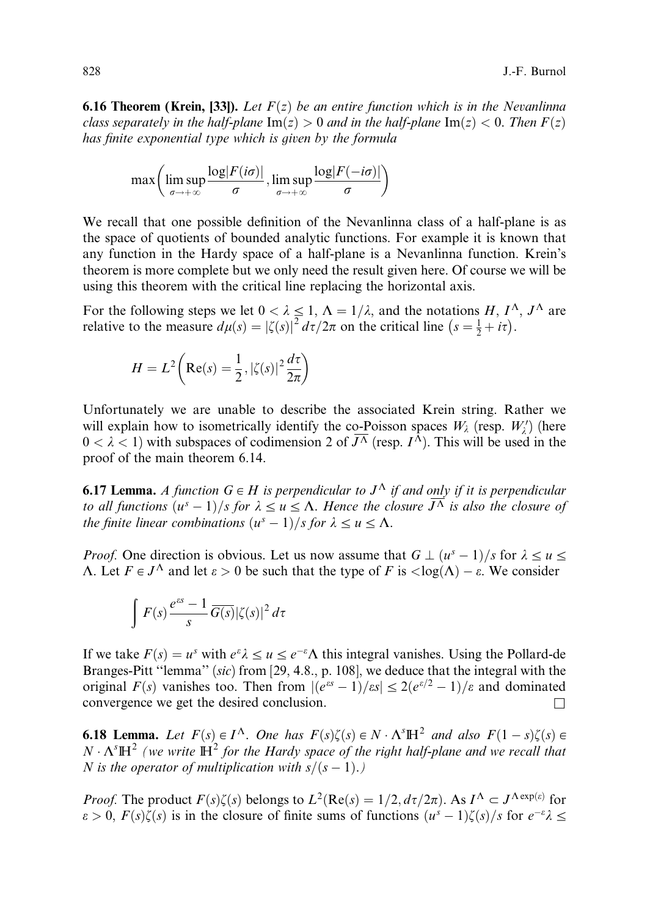**6.16 Theorem (Krein, [33]).** *Let $F(z)$ be an entire function which is in the Nevanlinna class separately in the half-plane $\mathrm{Im}(z) > 0$ and in the half-plane $\mathrm{Im}(z) < 0$. Then $F(z)$ has finite exponential type which is given by the formula*

$$\max\left(\limsup_{\sigma\to+\infty}\frac{\log|F(i\sigma)|}{\sigma},\limsup_{\sigma\to+\infty}\frac{\log|F(-i\sigma)|}{\sigma}\right)$$

We recall that one possible definition of the Nevanlinna class of a half-plane is as the space of quotients of bounded analytic functions. For example it is known that any function in the Hardy space of a half-plane is a Nevanlinna function. Krein's theorem is more complete but we only need the result given here. Of course we will be using this theorem with the critical line replacing the horizontal axis.

For the following steps we let $0 < \lambda \le 1$, $\Lambda = 1/\lambda$, and the notations $H$, $I^\Lambda$, $J^\Lambda$ are relative to the measure $d\mu(s) = |\zeta(s)|^2\, d\tau/2\pi$ on the critical line $\left(s = \frac{1}{2} + i\tau\right)$.

$$H = L^2\left(\mathrm{Re}(s) = \frac{1}{2}, |\zeta(s)|^2\frac{d\tau}{2\pi}\right)$$

Unfortunately we are unable to describe the associated Krein string. Rather we will explain how to isometrically identify the co-Poisson spaces $W_\lambda$ (resp. $W_\lambda'$) (here $0 < \lambda < 1$) with subspaces of codimension 2 of $\overline{J^\Lambda}$ (resp. $I^\Lambda$). This will be used in the proof of the main theorem 6.14.

**6.17 Lemma.** *A function $G \in H$ is perpendicular to $J^\Lambda$ if and only if it is perpendicular to all functions $(u^s - 1)/s$ for $\lambda \le u \le \Lambda$. Hence the closure $\overline{J^\Lambda}$ is also the closure of the finite linear combinations $(u^s - 1)/s$ for $\lambda \le u \le \Lambda$.*

*Proof.* One direction is obvious. Let us now assume that $G \perp (u^s - 1)/s$ for $\lambda \le u \le \Lambda$. Let $F \in J^\Lambda$ and let $\varepsilon > 0$ be such that the type of $F$ is $<\log(\Lambda) - \varepsilon$. We consider

$$\int F(s)\frac{e^{\varepsilon s} - 1}{s}\overline{G(s)}|\zeta(s)|^2\, d\tau$$

If we take $F(s) = u^s$ with $e^\varepsilon\lambda \le u \le e^{-\varepsilon}\Lambda$ this integral vanishes. Using the Pollard-de Branges-Pitt "lemma" (*sic*) from [29, 4.8., p. 108], we deduce that the integral with the original $F(s)$ vanishes too. Then from $|(e^{\varepsilon s} - 1)/\varepsilon s| \le 2(e^{\varepsilon/2} - 1)/\varepsilon$ and dominated convergence we get the desired conclusion. $\square$

**6.18 Lemma.** *Let $F(s) \in I^\Lambda$. One has $F(s)\zeta(s) \in N\cdot\Lambda^s\mathbb{H}^2$ and also $F(1-s)\zeta(s) \in N\cdot\Lambda^s\mathbb{H}^2$ (we write $\mathbb{H}^2$ for the Hardy space of the right half-plane and we recall that $N$ is the operator of multiplication with $s/(s-1)$.)*

*Proof.* The product $F(s)\zeta(s)$ belongs to $L^2(\mathrm{Re}(s) = 1/2, d\tau/2\pi)$. As $I^\Lambda \subset J^{\Lambda\exp(\varepsilon)}$ for $\varepsilon > 0$, $F(s)\zeta(s)$ is in the closure of finite sums of functions $(u^s - 1)\zeta(s)/s$ for $e^{-\varepsilon}\lambda \le$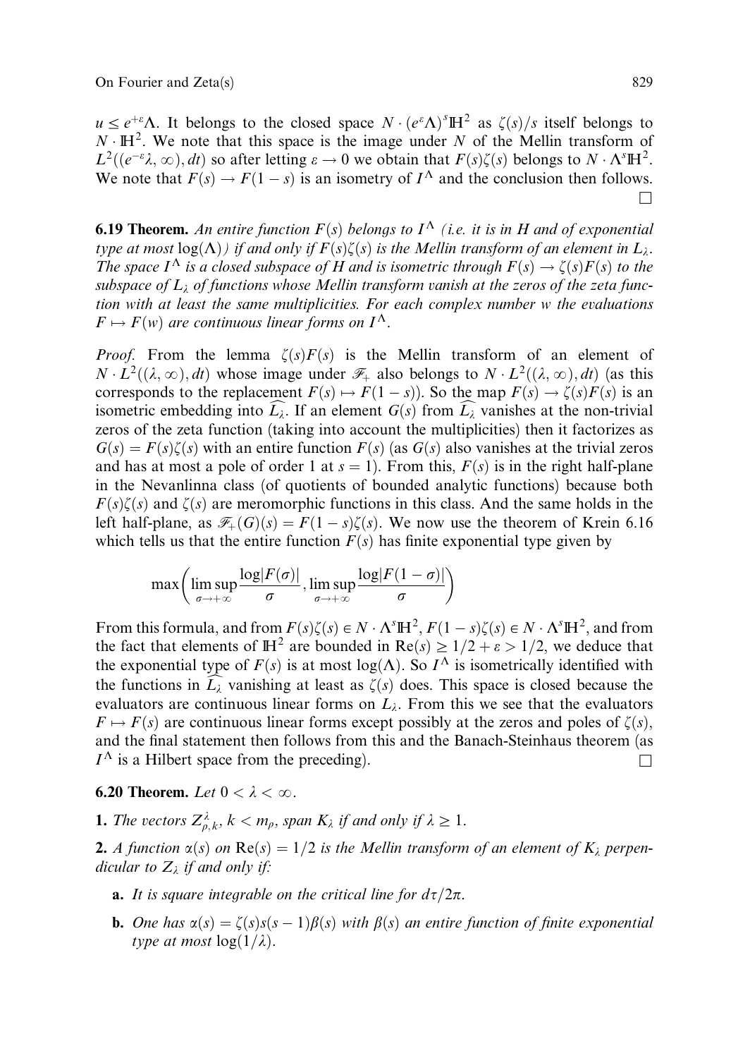$u \leq e^{+\varepsilon}\Lambda$. It belongs to the closed space $N \cdot (e^{\varepsilon}\Lambda)^s \mathbb{H}^2$ as $\zeta(s)/s$ itself belongs to $N \cdot \mathbb{H}^2$. We note that this space is the image under $N$ of the Mellin transform of $L^2((e^{-\varepsilon}\lambda, \infty), dt)$ so after letting $\varepsilon \to 0$ we obtain that $F(s)\zeta(s)$ belongs to $N \cdot \Lambda^s \mathbb{H}^2$. We note that $F(s) \to F(1-s)$ is an isometry of $I^\Lambda$ and the conclusion then follows. □

**6.19 Theorem.** *An entire function $F(s)$ belongs to $I^\Lambda$ (i.e. it is in $H$ and of exponential type at most $\log(\Lambda)$) if and only if $F(s)\zeta(s)$ is the Mellin transform of an element in $L_\lambda$. The space $I^\Lambda$ is a closed subspace of $H$ and is isometric through $F(s) \to \zeta(s)F(s)$ to the subspace of $L_\lambda$ of functions whose Mellin transform vanish at the zeros of the zeta function with at least the same multiplicities. For each complex number $w$ the evaluations $F \mapsto F(w)$ are continuous linear forms on $I^\Lambda$.*

*Proof.* From the lemma $\zeta(s)F(s)$ is the Mellin transform of an element of $N \cdot L^2((\lambda, \infty), dt)$ whose image under $\mathscr{F}_+$ also belongs to $N \cdot L^2((\lambda, \infty), dt)$ (as this corresponds to the replacement $F(s) \mapsto F(1-s)$). So the map $F(s) \to \zeta(s)F(s)$ is an isometric embedding into $\widehat{L_\lambda}$. If an element $G(s)$ from $\widehat{L_\lambda}$ vanishes at the non-trivial zeros of the zeta function (taking into account the multiplicities) then it factorizes as $G(s) = F(s)\zeta(s)$ with an entire function $F(s)$ (as $G(s)$ also vanishes at the trivial zeros and has at most a pole of order 1 at $s = 1$). From this, $F(s)$ is in the right half-plane in the Nevanlinna class (of quotients of bounded analytic functions) because both $F(s)\zeta(s)$ and $\zeta(s)$ are meromorphic functions in this class. And the same holds in the left half-plane, as $\mathscr{F}_+(G)(s) = F(1-s)\zeta(s)$. We now use the theorem of Krein 6.16 which tells us that the entire function $F(s)$ has finite exponential type given by

$$\max\left(\limsup_{\sigma\to+\infty} \frac{\log|F(\sigma)|}{\sigma}, \limsup_{\sigma\to+\infty} \frac{\log|F(1-\sigma)|}{\sigma}\right)$$

From this formula, and from $F(s)\zeta(s) \in N \cdot \Lambda^s \mathbb{H}^2$, $F(1-s)\zeta(s) \in N \cdot \Lambda^s \mathbb{H}^2$, and from the fact that elements of $\mathbb{H}^2$ are bounded in $\mathrm{Re}(s) \geq 1/2 + \varepsilon > 1/2$, we deduce that the exponential type of $F(s)$ is at most $\log(\Lambda)$. So $I^\Lambda$ is isometrically identified with the functions in $\widehat{L_\lambda}$ vanishing at least as $\zeta(s)$ does. This space is closed because the evaluators are continuous linear forms on $L_\lambda$. From this we see that the evaluators $F \mapsto F(s)$ are continuous linear forms except possibly at the zeros and poles of $\zeta(s)$, and the final statement then follows from this and the Banach-Steinhaus theorem (as $I^\Lambda$ is a Hilbert space from the preceding). □

**6.20 Theorem.** *Let $0 < \lambda < \infty$.*

**1.** *The vectors $Z^\lambda_{\rho,k}$, $k < m_\rho$, span $K_\lambda$ if and only if $\lambda \geq 1$.*

**2.** *A function $\alpha(s)$ on $\mathrm{Re}(s) = 1/2$ is the Mellin transform of an element of $K_\lambda$ perpendicular to $Z_\lambda$ if and only if:*

- **a.** *It is square integrable on the critical line for $d\tau/2\pi$.*
- **b.** *One has $\alpha(s) = \zeta(s)s(s-1)\beta(s)$ with $\beta(s)$ an entire function of finite exponential type at most $\log(1/\lambda)$.*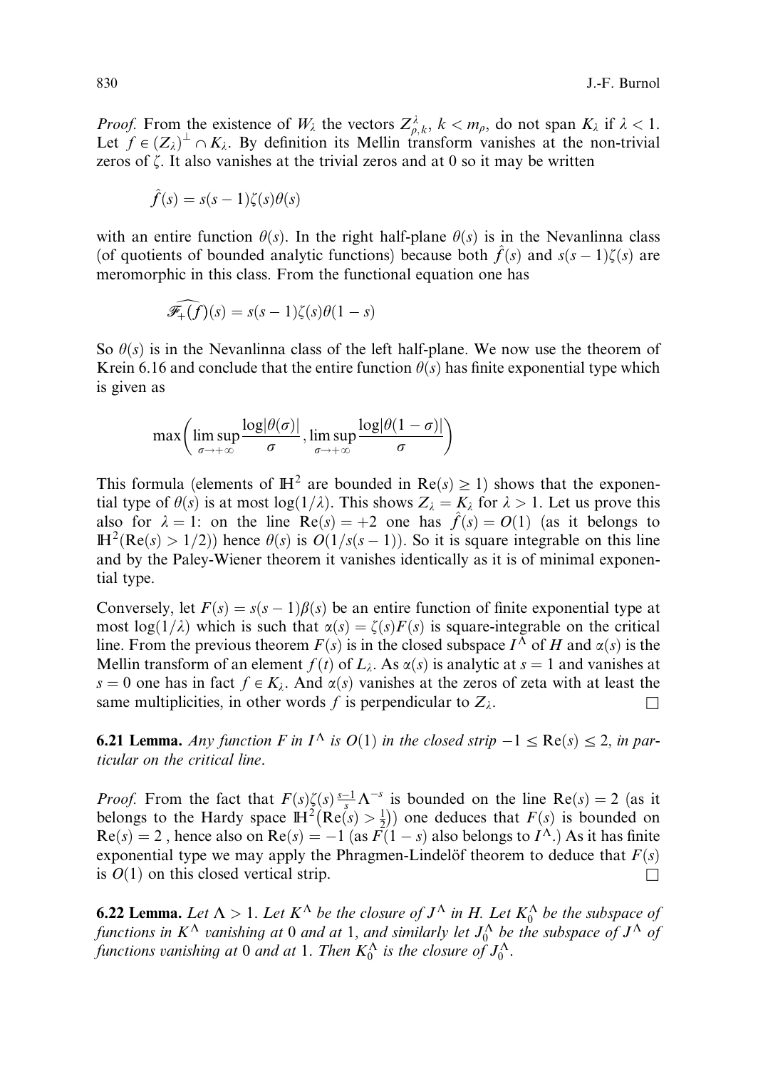*Proof.* From the existence of $W_\lambda$ the vectors $Z^\lambda_{\rho,k}$, $k < m_\rho$, do not span $K_\lambda$ if $\lambda < 1$. Let $f \in (Z_\lambda)^\perp \cap K_\lambda$. By definition its Mellin transform vanishes at the non-trivial zeros of $\zeta$. It also vanishes at the trivial zeros and at 0 so it may be written

$$\hat{f}(s) = s(s-1)\zeta(s)\theta(s)$$

with an entire function $\theta(s)$. In the right half-plane $\theta(s)$ is in the Nevanlinna class (of quotients of bounded analytic functions) because both $\hat{f}(s)$ and $s(s-1)\zeta(s)$ are meromorphic in this class. From the functional equation one has

$$\widehat{\mathscr{F}_+(f)}(s) = s(s-1)\zeta(s)\theta(1-s)$$

So $\theta(s)$ is in the Nevanlinna class of the left half-plane. We now use the theorem of Krein 6.16 and conclude that the entire function $\theta(s)$ has finite exponential type which is given as

$$\max\left(\limsup_{\sigma\to+\infty}\frac{\log|\theta(\sigma)|}{\sigma}, \limsup_{\sigma\to+\infty}\frac{\log|\theta(1-\sigma)|}{\sigma}\right)$$

This formula (elements of $\mathbb{H}^2$ are bounded in $\mathrm{Re}(s) \geq 1$) shows that the exponential type of $\theta(s)$ is at most $\log(1/\lambda)$. This shows $Z_\lambda = K_\lambda$ for $\lambda > 1$. Let us prove this also for $\lambda = 1$: on the line $\mathrm{Re}(s) = +2$ one has $\hat{f}(s) = O(1)$ (as it belongs to $\mathbb{H}^2(\mathrm{Re}(s) > 1/2)$) hence $\theta(s)$ is $O(1/s(s-1))$. So it is square integrable on this line and by the Paley-Wiener theorem it vanishes identically as it is of minimal exponential type.

Conversely, let $F(s) = s(s-1)\beta(s)$ be an entire function of finite exponential type at most $\log(1/\lambda)$ which is such that $\alpha(s) = \zeta(s)F(s)$ is square-integrable on the critical line. From the previous theorem $F(s)$ is in the closed subspace $I^\Lambda$ of $H$ and $\alpha(s)$ is the Mellin transform of an element $f(t)$ of $L_\lambda$. As $\alpha(s)$ is analytic at $s = 1$ and vanishes at $s = 0$ one has in fact $f \in K_\lambda$. And $\alpha(s)$ vanishes at the zeros of zeta with at least the same multiplicities, in other words $f$ is perpendicular to $Z_\lambda$. □

**6.21 Lemma.** *Any function $F$ in $I^\Lambda$ is $O(1)$ in the closed strip $-1 \leq \mathrm{Re}(s) \leq 2$, in particular on the critical line.*

*Proof.* From the fact that $F(s)\zeta(s)\frac{s-1}{s}\Lambda^{-s}$ is bounded on the line $\mathrm{Re}(s) = 2$ (as it belongs to the Hardy space $\mathbb{H}^2(\mathrm{Re}(s) > \frac{1}{2})$) one deduces that $F(s)$ is bounded on $\mathrm{Re}(s) = 2$, hence also on $\mathrm{Re}(s) = -1$ (as $F(1-s)$ also belongs to $I^\Lambda$.) As it has finite exponential type we may apply the Phragmen-Lindelöf theorem to deduce that $F(s)$ is $O(1)$ on this closed vertical strip. □

**6.22 Lemma.** *Let $\Lambda > 1$. Let $K^\Lambda$ be the closure of $J^\Lambda$ in $H$. Let $K^\Lambda_0$ be the subspace of functions in $K^\Lambda$ vanishing at 0 and at 1, and similarly let $J^\Lambda_0$ be the subspace of $J^\Lambda$ of functions vanishing at 0 and at 1. Then $K^\Lambda_0$ is the closure of $J^\Lambda_0$.*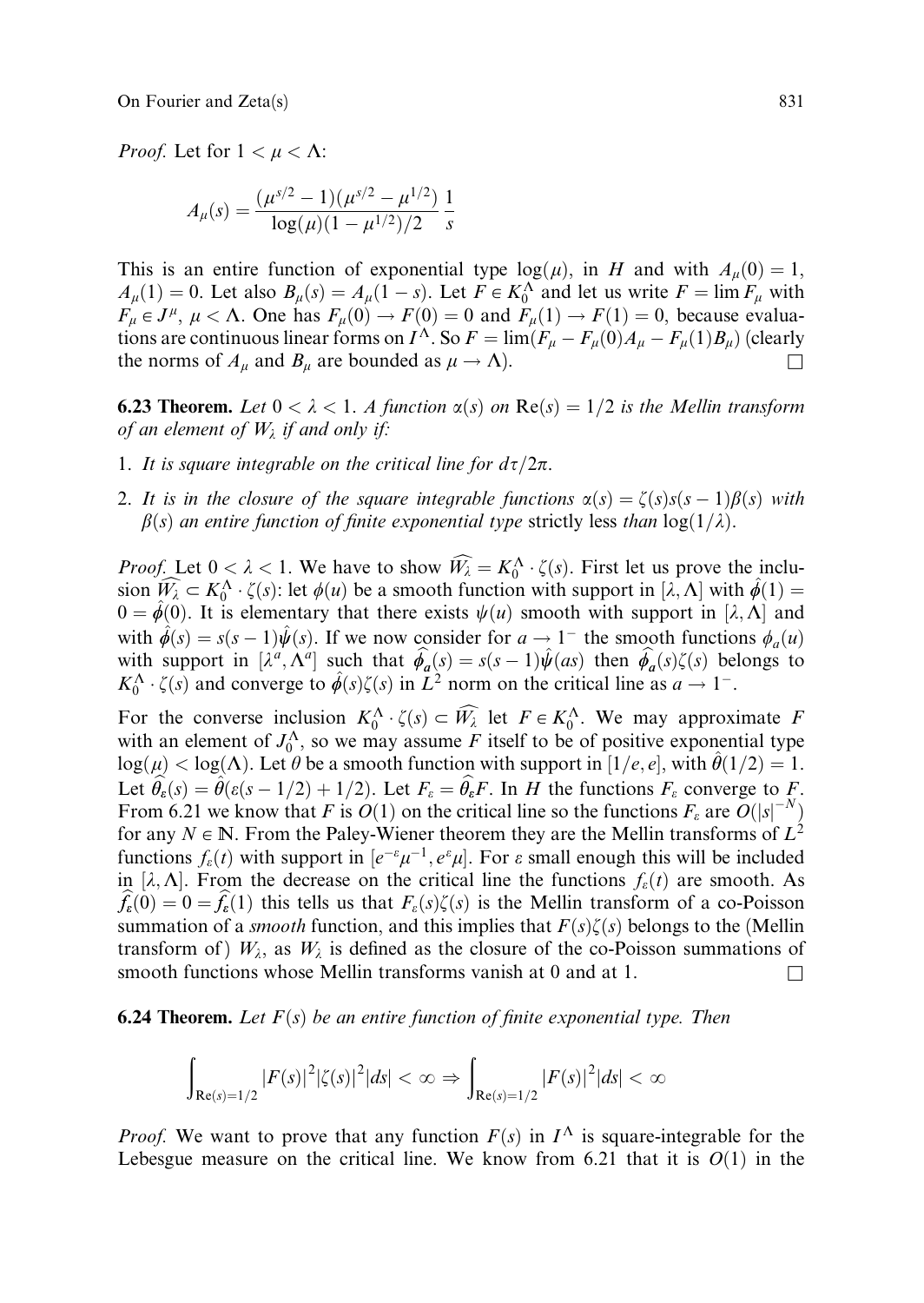*Proof.* Let for $1 < \mu < \Lambda$:

$$A_\mu(s) = \frac{(\mu^{s/2} - 1)(\mu^{s/2} - \mu^{1/2})}{\log(\mu)(1 - \mu^{1/2})/2} \frac{1}{s}$$

This is an entire function of exponential type $\log(\mu)$, in $H$ and with $A_\mu(0) = 1$, $A_\mu(1) = 0$. Let also $B_\mu(s) = A_\mu(1 - s)$. Let $F \in K_0^\Lambda$ and let us write $F = \lim F_\mu$ with $F_\mu \in J^\mu$, $\mu < \Lambda$. One has $F_\mu(0) \to F(0) = 0$ and $F_\mu(1) \to F(1) = 0$, because evaluations are continuous linear forms on $I^\Lambda$. So $F = \lim(F_\mu - F_\mu(0)A_\mu - F_\mu(1)B_\mu)$ (clearly the norms of $A_\mu$ and $B_\mu$ are bounded as $\mu \to \Lambda$). $\square$

**6.23 Theorem.** *Let $0 < \lambda < 1$. A function $\alpha(s)$ on $\mathrm{Re}(s) = 1/2$ is the Mellin transform of an element of $W_\lambda$ if and only if:*

1. *It is square integrable on the critical line for $d\tau/2\pi$.*
2. *It is in the closure of the square integrable functions $\alpha(s) = \zeta(s)s(s-1)\beta(s)$ with $\beta(s)$ an entire function of finite exponential type* strictly less *than $\log(1/\lambda)$.*

*Proof.* Let $0 < \lambda < 1$. We have to show $\widehat{W_\lambda} = K_0^\Lambda \cdot \zeta(s)$. First let us prove the inclusion $\widehat{W_\lambda} \subset K_0^\Lambda \cdot \zeta(s)$: let $\phi(u)$ be a smooth function with support in $[\lambda, \Lambda]$ with $\hat{\phi}(1) = 0 = \hat{\phi}(0)$. It is elementary that there exists $\psi(u)$ smooth with support in $[\lambda, \Lambda]$ and with $\hat{\phi}(s) = s(s-1)\hat{\psi}(s)$. If we now consider for $a \to 1^-$ the smooth functions $\phi_a(u)$ with support in $[\lambda^a, \Lambda^a]$ such that $\widehat{\phi_a}(s) = s(s-1)\hat{\psi}(as)$ then $\widehat{\phi_a}(s)\zeta(s)$ belongs to $K_0^\Lambda \cdot \zeta(s)$ and converge to $\hat{\phi}(s)\zeta(s)$ in $L^2$ norm on the critical line as $a \to 1^-$.

For the converse inclusion $K_0^\Lambda \cdot \zeta(s) \subset \widehat{W_\lambda}$ let $F \in K_0^\Lambda$. We may approximate $F$ with an element of $J_0^\Lambda$, so we may assume $F$ itself to be of positive exponential type $\log(\mu) < \log(\Lambda)$. Let $\theta$ be a smooth function with support in $[1/e, e]$, with $\hat{\theta}(1/2) = 1$. Let $\widehat{\theta_\varepsilon}(s) = \hat{\theta}(\varepsilon(s - 1/2) + 1/2)$. Let $F_\varepsilon = \widehat{\theta_\varepsilon}F$. In $H$ the functions $F_\varepsilon$ converge to $F$. From 6.21 we know that $F$ is $O(1)$ on the critical line so the functions $F_\varepsilon$ are $O(|s|^{-N})$ for any $N \in \mathbb{N}$. From the Paley-Wiener theorem they are the Mellin transforms of $L^2$ functions $f_\varepsilon(t)$ with support in $[e^{-\varepsilon}\mu^{-1}, e^\varepsilon \mu]$. For $\varepsilon$ small enough this will be included in $[\lambda, \Lambda]$. From the decrease on the critical line the functions $f_\varepsilon(t)$ are smooth. As $\widehat{f_\varepsilon}(0) = 0 = \widehat{f_\varepsilon}(1)$ this tells us that $F_\varepsilon(s)\zeta(s)$ is the Mellin transform of a co-Poisson summation of a *smooth* function, and this implies that $F(s)\zeta(s)$ belongs to the (Mellin transform of) $W_\lambda$, as $W_\lambda$ is defined as the closure of the co-Poisson summations of smooth functions whose Mellin transforms vanish at 0 and at 1. $\square$

**6.24 Theorem.** *Let $F(s)$ be an entire function of finite exponential type. Then*

$$\int_{\mathrm{Re}(s)=1/2} |F(s)|^2 |\zeta(s)|^2 |ds| < \infty \Rightarrow \int_{\mathrm{Re}(s)=1/2} |F(s)|^2 |ds| < \infty$$

*Proof.* We want to prove that any function $F(s)$ in $I^\Lambda$ is square-integrable for the Lebesgue measure on the critical line. We know from 6.21 that it is $O(1)$ in the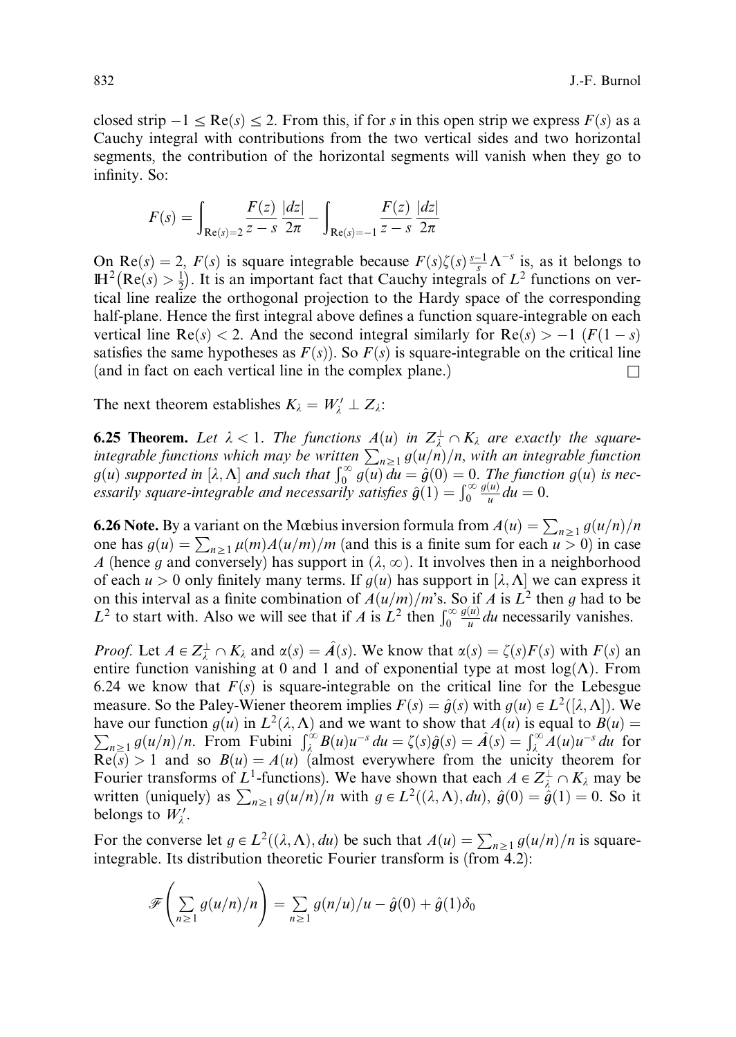closed strip $-1 \leq \mathrm{Re}(s) \leq 2$. From this, if for $s$ in this open strip we express $F(s)$ as a Cauchy integral with contributions from the two vertical sides and two horizontal segments, the contribution of the horizontal segments will vanish when they go to infinity. So:

$$F(s) = \int_{\mathrm{Re}(s)=2} \frac{F(z)}{z-s} \frac{|dz|}{2\pi} - \int_{\mathrm{Re}(s)=-1} \frac{F(z)}{z-s} \frac{|dz|}{2\pi}$$

On $\mathrm{Re}(s) = 2$, $F(s)$ is square integrable because $F(s)\zeta(s)\frac{s-1}{s}\Lambda^{-s}$ is, as it belongs to $\mathbb{H}^2\left(\mathrm{Re}(s) > \frac{1}{2}\right)$. It is an important fact that Cauchy integrals of $L^2$ functions on vertical line realize the orthogonal projection to the Hardy space of the corresponding half-plane. Hence the first integral above defines a function square-integrable on each vertical line $\mathrm{Re}(s) < 2$. And the second integral similarly for $\mathrm{Re}(s) > -1$ ($F(1-s)$ satisfies the same hypotheses as $F(s)$). So $F(s)$ is square-integrable on the critical line (and in fact on each vertical line in the complex plane.) $\square$

The next theorem establishes $K_\lambda = W'_\lambda \perp Z_\lambda$:

**6.25 Theorem.** *Let $\lambda < 1$. The functions $A(u)$ in $Z_\lambda^\perp \cap K_\lambda$ are exactly the square-integrable functions which may be written $\sum_{n \geq 1} g(u/n)/n$, with an integrable function $g(u)$ supported in $[\lambda, \Lambda]$ and such that $\int_0^\infty g(u)\, du = \hat{g}(0) = 0$. The function $g(u)$ is necessarily square-integrable and necessarily satisfies $\hat{g}(1) = \int_0^\infty \frac{g(u)}{u}\, du = 0$.*

**6.26 Note.** By a variant on the Mœbius inversion formula from $A(u) = \sum_{n \geq 1} g(u/n)/n$ one has $g(u) = \sum_{n \geq 1} \mu(m) A(u/m)/m$ (and this is a finite sum for each $u > 0$) in case $A$ (hence $g$ and conversely) has support in $(\lambda, \infty)$. It involves then in a neighborhood of each $u > 0$ only finitely many terms. If $g(u)$ has support in $[\lambda, \Lambda]$ we can express it on this interval as a finite combination of $A(u/m)/m$'s. So if $A$ is $L^2$ then $g$ had to be $L^2$ to start with. Also we will see that if $A$ is $L^2$ then $\int_0^\infty \frac{g(u)}{u}\, du$ necessarily vanishes.

*Proof.* Let $A \in Z_\lambda^\perp \cap K_\lambda$ and $\alpha(s) = \hat{A}(s)$. We know that $\alpha(s) = \zeta(s)F(s)$ with $F(s)$ an entire function vanishing at 0 and 1 and of exponential type at most $\log(\Lambda)$. From 6.24 we know that $F(s)$ is square-integrable on the critical line for the Lebesgue measure. So the Paley-Wiener theorem implies $F(s) = \hat{g}(s)$ with $g(u) \in L^2([\lambda, \Lambda])$. We have our function $g(u)$ in $L^2(\lambda, \Lambda)$ and we want to show that $A(u)$ is equal to $B(u) = \sum_{n \geq 1} g(u/n)/n$. From Fubini $\int_\lambda^\infty B(u) u^{-s}\, du = \zeta(s)\hat{g}(s) = \hat{A}(s) = \int_\lambda^\infty A(u) u^{-s}\, du$ for $\mathrm{Re}(s) > 1$ and so $B(u) = A(u)$ (almost everywhere from the unicity theorem for Fourier transforms of $L^1$-functions). We have shown that each $A \in Z_\lambda^\perp \cap K_\lambda$ may be written (uniquely) as $\sum_{n \geq 1} g(u/n)/n$ with $g \in L^2((\lambda, \Lambda), du)$, $\hat{g}(0) = \hat{g}(1) = 0$. So it belongs to $W'_\lambda$.

For the converse let $g \in L^2((\lambda, \Lambda), du)$ be such that $A(u) = \sum_{n \geq 1} g(u/n)/n$ is square-integrable. Its distribution theoretic Fourier transform is (from 4.2):

$$\mathscr{F}\left(\sum_{n \geq 1} g(u/n)/n\right) = \sum_{n \geq 1} g(n/u)/u - \hat{g}(0) + \hat{g}(1)\delta_0$$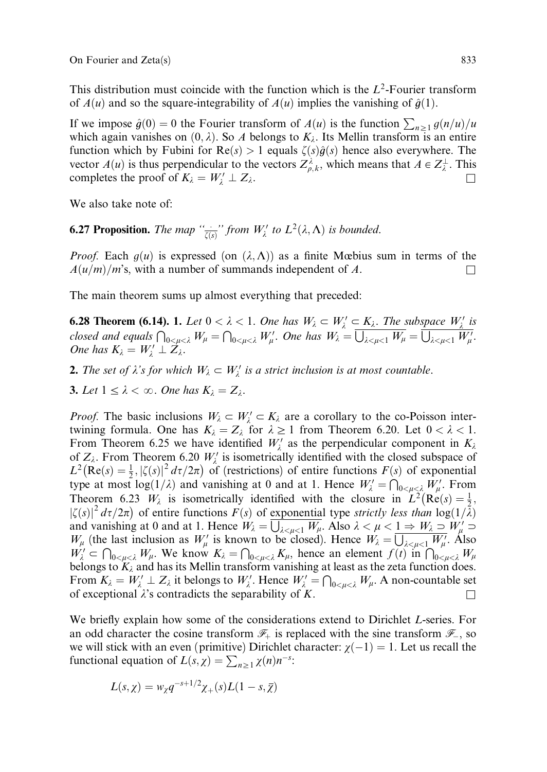This distribution must coincide with the function which is the $L^2$-Fourier transform of $A(u)$ and so the square-integrability of $A(u)$ implies the vanishing of $\hat{g}(1)$.

If we impose $\hat{g}(0) = 0$ the Fourier transform of $A(u)$ is the function $\sum_{n\geq 1} g(n/u)/u$ which again vanishes on $(0, \lambda)$. So $A$ belongs to $K_\lambda$. Its Mellin transform is an entire function which by Fubini for $\mathrm{Re}(s) > 1$ equals $\zeta(s)\hat{g}(s)$ hence also everywhere. The vector $A(u)$ is thus perpendicular to the vectors $Z^{\lambda}_{\rho,k}$, which means that $A \in Z_\lambda^\perp$. This completes the proof of $K_\lambda = W'_\lambda \perp Z_\lambda$. □

We also take note of:

**6.27 Proposition.** *The map "$\frac{\cdot}{\zeta(s)}$" from $W'_\lambda$ to $L^2(\lambda, \Lambda)$ is bounded.*

*Proof.* Each $g(u)$ is expressed (on $(\lambda, \Lambda)$) as a finite Mœbius sum in terms of the $A(u/m)/m$'s, with a number of summands independent of $A$. □

The main theorem sums up almost everything that preceded:

**6.28 Theorem (6.14). 1.** *Let $0 < \lambda < 1$. One has $W_\lambda \subset W'_\lambda \subset K_\lambda$. The subspace $W'_\lambda$ is closed and equals $\bigcap_{0<\mu<\lambda} W_\mu = \bigcap_{0<\mu<\lambda} W'_\mu$. One has $W_\lambda = \overline{\bigcup_{\lambda<\mu<1} W_\mu} = \overline{\bigcup_{\lambda<\mu<1} W'_\mu}$. One has $K_\lambda = W'_\lambda \perp Z_\lambda$.*

**2.** *The set of $\lambda$'s for which $W_\lambda \subset W'_\lambda$ is a strict inclusion is at most countable.*

**3.** *Let $1 \leq \lambda < \infty$. One has $K_\lambda = Z_\lambda$.*

*Proof.* The basic inclusions $W_\lambda \subset W'_\lambda \subset K_\lambda$ are a corollary to the co-Poisson intertwining formula. One has $K_\lambda = Z_\lambda$ for $\lambda \geq 1$ from Theorem 6.20. Let $0 < \lambda < 1$. From Theorem 6.25 we have identified $W'_\lambda$ as the perpendicular component in $K_\lambda$ of $Z_\lambda$. From Theorem 6.20 $W'_\lambda$ is isometrically identified with the closed subspace of $L^2\big(\mathrm{Re}(s) = \frac{1}{2}, |\zeta(s)|^2\, d\tau/2\pi\big)$ of (restrictions) of entire functions $F(s)$ of exponential type at most $\log(1/\lambda)$ and vanishing at 0 and at 1. Hence $W'_\lambda = \bigcap_{0<\mu<\lambda} W'_\mu$. From Theorem 6.23 $W_\lambda$ is isometrically identified with the closure in $L^2\big(\mathrm{Re}(s) = \frac{1}{2}, |\zeta(s)|^2\, d\tau/2\pi\big)$ of entire functions $F(s)$ of exponential type *strictly less than* $\log(1/\lambda)$ and vanishing at 0 and at 1. Hence $W_\lambda = \overline{\bigcup_{\lambda<\mu<1} W_\mu}$. Also $\lambda < \mu < 1 \Rightarrow W_\lambda \supset W'_\mu \supset W_\mu$ (the last inclusion as $W'_\mu$ is known to be closed). Hence $W_\lambda = \overline{\bigcup_{\lambda<\mu<1} W'_\mu}$. Also $W'_\lambda \subset \bigcap_{0<\mu<\lambda} W_\mu$. We know $K_\lambda = \bigcap_{0<\mu<\lambda} K_\mu$, hence an element $f(t)$ in $\bigcap_{0<\mu<\lambda} W_\mu$ belongs to $K_\lambda$ and has its Mellin transform vanishing at least as the zeta function does. From $K_\lambda = W'_\lambda \perp Z_\lambda$ it belongs to $W'_\lambda$. Hence $W'_\lambda = \bigcap_{0<\mu<\lambda} W_\mu$. A non-countable set of exceptional $\lambda$'s contradicts the separability of $K$. □

We briefly explain how some of the considerations extend to Dirichlet $L$-series. For an odd character the cosine transform $\mathscr{F}_+$ is replaced with the sine transform $\mathscr{F}_-$, so we will stick with an even (primitive) Dirichlet character: $\chi(-1) = 1$. Let us recall the functional equation of $L(s, \chi) = \sum_{n\geq 1} \chi(n) n^{-s}$:

$$L(s, \chi) = w_\chi q^{-s+1/2} \chi_+(s) L(1 - s, \overline{\chi})$$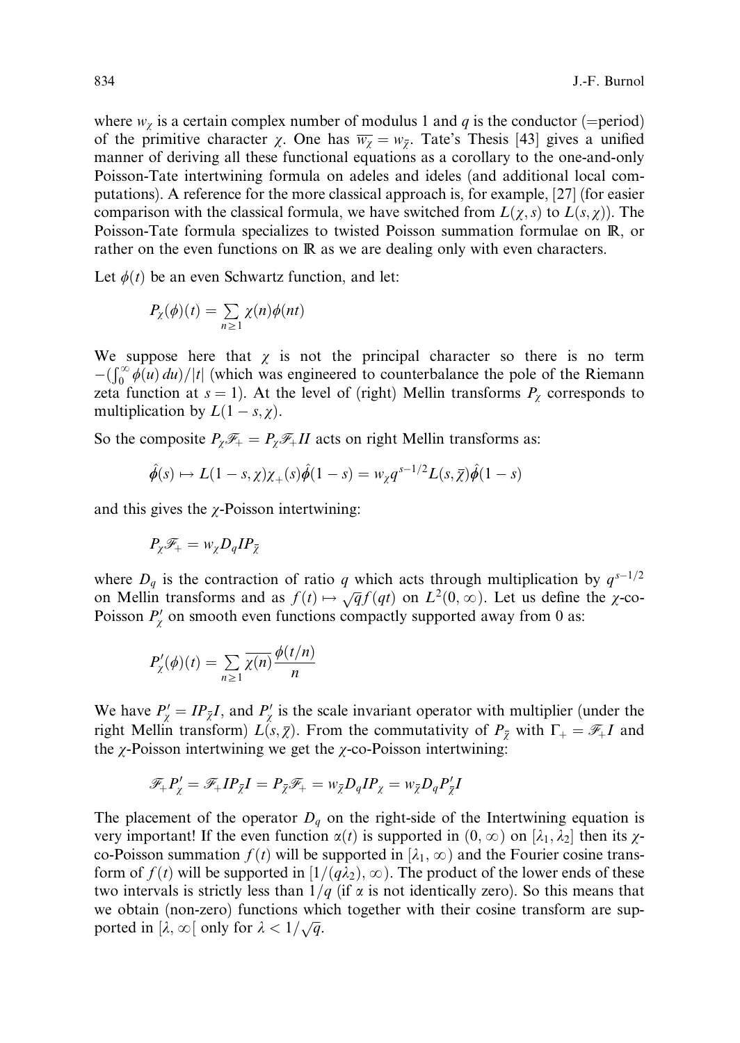where $w_\chi$ is a certain complex number of modulus 1 and $q$ is the conductor (=period) of the primitive character $\chi$. One has $\overline{w_\chi} = w_{\bar\chi}$. Tate's Thesis [43] gives a unified manner of deriving all these functional equations as a corollary to the one-and-only Poisson-Tate intertwining formula on adeles and ideles (and additional local computations). A reference for the more classical approach is, for example, [27] (for easier comparison with the classical formula, we have switched from $L(\chi, s)$ to $L(s, \chi)$). The Poisson-Tate formula specializes to twisted Poisson summation formulae on $\mathbb{R}$, or rather on the even functions on $\mathbb{R}$ as we are dealing only with even characters.

Let $\phi(t)$ be an even Schwartz function, and let:

$$P_\chi(\phi)(t) = \sum_{n\geq 1} \chi(n)\phi(nt)$$

We suppose here that $\chi$ is not the principal character so there is no term $-(\int_0^\infty \phi(u)\,du)/|t|$ (which was engineered to counterbalance the pole of the Riemann zeta function at $s = 1$). At the level of (right) Mellin transforms $P_\chi$ corresponds to multiplication by $L(1-s, \chi)$.

So the composite $P_\chi \mathscr{F}_+ = P_\chi \mathscr{F}_+ II$ acts on right Mellin transforms as:

$$\hat\phi(s) \mapsto L(1-s,\chi)\chi_+(s)\hat\phi(1-s) = w_\chi q^{s-1/2} L(s,\bar\chi)\hat\phi(1-s)$$

and this gives the $\chi$-Poisson intertwining:

$$P_\chi \mathscr{F}_+ = w_\chi D_q I P_{\bar\chi}$$

where $D_q$ is the contraction of ratio $q$ which acts through multiplication by $q^{s-1/2}$ on Mellin transforms and as $f(t) \mapsto \sqrt{q} f(qt)$ on $L^2(0,\infty)$. Let us define the $\chi$-co-Poisson $P'_\chi$ on smooth even functions compactly supported away from 0 as:

$$P'_\chi(\phi)(t) = \sum_{n\geq 1} \overline{\chi(n)} \frac{\phi(t/n)}{n}$$

We have $P'_\chi = IP_{\bar\chi}I$, and $P'_\chi$ is the scale invariant operator with multiplier (under the right Mellin transform) $L(s,\bar\chi)$. From the commutativity of $P_{\bar\chi}$ with $\Gamma_+ = \mathscr{F}_+ I$ and the $\chi$-Poisson intertwining we get the $\chi$-co-Poisson intertwining:

$$\mathscr{F}_+ P'_\chi = \mathscr{F}_+ IP_{\bar\chi} I = P_{\bar\chi}\mathscr{F}_+ = w_{\bar\chi} D_q I P_\chi = w_{\bar\chi} D_q P'_{\bar\chi} I$$

The placement of the operator $D_q$ on the right-side of the Intertwining equation is very important! If the even function $\alpha(t)$ is supported in $(0,\infty)$ on $[\lambda_1, \lambda_2]$ then its $\chi$-co-Poisson summation $f(t)$ will be supported in $[\lambda_1, \infty)$ and the Fourier cosine transform of $f(t)$ will be supported in $[1/(q\lambda_2), \infty)$. The product of the lower ends of these two intervals is strictly less than $1/q$ (if $\alpha$ is not identically zero). So this means that we obtain (non-zero) functions which together with their cosine transform are supported in $[\lambda, \infty[$ only for $\lambda < 1/\sqrt{q}$.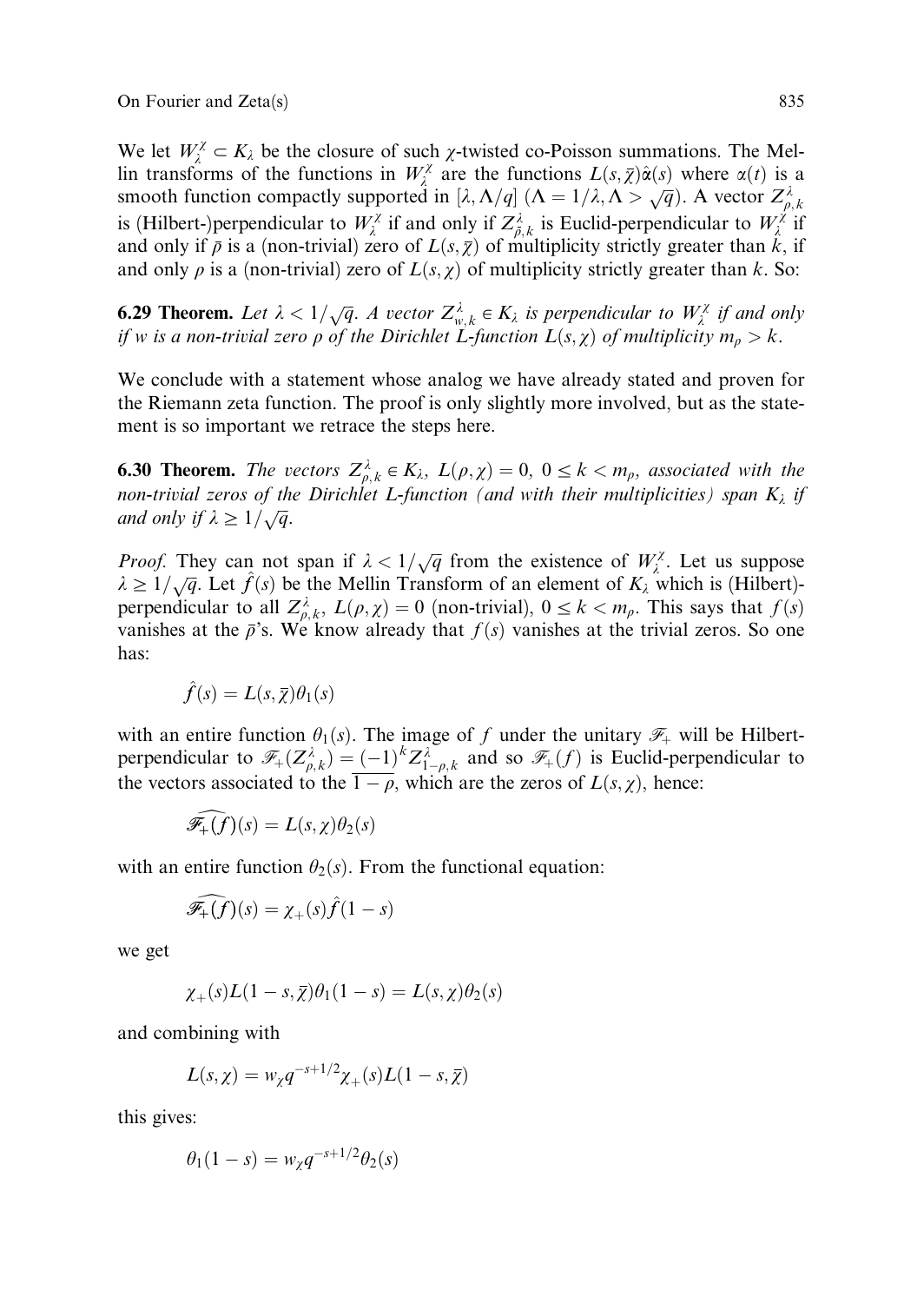We let $W_\lambda^\chi \subset K_\lambda$ be the closure of such $\chi$-twisted co-Poisson summations. The Mellin transforms of the functions in $W_\lambda^\chi$ are the functions $L(s,\bar{\chi})\hat{\alpha}(s)$ where $\alpha(t)$ is a smooth function compactly supported in $[\lambda, \Lambda/q]$ ($\Lambda = 1/\lambda, \Lambda > \sqrt{q}$). A vector $Z_{\rho,k}^\lambda$ is (Hilbert-)perpendicular to $W_\lambda^\chi$ if and only if $Z_{\bar{\rho},k}^\lambda$ is Euclid-perpendicular to $W_\lambda^\chi$ if and only if $\bar{\rho}$ is a (non-trivial) zero of $L(s,\bar{\chi})$ of multiplicity strictly greater than $k$, if and only $\rho$ is a (non-trivial) zero of $L(s,\chi)$ of multiplicity strictly greater than $k$. So:

**6.29 Theorem.** *Let $\lambda < 1/\sqrt{q}$. A vector $Z_{w,k}^\lambda \in K_\lambda$ is perpendicular to $W_\lambda^\chi$ if and only if $w$ is a non-trivial zero $\rho$ of the Dirichlet L-function $L(s,\chi)$ of multiplicity $m_\rho > k$.*

We conclude with a statement whose analog we have already stated and proven for the Riemann zeta function. The proof is only slightly more involved, but as the statement is so important we retrace the steps here.

**6.30 Theorem.** *The vectors $Z_{\rho,k}^\lambda \in K_\lambda$, $L(\rho,\chi) = 0$, $0 \le k < m_\rho$, associated with the non-trivial zeros of the Dirichlet L-function (and with their multiplicities) span $K_\lambda$ if and only if $\lambda \ge 1/\sqrt{q}$.*

*Proof.* They can not span if $\lambda < 1/\sqrt{q}$ from the existence of $W_\lambda^\chi$. Let us suppose $\lambda \ge 1/\sqrt{q}$. Let $\hat{f}(s)$ be the Mellin Transform of an element of $K_\lambda$ which is (Hilbert)-perpendicular to all $Z_{\rho,k}^\lambda$, $L(\rho,\chi) = 0$ (non-trivial), $0 \le k < m_\rho$. This says that $f(s)$ vanishes at the $\bar{\rho}$'s. We know already that $f(s)$ vanishes at the trivial zeros. So one has:

$$\hat{f}(s) = L(s,\bar{\chi})\theta_1(s)$$

with an entire function $\theta_1(s)$. The image of $f$ under the unitary $\mathscr{F}_+$ will be Hilbert-perpendicular to $\mathscr{F}_+(Z_{\rho,k}^\lambda) = (-1)^k Z_{1-\rho,k}^\lambda$ and so $\mathscr{F}_+(f)$ is Euclid-perpendicular to the vectors associated to the $\overline{1-\rho}$, which are the zeros of $L(s,\chi)$, hence:

$$\widehat{\mathscr{F}_+(f)}(s) = L(s,\chi)\theta_2(s)$$

with an entire function $\theta_2(s)$. From the functional equation:

$$\widehat{\mathscr{F}_+(f)}(s) = \chi_+(s)\hat{f}(1-s)$$

we get

$$\chi_+(s)L(1-s,\bar{\chi})\theta_1(1-s) = L(s,\chi)\theta_2(s)$$

and combining with

$$L(s,\chi) = w_\chi q^{-s+1/2}\chi_+(s)L(1-s,\bar{\chi})$$

this gives:

$$\theta_1(1-s) = w_\chi q^{-s+1/2}\theta_2(s)$$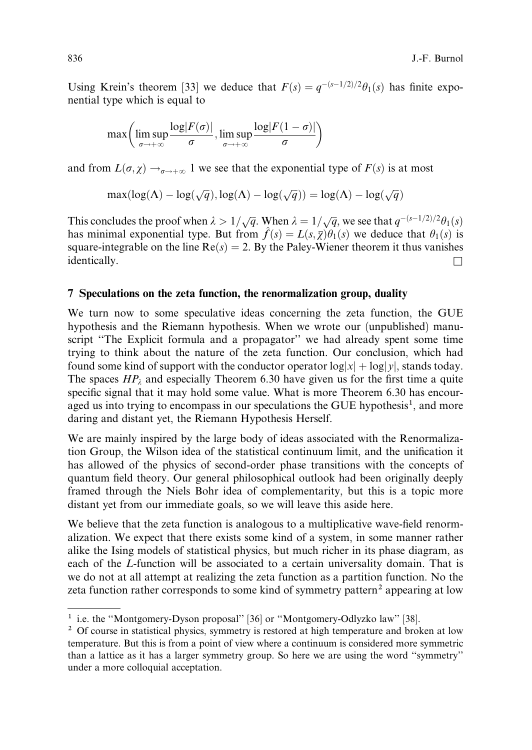Using Krein's theorem [33] we deduce that $F(s) = q^{-(s-1/2)/2}\theta_1(s)$ has finite exponential type which is equal to

$$\max\left(\limsup_{\sigma\to+\infty}\frac{\log|F(\sigma)|}{\sigma}, \limsup_{\sigma\to+\infty}\frac{\log|F(1-\sigma)|}{\sigma}\right)$$

and from $L(\sigma,\chi) \to_{\sigma\to+\infty} 1$ we see that the exponential type of $F(s)$ is at most

$$\max(\log(\Lambda) - \log(\sqrt{q}), \log(\Lambda) - \log(\sqrt{q})) = \log(\Lambda) - \log(\sqrt{q})$$

This concludes the proof when $\lambda > 1/\sqrt{q}$. When $\lambda = 1/\sqrt{q}$, we see that $q^{-(s-1/2)/2}\theta_1(s)$ has minimal exponential type. But from $\hat{f}(s) = L(s,\overline{\chi})\theta_1(s)$ we deduce that $\theta_1(s)$ is square-integrable on the line $\mathrm{Re}(s) = 2$. By the Paley-Wiener theorem it thus vanishes identically. □

## 7 Speculations on the zeta function, the renormalization group, duality

We turn now to some speculative ideas concerning the zeta function, the GUE hypothesis and the Riemann hypothesis. When we wrote our (unpublished) manuscript "The Explicit formula and a propagator" we had already spent some time trying to think about the nature of the zeta function. Our conclusion, which had found some kind of support with the conductor operator $\log|x| + \log|y|$, stands today. The spaces $HP_\lambda$ and especially Theorem 6.30 have given us for the first time a quite specific signal that it may hold some value. What is more Theorem 6.30 has encouraged us into trying to encompass in our speculations the GUE hypothesis[1], and more daring and distant yet, the Riemann Hypothesis Herself.

We are mainly inspired by the large body of ideas associated with the Renormalization Group, the Wilson idea of the statistical continuum limit, and the unification it has allowed of the physics of second-order phase transitions with the concepts of quantum field theory. Our general philosophical outlook had been originally deeply framed through the Niels Bohr idea of complementarity, but this is a topic more distant yet from our immediate goals, so we will leave this aside here.

We believe that the zeta function is analogous to a multiplicative wave-field renormalization. We expect that there exists some kind of a system, in some manner rather alike the Ising models of statistical physics, but much richer in its phase diagram, as each of the $L$-function will be associated to a certain universality domain. That is we do not at all attempt at realizing the zeta function as a partition function. No the zeta function rather corresponds to some kind of symmetry pattern[2] appearing at low

[1] i.e. the "Montgomery-Dyson proposal" [36] or "Montgomery-Odlyzko law" [38].

[2] Of course in statistical physics, symmetry is restored at high temperature and broken at low temperature. But this is from a point of view where a continuum is considered more symmetric than a lattice as it has a larger symmetry group. So here we are using the word "symmetry" under a more colloquial acceptation.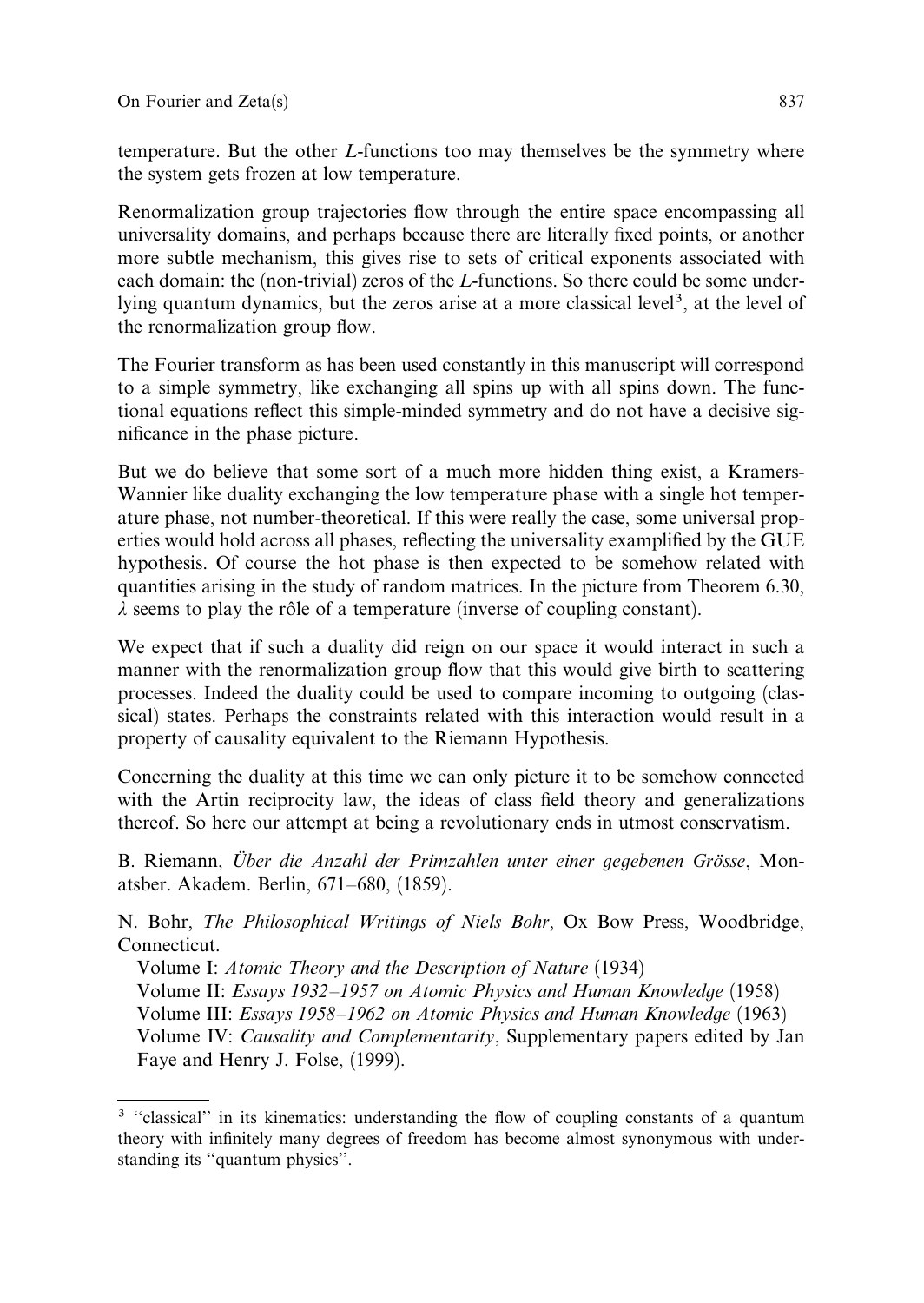temperature. But the other $L$-functions too may themselves be the symmetry where the system gets frozen at low temperature.

Renormalization group trajectories flow through the entire space encompassing all universality domains, and perhaps because there are literally fixed points, or another more subtle mechanism, this gives rise to sets of critical exponents associated with each domain: the (non-trivial) zeros of the $L$-functions. So there could be some underlying quantum dynamics, but the zeros arise at a more classical level[3], at the level of the renormalization group flow.

The Fourier transform as has been used constantly in this manuscript will correspond to a simple symmetry, like exchanging all spins up with all spins down. The functional equations reflect this simple-minded symmetry and do not have a decisive significance in the phase picture.

But we do believe that some sort of a much more hidden thing exist, a Kramers-Wannier like duality exchanging the low temperature phase with a single hot temperature phase, not number-theoretical. If this were really the case, some universal properties would hold across all phases, reflecting the universality exemplified by the GUE hypothesis. Of course the hot phase is then expected to be somehow related with quantities arising in the study of random matrices. In the picture from Theorem 6.30, $\lambda$ seems to play the rôle of a temperature (inverse of coupling constant).

We expect that if such a duality did reign on our space it would interact in such a manner with the renormalization group flow that this would give birth to scattering processes. Indeed the duality could be used to compare incoming to outgoing (classical) states. Perhaps the constraints related with this interaction would result in a property of causality equivalent to the Riemann Hypothesis.

Concerning the duality at this time we can only picture it to be somehow connected with the Artin reciprocity law, the ideas of class field theory and generalizations thereof. So here our attempt at being a revolutionary ends in utmost conservatism.

B. Riemann, *Über die Anzahl der Primzahlen unter einer gegebenen Grösse*, Monatsber. Akadem. Berlin, 671–680, (1859).

N. Bohr, *The Philosophical Writings of Niels Bohr*, Ox Bow Press, Woodbridge, Connecticut.

Volume I: *Atomic Theory and the Description of Nature* (1934)
Volume II: *Essays 1932–1957 on Atomic Physics and Human Knowledge* (1958)
Volume III: *Essays 1958–1962 on Atomic Physics and Human Knowledge* (1963)
Volume IV: *Causality and Complementarity*, Supplementary papers edited by Jan Faye and Henry J. Folse, (1999).

---

[3] "classical" in its kinematics: understanding the flow of coupling constants of a quantum theory with infinitely many degrees of freedom has become almost synonymous with understanding its "quantum physics".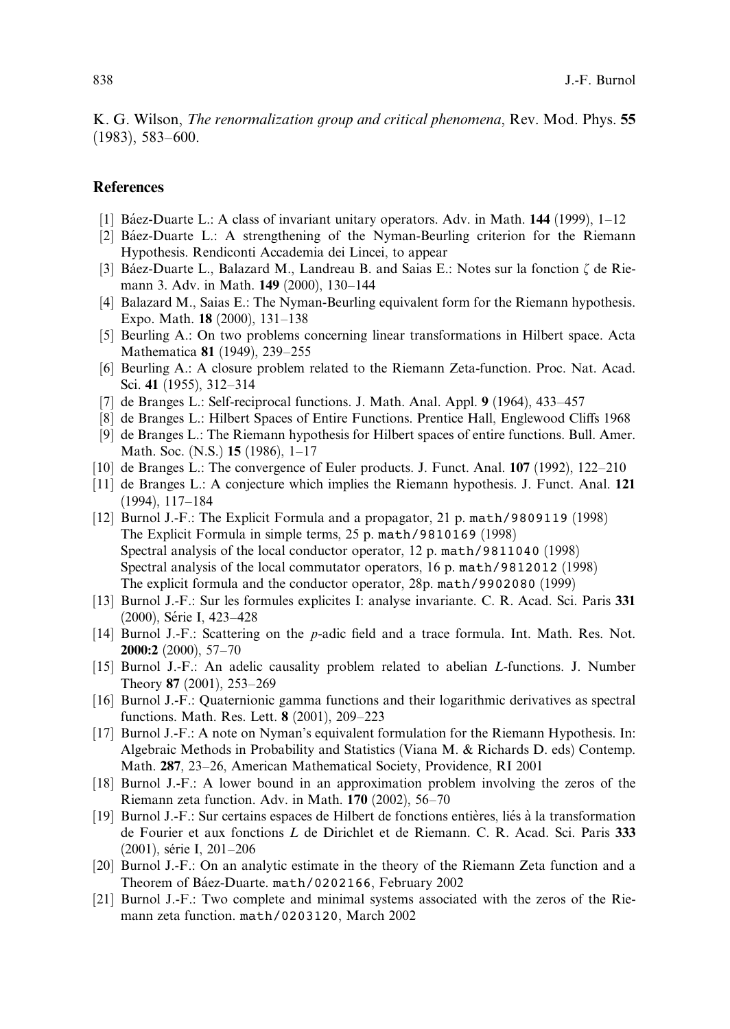K. G. Wilson, *The renormalization group and critical phenomena*, Rev. Mod. Phys. **55** (1983), 583–600.

## References

[1] Báez-Duarte L.: A class of invariant unitary operators. Adv. in Math. **144** (1999), 1–12

[2] Báez-Duarte L.: A strengthening of the Nyman-Beurling criterion for the Riemann Hypothesis. Rendiconti Accademia dei Lincei, to appear

[3] Báez-Duarte L., Balazard M., Landreau B. and Saias E.: Notes sur la fonction $\zeta$ de Riemann 3. Adv. in Math. **149** (2000), 130–144

[4] Balazard M., Saias E.: The Nyman-Beurling equivalent form for the Riemann hypothesis. Expo. Math. **18** (2000), 131–138

[5] Beurling A.: On two problems concerning linear transformations in Hilbert space. Acta Mathematica **81** (1949), 239–255

[6] Beurling A.: A closure problem related to the Riemann Zeta-function. Proc. Nat. Acad. Sci. **41** (1955), 312–314

[7] de Branges L.: Self-reciprocal functions. J. Math. Anal. Appl. **9** (1964), 433–457

[8] de Branges L.: Hilbert Spaces of Entire Functions. Prentice Hall, Englewood Cliffs 1968

[9] de Branges L.: The Riemann hypothesis for Hilbert spaces of entire functions. Bull. Amer. Math. Soc. (N.S.) **15** (1986), 1–17

[10] de Branges L.: The convergence of Euler products. J. Funct. Anal. **107** (1992), 122–210

[11] de Branges L.: A conjecture which implies the Riemann hypothesis. J. Funct. Anal. **121** (1994), 117–184

[12] Burnol J.-F.: The Explicit Formula and a propagator, 21 p. `math/9809119` (1998)
The Explicit Formula in simple terms, 25 p. `math/9810169` (1998)
Spectral analysis of the local conductor operator, 12 p. `math/9811040` (1998)
Spectral analysis of the local commutator operators, 16 p. `math/9812012` (1998)
The explicit formula and the conductor operator, 28p. `math/9902080` (1999)

[13] Burnol J.-F.: Sur les formules explicites I: analyse invariante. C. R. Acad. Sci. Paris **331** (2000), Série I, 423–428

[14] Burnol J.-F.: Scattering on the $p$-adic field and a trace formula. Int. Math. Res. Not. **2000:2** (2000), 57–70

[15] Burnol J.-F.: An adelic causality problem related to abelian $L$-functions. J. Number Theory **87** (2001), 253–269

[16] Burnol J.-F.: Quaternionic gamma functions and their logarithmic derivatives as spectral functions. Math. Res. Lett. **8** (2001), 209–223

[17] Burnol J.-F.: A note on Nyman's equivalent formulation for the Riemann Hypothesis. In: Algebraic Methods in Probability and Statistics (Viana M. & Richards D. eds) Contemp. Math. **287**, 23–26, American Mathematical Society, Providence, RI 2001

[18] Burnol J.-F.: A lower bound in an approximation problem involving the zeros of the Riemann zeta function. Adv. in Math. **170** (2002), 56–70

[19] Burnol J.-F.: Sur certains espaces de Hilbert de fonctions entières, liés à la transformation de Fourier et aux fonctions $L$ de Dirichlet et de Riemann. C. R. Acad. Sci. Paris **333** (2001), série I, 201–206

[20] Burnol J.-F.: On an analytic estimate in the theory of the Riemann Zeta function and a Theorem of Báez-Duarte. `math/0202166`, February 2002

[21] Burnol J.-F.: Two complete and minimal systems associated with the zeros of the Riemann zeta function. `math/0203120`, March 2002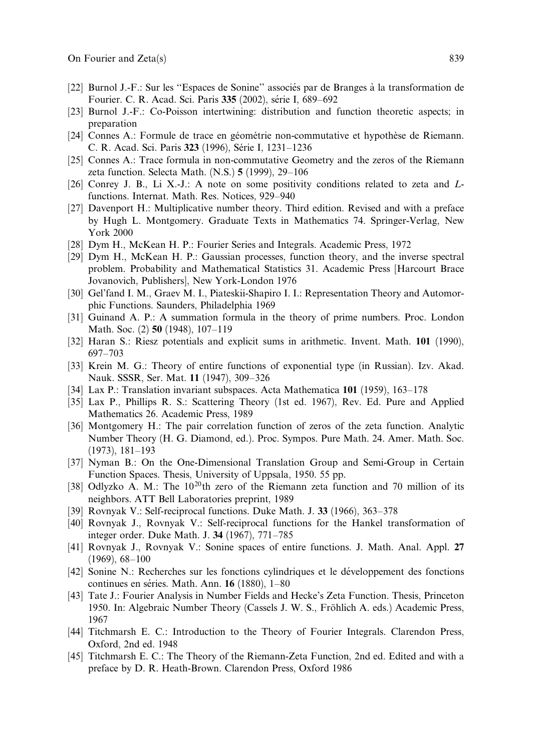[22] Burnol J.-F.: Sur les "Espaces de Sonine" associés par de Branges à la transformation de Fourier. C. R. Acad. Sci. Paris **335** (2002), série I, 689–692

[23] Burnol J.-F.: Co-Poisson intertwining: distribution and function theoretic aspects; in preparation

[24] Connes A.: Formule de trace en géométrie non-commutative et hypothèse de Riemann. C. R. Acad. Sci. Paris **323** (1996), Série I, 1231–1236

[25] Connes A.: Trace formula in non-commutative Geometry and the zeros of the Riemann zeta function. Selecta Math. (N.S.) **5** (1999), 29–106

[26] Conrey J. B., Li X.-J.: A note on some positivity conditions related to zeta and *L*-functions. Internat. Math. Res. Notices, 929–940

[27] Davenport H.: Multiplicative number theory. Third edition. Revised and with a preface by Hugh L. Montgomery. Graduate Texts in Mathematics 74. Springer-Verlag, New York 2000

[28] Dym H., McKean H. P.: Fourier Series and Integrals. Academic Press, 1972

[29] Dym H., McKean H. P.: Gaussian processes, function theory, and the inverse spectral problem. Probability and Mathematical Statistics 31. Academic Press [Harcourt Brace Jovanovich, Publishers], New York-London 1976

[30] Gel'fand I. M., Graev M. I., Piateskii-Shapiro I. I.: Representation Theory and Automorphic Functions. Saunders, Philadelphia 1969

[31] Guinand A. P.: A summation formula in the theory of prime numbers. Proc. London Math. Soc. (2) **50** (1948), 107–119

[32] Haran S.: Riesz potentials and explicit sums in arithmetic. Invent. Math. **101** (1990), 697–703

[33] Krein M. G.: Theory of entire functions of exponential type (in Russian). Izv. Akad. Nauk. SSSR, Ser. Mat. **11** (1947), 309–326

[34] Lax P.: Translation invariant subspaces. Acta Mathematica **101** (1959), 163–178

[35] Lax P., Phillips R. S.: Scattering Theory (1st ed. 1967), Rev. Ed. Pure and Applied Mathematics 26. Academic Press, 1989

[36] Montgomery H.: The pair correlation function of zeros of the zeta function. Analytic Number Theory (H. G. Diamond, ed.). Proc. Sympos. Pure Math. 24. Amer. Math. Soc. (1973), 181–193

[37] Nyman B.: On the One-Dimensional Translation Group and Semi-Group in Certain Function Spaces. Thesis, University of Uppsala, 1950. 55 pp.

[38] Odlyzko A. M.: The $10^{20}$th zero of the Riemann zeta function and 70 million of its neighbors. ATT Bell Laboratories preprint, 1989

[39] Rovnyak V.: Self-reciprocal functions. Duke Math. J. **33** (1966), 363–378

[40] Rovnyak J., Rovnyak V.: Self-reciprocal functions for the Hankel transformation of integer order. Duke Math. J. **34** (1967), 771–785

[41] Rovnyak J., Rovnyak V.: Sonine spaces of entire functions. J. Math. Anal. Appl. **27** (1969), 68–100

[42] Sonine N.: Recherches sur les fonctions cylindriques et le développement des fonctions continues en séries. Math. Ann. **16** (1880), 1–80

[43] Tate J.: Fourier Analysis in Number Fields and Hecke's Zeta Function. Thesis, Princeton 1950. In: Algebraic Number Theory (Cassels J. W. S., Fröhlich A. eds.) Academic Press, 1967

[44] Titchmarsh E. C.: Introduction to the Theory of Fourier Integrals. Clarendon Press, Oxford, 2nd ed. 1948

[45] Titchmarsh E. C.: The Theory of the Riemann-Zeta Function, 2nd ed. Edited and with a preface by D. R. Heath-Brown. Clarendon Press, Oxford 1986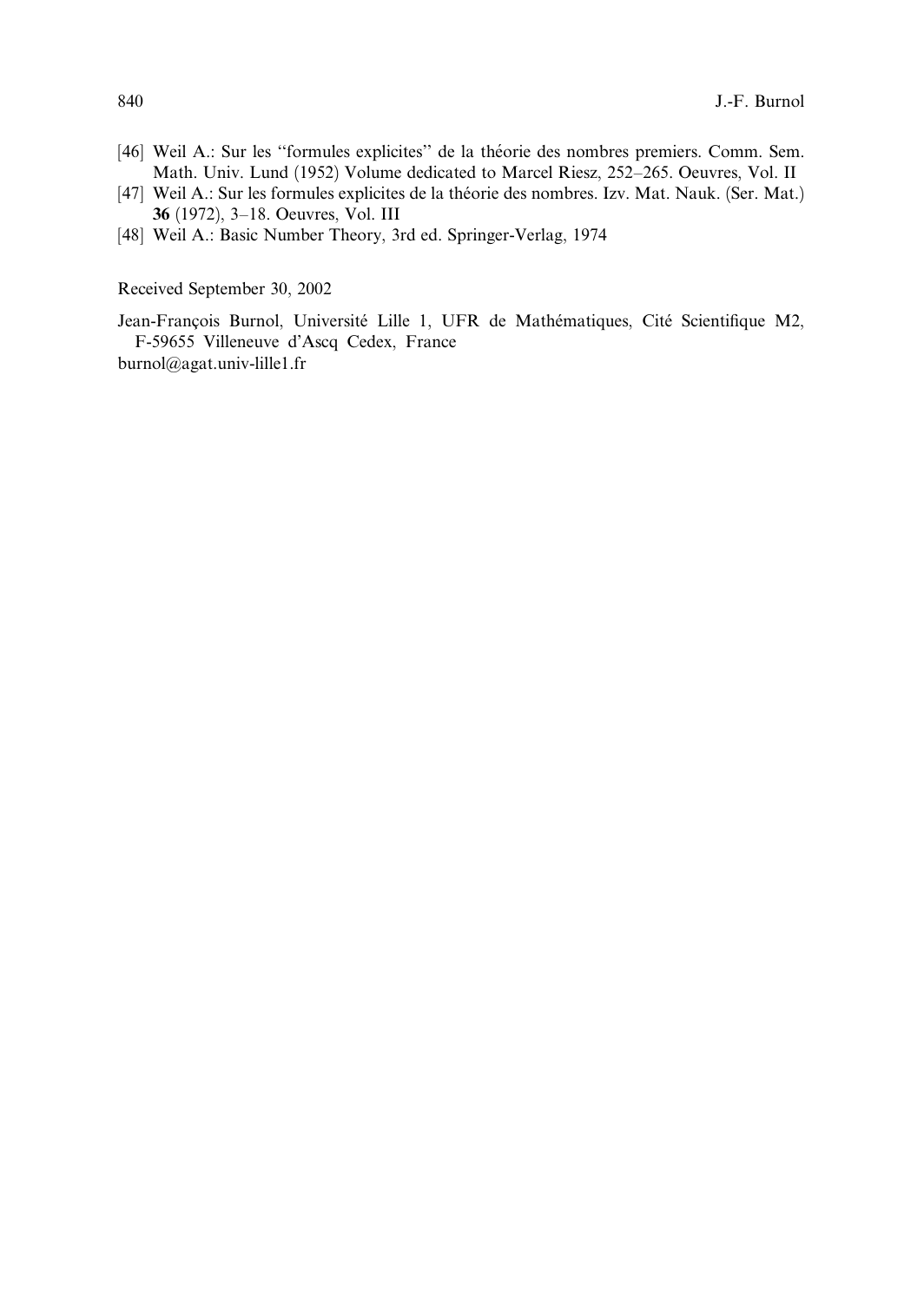[46] Weil A.: Sur les "formules explicites" de la théorie des nombres premiers. Comm. Sem. Math. Univ. Lund (1952) Volume dedicated to Marcel Riesz, 252–265. Oeuvres, Vol. II

[47] Weil A.: Sur les formules explicites de la théorie des nombres. Izv. Mat. Nauk. (Ser. Mat.) **36** (1972), 3–18. Oeuvres, Vol. III

[48] Weil A.: Basic Number Theory, 3rd ed. Springer-Verlag, 1974

Received September 30, 2002

Jean-François Burnol, Université Lille 1, UFR de Mathématiques, Cité Scientifique M2, F-59655 Villeneuve d'Ascq Cedex, France
burnol@agat.univ-lille1.fr